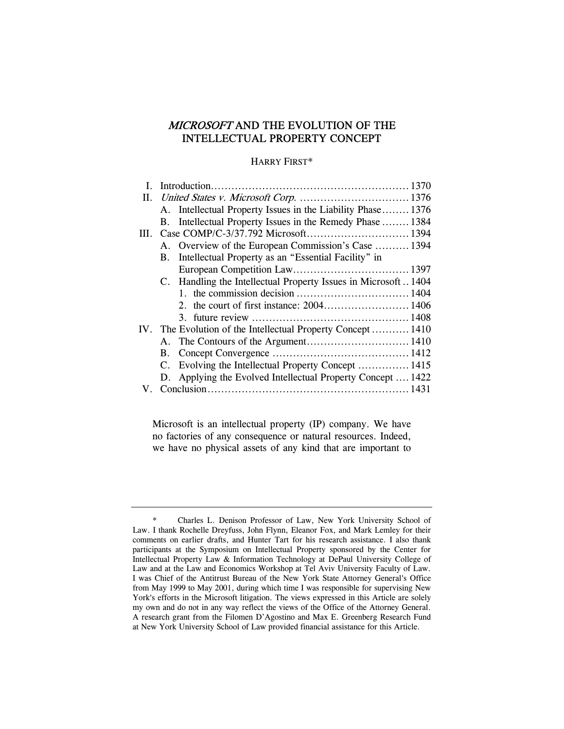# *MICROSOFT* AND THE EVOLUTION OF THE INTELLECTUAL PROPERTY CONCEPT

HARRY FIRST*

- I. Introduction ........................................................ 1370
- II. *United States v. Microsoft Corp.* ................................ 1376
  - A. Intellectual Property Issues in the Liability Phase ........ 1376
  - B. Intellectual Property Issues in the Remedy Phase ........ 1384
- III. Case COMP/C-3/37.792 Microsoft ............................ 1394
  - A. Overview of the European Commission's Case .......... 1394
  - B. Intellectual Property as an "Essential Facility" in European Competition Law ................................. 1397
  - C. Handling the Intellectual Property Issues in Microsoft .. 1404
    - 1. the commission decision ................................ 1404
    - 2. the court of first instance: 2004 ......................... 1406
    - 3. future review ............................................ 1408
- IV. The Evolution of the Intellectual Property Concept ........... 1410
  - A. The Contours of the Argument ............................. 1410
  - B. Concept Convergence ....................................... 1412
  - C. Evolving the Intellectual Property Concept ............... 1415
  - D. Applying the Evolved Intellectual Property Concept .... 1422
- V. Conclusion .......................................................... 1431

> Microsoft is an intellectual property (IP) company. We have no factories of any consequence or natural resources. Indeed, we have no physical assets of any kind that are important to

---

\* Charles L. Denison Professor of Law, New York University School of Law. I thank Rochelle Dreyfuss, John Flynn, Eleanor Fox, and Mark Lemley for their comments on earlier drafts, and Hunter Tart for his research assistance. I also thank participants at the Symposium on Intellectual Property sponsored by the Center for Intellectual Property Law & Information Technology at DePaul University College of Law and at the Law and Economics Workshop at Tel Aviv University Faculty of Law. I was Chief of the Antitrust Bureau of the New York State Attorney General's Office from May 1999 to May 2001, during which time I was responsible for supervising New York's efforts in the Microsoft litigation. The views expressed in this Article are solely my own and do not in any way reflect the views of the Office of the Attorney General. A research grant from the Filomen D'Agostino and Max E. Greenberg Research Fund at New York University School of Law provided financial assistance for this Article.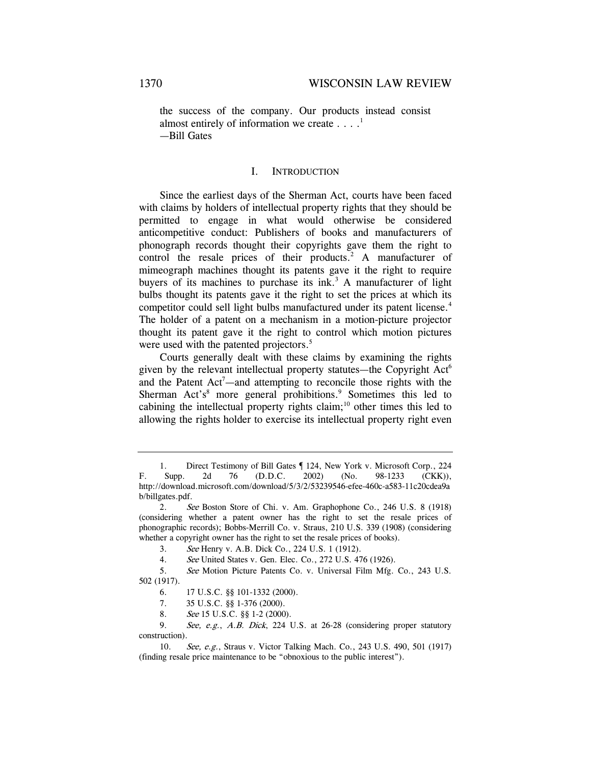the success of the company. Our products instead consist almost entirely of information we create . . . .[1]
—Bill Gates

## I. Introduction

Since the earliest days of the Sherman Act, courts have been faced with claims by holders of intellectual property rights that they should be permitted to engage in what would otherwise be considered anticompetitive conduct: Publishers of books and manufacturers of phonograph records thought their copyrights gave them the right to control the resale prices of their products.[2] A manufacturer of mimeograph machines thought its patents gave it the right to require buyers of its machines to purchase its ink.[3] A manufacturer of light bulbs thought its patents gave it the right to set the prices at which its competitor could sell light bulbs manufactured under its patent license.[4] The holder of a patent on a mechanism in a motion-picture projector thought its patent gave it the right to control which motion pictures were used with the patented projectors.[5]

Courts generally dealt with these claims by examining the rights given by the relevant intellectual property statutes—the Copyright Act[6] and the Patent Act[7]—and attempting to reconcile those rights with the Sherman Act's[8] more general prohibitions.[9] Sometimes this led to cabining the intellectual property rights claim;[10] other times this led to allowing the rights holder to exercise its intellectual property right even

---

1. Direct Testimony of Bill Gates ¶ 124, New York v. Microsoft Corp., 224 F. Supp. 2d 76 (D.D.C. 2002) (No. 98-1233 (CKK)), http://download.microsoft.com/download/5/3/2/53239546-efee-460c-a583-11c20cdea9ab/billgates.pdf.

2. *See* Boston Store of Chi. v. Am. Graphophone Co., 246 U.S. 8 (1918) (considering whether a patent owner has the right to set the resale prices of phonographic records); Bobbs-Merrill Co. v. Straus, 210 U.S. 339 (1908) (considering whether a copyright owner has the right to set the resale prices of books).

3. *See* Henry v. A.B. Dick Co., 224 U.S. 1 (1912).

4. *See* United States v. Gen. Elec. Co., 272 U.S. 476 (1926).

5. *See* Motion Picture Patents Co. v. Universal Film Mfg. Co., 243 U.S. 502 (1917).

6. 17 U.S.C. §§ 101-1332 (2000).

7. 35 U.S.C. §§ 1-376 (2000).

8. *See* 15 U.S.C. §§ 1-2 (2000).

9. *See, e.g.*, *A.B. Dick*, 224 U.S. at 26-28 (considering proper statutory construction).

10. *See, e.g.*, Straus v. Victor Talking Mach. Co., 243 U.S. 490, 501 (1917) (finding resale price maintenance to be "obnoxious to the public interest").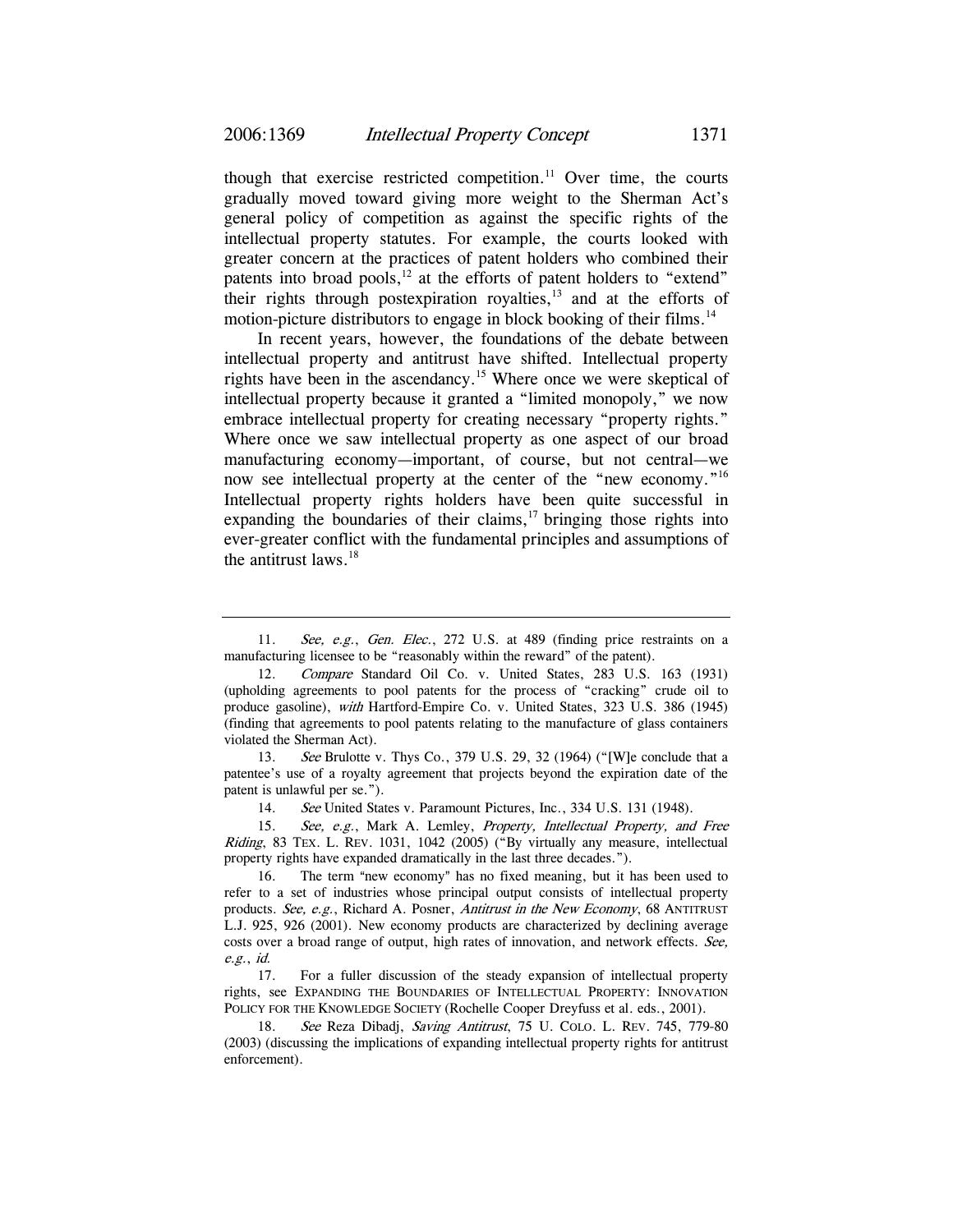though that exercise restricted competition.[11] Over time, the courts gradually moved toward giving more weight to the Sherman Act's general policy of competition as against the specific rights of the intellectual property statutes. For example, the courts looked with greater concern at the practices of patent holders who combined their patents into broad pools,[12] at the efforts of patent holders to "extend" their rights through postexpiration royalties,[13] and at the efforts of motion-picture distributors to engage in block booking of their films.[14]

In recent years, however, the foundations of the debate between intellectual property and antitrust have shifted. Intellectual property rights have been in the ascendancy.[15] Where once we were skeptical of intellectual property because it granted a "limited monopoly," we now embrace intellectual property for creating necessary "property rights." Where once we saw intellectual property as one aspect of our broad manufacturing economy—important, of course, but not central—we now see intellectual property at the center of the "new economy."[16] Intellectual property rights holders have been quite successful in expanding the boundaries of their claims,[17] bringing those rights into ever-greater conflict with the fundamental principles and assumptions of the antitrust laws.[18]

---

11. *See, e.g.*, *Gen. Elec.*, 272 U.S. at 489 (finding price restraints on a manufacturing licensee to be "reasonably within the reward" of the patent).

12. *Compare* Standard Oil Co. v. United States, 283 U.S. 163 (1931) (upholding agreements to pool patents for the process of "cracking" crude oil to produce gasoline), *with* Hartford-Empire Co. v. United States, 323 U.S. 386 (1945) (finding that agreements to pool patents relating to the manufacture of glass containers violated the Sherman Act).

13. *See* Brulotte v. Thys Co., 379 U.S. 29, 32 (1964) ("[W]e conclude that a patentee's use of a royalty agreement that projects beyond the expiration date of the patent is unlawful per se.").

14. *See* United States v. Paramount Pictures, Inc., 334 U.S. 131 (1948).

15. *See, e.g.*, Mark A. Lemley, *Property, Intellectual Property, and Free Riding*, 83 TEX. L. REV. 1031, 1042 (2005) ("By virtually any measure, intellectual property rights have expanded dramatically in the last three decades.").

16. The term "new economy" has no fixed meaning, but it has been used to refer to a set of industries whose principal output consists of intellectual property products. *See, e.g.*, Richard A. Posner, *Antitrust in the New Economy*, 68 ANTITRUST L.J. 925, 926 (2001). New economy products are characterized by declining average costs over a broad range of output, high rates of innovation, and network effects. *See, e.g.*, *id.*

17. For a fuller discussion of the steady expansion of intellectual property rights, see EXPANDING THE BOUNDARIES OF INTELLECTUAL PROPERTY: INNOVATION POLICY FOR THE KNOWLEDGE SOCIETY (Rochelle Cooper Dreyfuss et al. eds., 2001).

18. *See* Reza Dibadj, *Saving Antitrust*, 75 U. COLO. L. REV. 745, 779-80 (2003) (discussing the implications of expanding intellectual property rights for antitrust enforcement).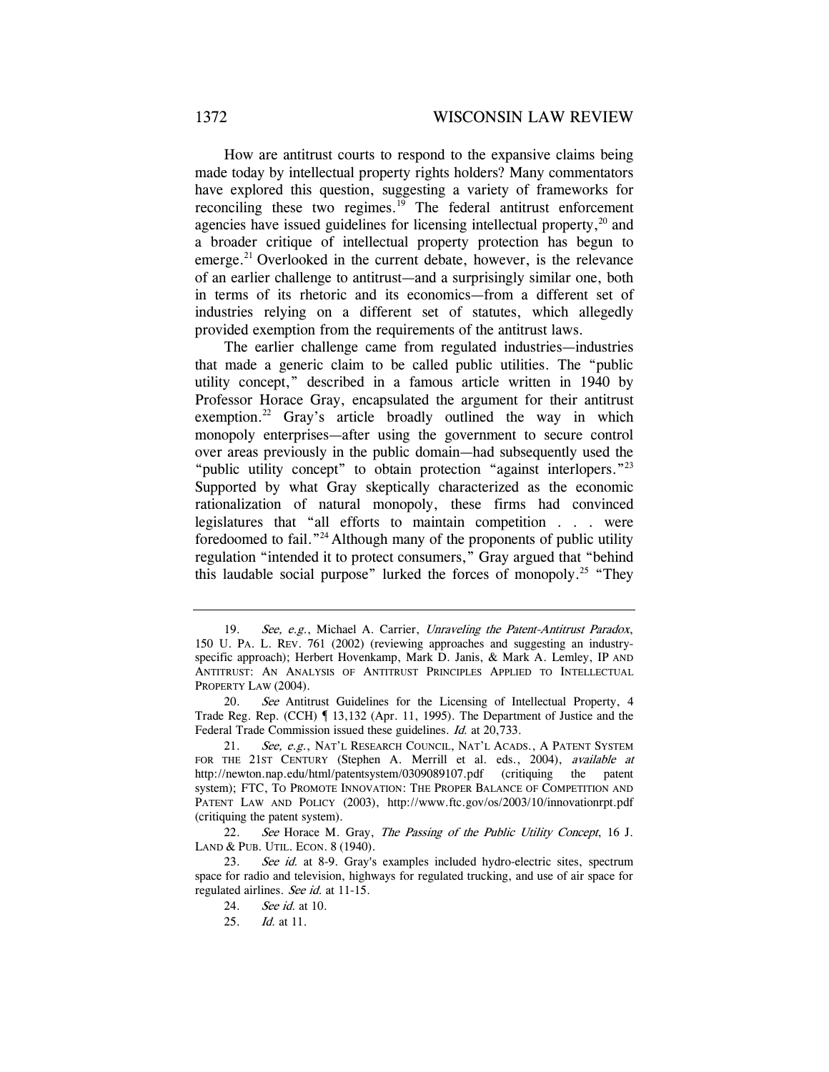How are antitrust courts to respond to the expansive claims being made today by intellectual property rights holders? Many commentators have explored this question, suggesting a variety of frameworks for reconciling these two regimes.[19] The federal antitrust enforcement agencies have issued guidelines for licensing intellectual property,[20] and a broader critique of intellectual property protection has begun to emerge.[21] Overlooked in the current debate, however, is the relevance of an earlier challenge to antitrust—and a surprisingly similar one, both in terms of its rhetoric and its economics—from a different set of industries relying on a different set of statutes, which allegedly provided exemption from the requirements of the antitrust laws.

The earlier challenge came from regulated industries—industries that made a generic claim to be called public utilities. The "public utility concept," described in a famous article written in 1940 by Professor Horace Gray, encapsulated the argument for their antitrust exemption.[22] Gray's article broadly outlined the way in which monopoly enterprises—after using the government to secure control over areas previously in the public domain—had subsequently used the "public utility concept" to obtain protection "against interlopers."[23] Supported by what Gray skeptically characterized as the economic rationalization of natural monopoly, these firms had convinced legislatures that "all efforts to maintain competition . . . were foredoomed to fail."[24] Although many of the proponents of public utility regulation "intended it to protect consumers," Gray argued that "behind this laudable social purpose" lurked the forces of monopoly.[25] "They

---

19. *See, e.g.*, Michael A. Carrier, *Unraveling the Patent-Antitrust Paradox*, 150 U. PA. L. REV. 761 (2002) (reviewing approaches and suggesting an industry-specific approach); Herbert Hovenkamp, Mark D. Janis, & Mark A. Lemley, IP AND ANTITRUST: AN ANALYSIS OF ANTITRUST PRINCIPLES APPLIED TO INTELLECTUAL PROPERTY LAW (2004).

20. *See* Antitrust Guidelines for the Licensing of Intellectual Property, 4 Trade Reg. Rep. (CCH) ¶ 13,132 (Apr. 11, 1995). The Department of Justice and the Federal Trade Commission issued these guidelines. *Id.* at 20,733.

21. *See, e.g.*, NAT'L RESEARCH COUNCIL, NAT'L ACADS., A PATENT SYSTEM FOR THE 21ST CENTURY (Stephen A. Merrill et al. eds., 2004), *available at* http://newton.nap.edu/html/patentsystem/0309089107.pdf (critiquing the patent system); FTC, TO PROMOTE INNOVATION: THE PROPER BALANCE OF COMPETITION AND PATENT LAW AND POLICY (2003), http://www.ftc.gov/os/2003/10/innovationrpt.pdf (critiquing the patent system).

22. *See* Horace M. Gray, *The Passing of the Public Utility Concept*, 16 J. LAND & PUB. UTIL. ECON. 8 (1940).

23. *See id.* at 8-9. Gray's examples included hydro-electric sites, spectrum space for radio and television, highways for regulated trucking, and use of air space for regulated airlines. *See id.* at 11-15.

24. *See id.* at 10.

25. *Id.* at 11.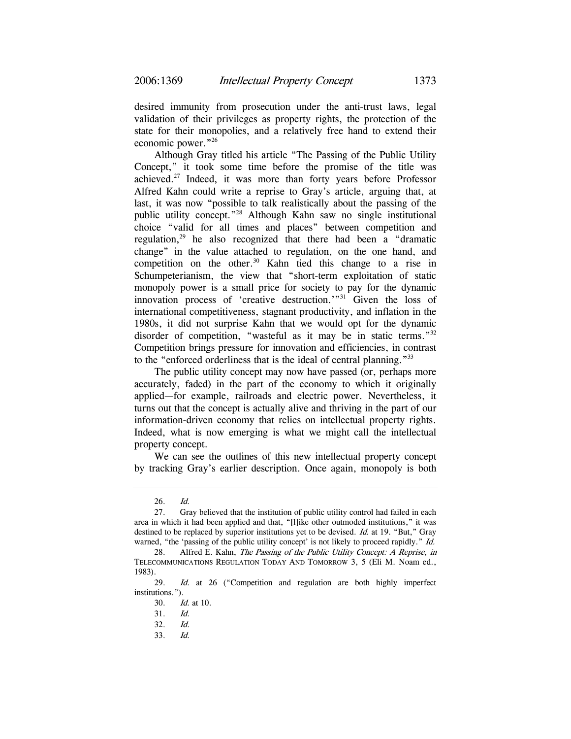desired immunity from prosecution under the anti-trust laws, legal validation of their privileges as property rights, the protection of the state for their monopolies, and a relatively free hand to extend their economic power."[26]

Although Gray titled his article "The Passing of the Public Utility Concept," it took some time before the promise of the title was achieved.[27] Indeed, it was more than forty years before Professor Alfred Kahn could write a reprise to Gray's article, arguing that, at last, it was now "possible to talk realistically about the passing of the public utility concept."[28] Although Kahn saw no single institutional choice "valid for all times and places" between competition and regulation,[29] he also recognized that there had been a "dramatic change" in the value attached to regulation, on the one hand, and competition on the other.[30] Kahn tied this change to a rise in Schumpeterianism, the view that "short-term exploitation of static monopoly power is a small price for society to pay for the dynamic innovation process of 'creative destruction.'"[31] Given the loss of international competitiveness, stagnant productivity, and inflation in the 1980s, it did not surprise Kahn that we would opt for the dynamic disorder of competition, "wasteful as it may be in static terms."[32] Competition brings pressure for innovation and efficiencies, in contrast to the "enforced orderliness that is the ideal of central planning."[33]

The public utility concept may now have passed (or, perhaps more accurately, faded) in the part of the economy to which it originally applied—for example, railroads and electric power. Nevertheless, it turns out that the concept is actually alive and thriving in the part of our information-driven economy that relies on intellectual property rights. Indeed, what is now emerging is what we might call the intellectual property concept.

We can see the outlines of this new intellectual property concept by tracking Gray's earlier description. Once again, monopoly is both

---

26. *Id.*

27. Gray believed that the institution of public utility control had failed in each area in which it had been applied and that, "[l]ike other outmoded institutions," it was destined to be replaced by superior institutions yet to be devised. *Id.* at 19. "But," Gray warned, "the 'passing of the public utility concept' is not likely to proceed rapidly." *Id.*

28. Alfred E. Kahn, *The Passing of the Public Utility Concept: A Reprise*, *in* TELECOMMUNICATIONS REGULATION TODAY AND TOMORROW 3, 5 (Eli M. Noam ed., 1983).

29. *Id.* at 26 ("Competition and regulation are both highly imperfect institutions.").

30. *Id.* at 10.

31. *Id.*

32. *Id.*

33. *Id.*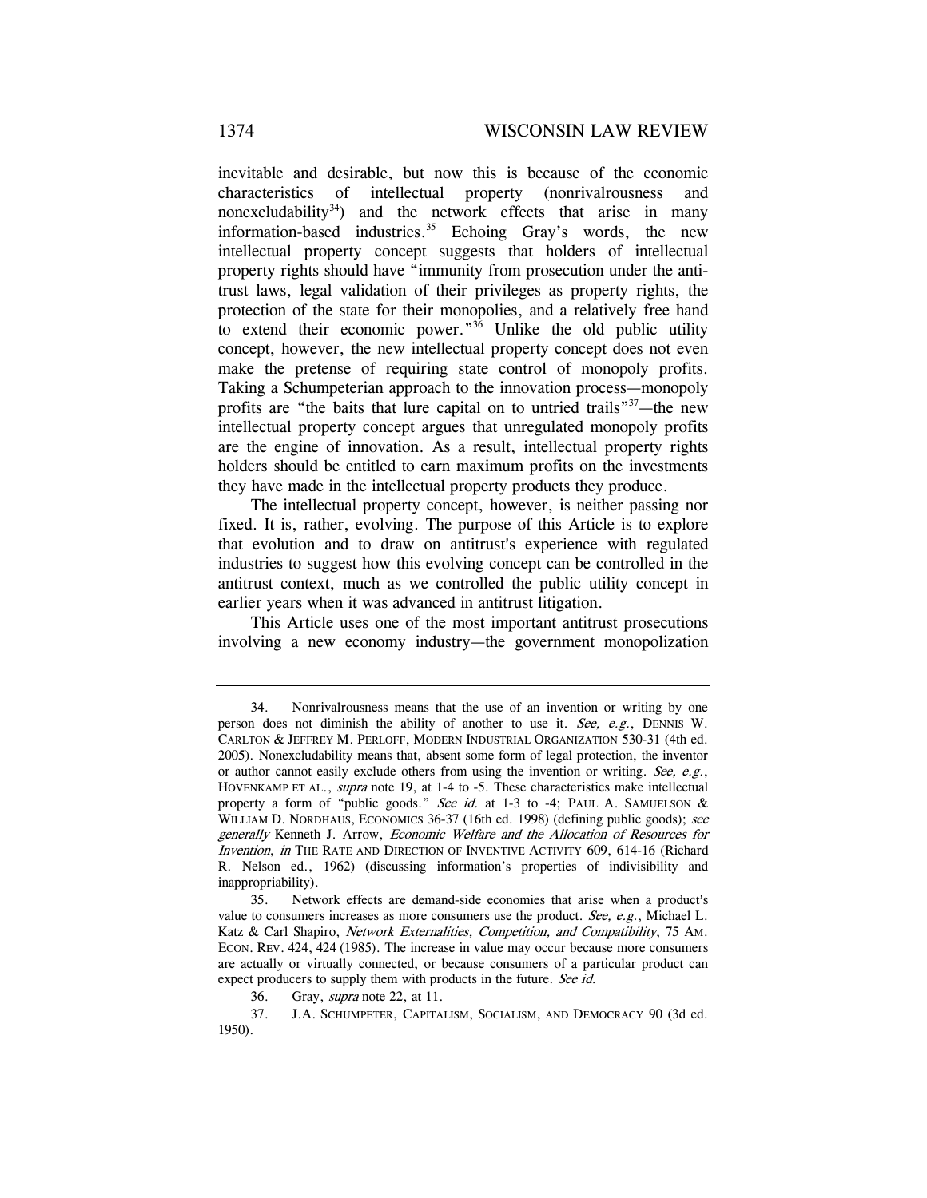inevitable and desirable, but now this is because of the economic characteristics of intellectual property (nonrivalrousness and nonexcludability[34]) and the network effects that arise in many information-based industries.[35] Echoing Gray's words, the new intellectual property concept suggests that holders of intellectual property rights should have "immunity from prosecution under the anti-trust laws, legal validation of their privileges as property rights, the protection of the state for their monopolies, and a relatively free hand to extend their economic power."[36] Unlike the old public utility concept, however, the new intellectual property concept does not even make the pretense of requiring state control of monopoly profits. Taking a Schumpeterian approach to the innovation process—monopoly profits are "the baits that lure capital on to untried trails"[37]—the new intellectual property concept argues that unregulated monopoly profits are the engine of innovation. As a result, intellectual property rights holders should be entitled to earn maximum profits on the investments they have made in the intellectual property products they produce.

The intellectual property concept, however, is neither passing nor fixed. It is, rather, evolving. The purpose of this Article is to explore that evolution and to draw on antitrust's experience with regulated industries to suggest how this evolving concept can be controlled in the antitrust context, much as we controlled the public utility concept in earlier years when it was advanced in antitrust litigation.

This Article uses one of the most important antitrust prosecutions involving a new economy industry—the government monopolization

---

34. Nonrivalrousness means that the use of an invention or writing by one person does not diminish the ability of another to use it. *See, e.g.*, DENNIS W. CARLTON & JEFFREY M. PERLOFF, MODERN INDUSTRIAL ORGANIZATION 530-31 (4th ed. 2005). Nonexcludability means that, absent some form of legal protection, the inventor or author cannot easily exclude others from using the invention or writing. *See, e.g.*, HOVENKAMP ET AL., *supra* note 19, at 1-4 to -5. These characteristics make intellectual property a form of "public goods." *See id.* at 1-3 to -4; PAUL A. SAMUELSON & WILLIAM D. NORDHAUS, ECONOMICS 36-37 (16th ed. 1998) (defining public goods); *see generally* Kenneth J. Arrow, *Economic Welfare and the Allocation of Resources for Invention*, *in* THE RATE AND DIRECTION OF INVENTIVE ACTIVITY 609, 614-16 (Richard R. Nelson ed., 1962) (discussing information's properties of indivisibility and inappropriability).

35. Network effects are demand-side economies that arise when a product's value to consumers increases as more consumers use the product. *See, e.g.*, Michael L. Katz & Carl Shapiro, *Network Externalities, Competition, and Compatibility*, 75 AM. ECON. REV. 424, 424 (1985). The increase in value may occur because more consumers are actually or virtually connected, or because consumers of a particular product can expect producers to supply them with products in the future. *See id.*

36. Gray, *supra* note 22, at 11.

37. J.A. SCHUMPETER, CAPITALISM, SOCIALISM, AND DEMOCRACY 90 (3d ed. 1950).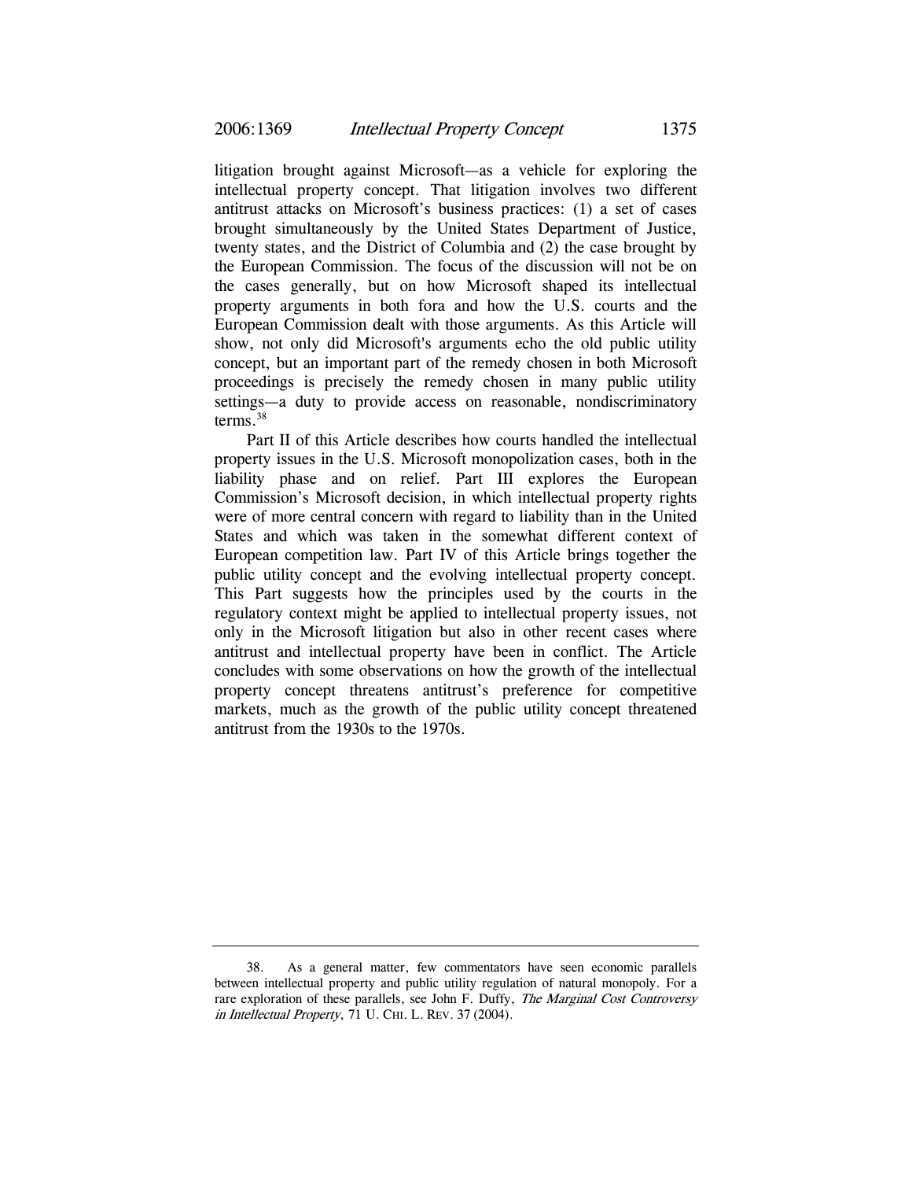litigation brought against Microsoft—as a vehicle for exploring the intellectual property concept. That litigation involves two different antitrust attacks on Microsoft's business practices: (1) a set of cases brought simultaneously by the United States Department of Justice, twenty states, and the District of Columbia and (2) the case brought by the European Commission. The focus of the discussion will not be on the cases generally, but on how Microsoft shaped its intellectual property arguments in both fora and how the U.S. courts and the European Commission dealt with those arguments. As this Article will show, not only did Microsoft's arguments echo the old public utility concept, but an important part of the remedy chosen in both Microsoft proceedings is precisely the remedy chosen in many public utility settings—a duty to provide access on reasonable, nondiscriminatory terms.[38]

Part II of this Article describes how courts handled the intellectual property issues in the U.S. Microsoft monopolization cases, both in the liability phase and on relief. Part III explores the European Commission's Microsoft decision, in which intellectual property rights were of more central concern with regard to liability than in the United States and which was taken in the somewhat different context of European competition law. Part IV of this Article brings together the public utility concept and the evolving intellectual property concept. This Part suggests how the principles used by the courts in the regulatory context might be applied to intellectual property issues, not only in the Microsoft litigation but also in other recent cases where antitrust and intellectual property have been in conflict. The Article concludes with some observations on how the growth of the intellectual property concept threatens antitrust's preference for competitive markets, much as the growth of the public utility concept threatened antitrust from the 1930s to the 1970s.

---

38. As a general matter, few commentators have seen economic parallels between intellectual property and public utility regulation of natural monopoly. For a rare exploration of these parallels, see John F. Duffy, *The Marginal Cost Controversy in Intellectual Property*, 71 U. CHI. L. REV. 37 (2004).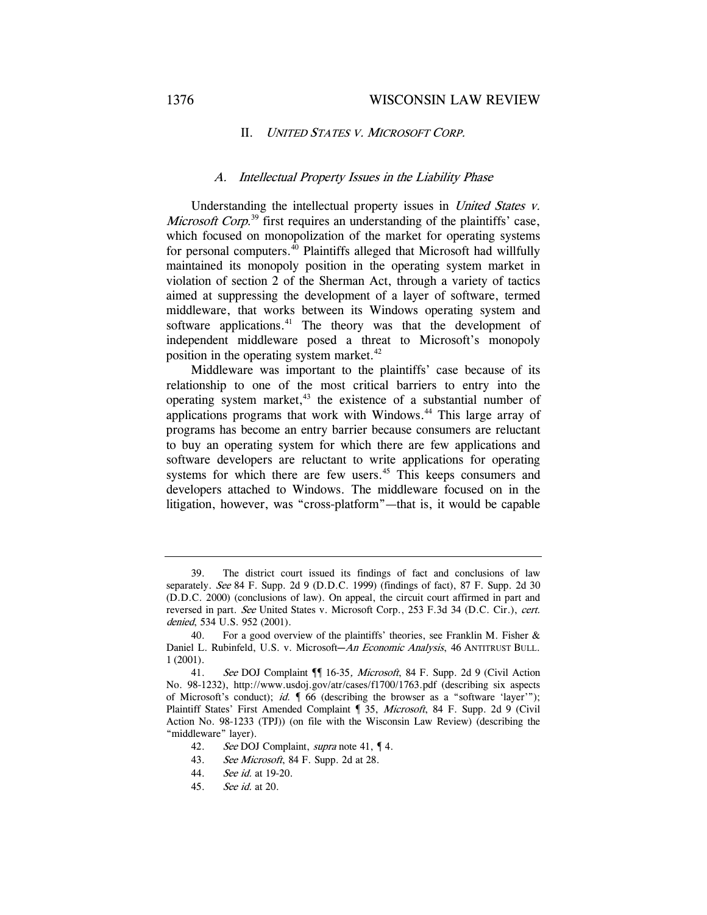## II. *UNITED STATES V. MICROSOFT CORP.*

### *A. Intellectual Property Issues in the Liability Phase*

Understanding the intellectual property issues in *United States v. Microsoft Corp.*[39] first requires an understanding of the plaintiffs' case, which focused on monopolization of the market for operating systems for personal computers.[40] Plaintiffs alleged that Microsoft had willfully maintained its monopoly position in the operating system market in violation of section 2 of the Sherman Act, through a variety of tactics aimed at suppressing the development of a layer of software, termed middleware, that works between its Windows operating system and software applications.[41] The theory was that the development of independent middleware posed a threat to Microsoft's monopoly position in the operating system market.[42]

Middleware was important to the plaintiffs' case because of its relationship to one of the most critical barriers to entry into the operating system market,[43] the existence of a substantial number of applications programs that work with Windows.[44] This large array of programs has become an entry barrier because consumers are reluctant to buy an operating system for which there are few applications and software developers are reluctant to write applications for operating systems for which there are few users.[45] This keeps consumers and developers attached to Windows. The middleware focused on in the litigation, however, was "cross-platform"—that is, it would be capable

---

39. The district court issued its findings of fact and conclusions of law separately. *See* 84 F. Supp. 2d 9 (D.D.C. 1999) (findings of fact), 87 F. Supp. 2d 30 (D.D.C. 2000) (conclusions of law). On appeal, the circuit court affirmed in part and reversed in part. *See* United States v. Microsoft Corp., 253 F.3d 34 (D.C. Cir.), *cert. denied*, 534 U.S. 952 (2001).

40. For a good overview of the plaintiffs' theories, see Franklin M. Fisher & Daniel L. Rubinfeld, U.S. v. Microsoft—*An Economic Analysis*, 46 ANTITRUST BULL. 1 (2001).

41. *See* DOJ Complaint ¶¶ 16-35, *Microsoft*, 84 F. Supp. 2d 9 (Civil Action No. 98-1232), http://www.usdoj.gov/atr/cases/f1700/1763.pdf (describing six aspects of Microsoft's conduct); *id.* ¶ 66 (describing the browser as a "software 'layer'"); Plaintiff States' First Amended Complaint ¶ 35, *Microsoft*, 84 F. Supp. 2d 9 (Civil Action No. 98-1233 (TPJ)) (on file with the Wisconsin Law Review) (describing the "middleware" layer).

42. *See* DOJ Complaint, *supra* note 41, ¶ 4.

43. *See Microsoft*, 84 F. Supp. 2d at 28.

44. *See id.* at 19-20.

45. *See id.* at 20.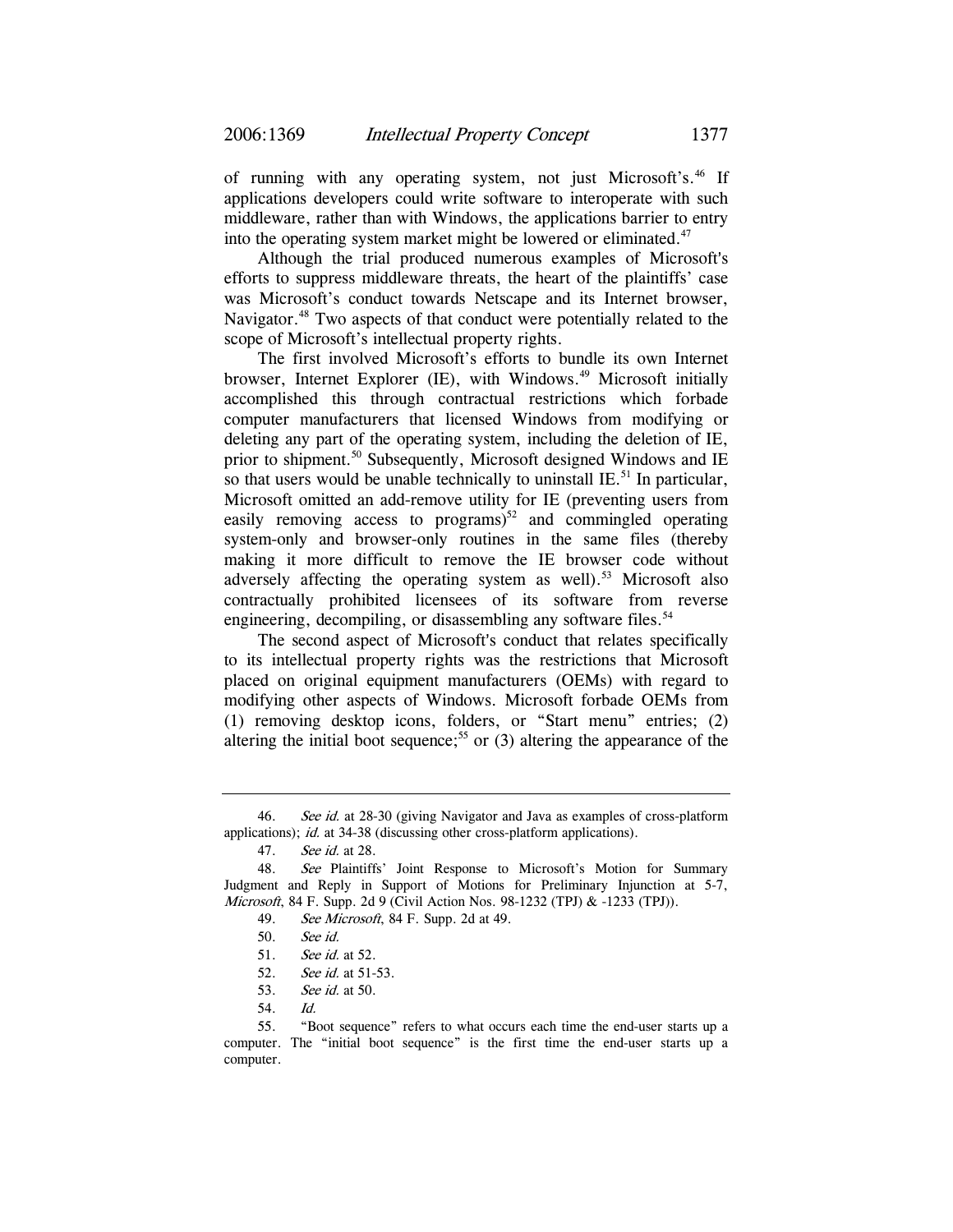of running with any operating system, not just Microsoft's.[46] If applications developers could write software to interoperate with such middleware, rather than with Windows, the applications barrier to entry into the operating system market might be lowered or eliminated.[47]

Although the trial produced numerous examples of Microsoft's efforts to suppress middleware threats, the heart of the plaintiffs' case was Microsoft's conduct towards Netscape and its Internet browser, Navigator.[48] Two aspects of that conduct were potentially related to the scope of Microsoft's intellectual property rights.

The first involved Microsoft's efforts to bundle its own Internet browser, Internet Explorer (IE), with Windows.[49] Microsoft initially accomplished this through contractual restrictions which forbade computer manufacturers that licensed Windows from modifying or deleting any part of the operating system, including the deletion of IE, prior to shipment.[50] Subsequently, Microsoft designed Windows and IE so that users would be unable technically to uninstall IE.[51] In particular, Microsoft omitted an add-remove utility for IE (preventing users from easily removing access to programs)[52] and commingled operating system-only and browser-only routines in the same files (thereby making it more difficult to remove the IE browser code without adversely affecting the operating system as well).[53] Microsoft also contractually prohibited licensees of its software from reverse engineering, decompiling, or disassembling any software files.[54]

The second aspect of Microsoft's conduct that relates specifically to its intellectual property rights was the restrictions that Microsoft placed on original equipment manufacturers (OEMs) with regard to modifying other aspects of Windows. Microsoft forbade OEMs from (1) removing desktop icons, folders, or "Start menu" entries; (2) altering the initial boot sequence;[55] or (3) altering the appearance of the

---

46. *See id.* at 28-30 (giving Navigator and Java as examples of cross-platform applications); *id.* at 34-38 (discussing other cross-platform applications).

47. *See id.* at 28.

48. *See* Plaintiffs' Joint Response to Microsoft's Motion for Summary Judgment and Reply in Support of Motions for Preliminary Injunction at 5-7, *Microsoft*, 84 F. Supp. 2d 9 (Civil Action Nos. 98-1232 (TPJ) & -1233 (TPJ)).

49. *See Microsoft*, 84 F. Supp. 2d at 49.

50. *See id.*

51. *See id.* at 52.

52. *See id.* at 51-53.

53. *See id.* at 50.

54. *Id.*

55. "Boot sequence" refers to what occurs each time the end-user starts up a computer. The "initial boot sequence" is the first time the end-user starts up a computer.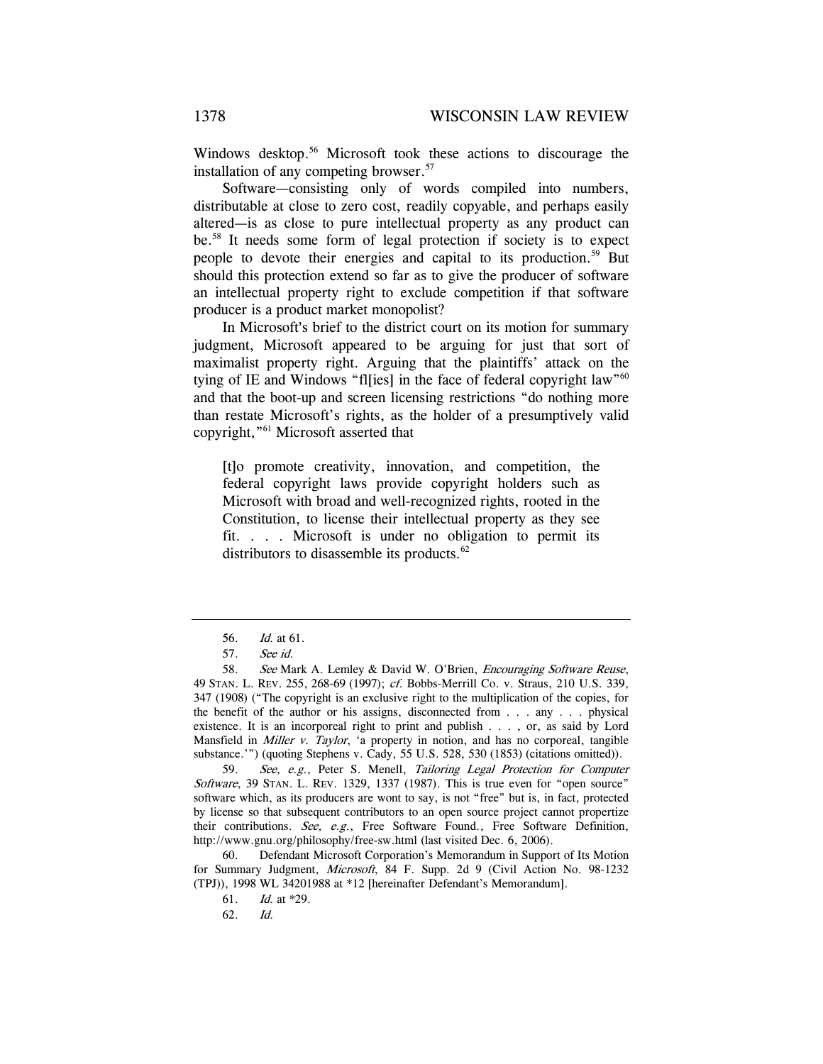Windows desktop.[56] Microsoft took these actions to discourage the installation of any competing browser.[57]

Software—consisting only of words compiled into numbers, distributable at close to zero cost, readily copyable, and perhaps easily altered—is as close to pure intellectual property as any product can be.[58] It needs some form of legal protection if society is to expect people to devote their energies and capital to its production.[59] But should this protection extend so far as to give the producer of software an intellectual property right to exclude competition if that software producer is a product market monopolist?

In Microsoft's brief to the district court on its motion for summary judgment, Microsoft appeared to be arguing for just that sort of maximalist property right. Arguing that the plaintiffs' attack on the tying of IE and Windows "fl[ies] in the face of federal copyright law"[60] and that the boot-up and screen licensing restrictions "do nothing more than restate Microsoft's rights, as the holder of a presumptively valid copyright,"[61] Microsoft asserted that

> [t]o promote creativity, innovation, and competition, the federal copyright laws provide copyright holders such as Microsoft with broad and well-recognized rights, rooted in the Constitution, to license their intellectual property as they see fit. . . . Microsoft is under no obligation to permit its distributors to disassemble its products.[62]

---

56. *Id.* at 61.

57. *See id.*

58. *See* Mark A. Lemley & David W. O'Brien, *Encouraging Software Reuse*, 49 STAN. L. REV. 255, 268-69 (1997); *cf.* Bobbs-Merrill Co. v. Straus, 210 U.S. 339, 347 (1908) ("The copyright is an exclusive right to the multiplication of the copies, for the benefit of the author or his assigns, disconnected from . . . any . . . physical existence. It is an incorporeal right to print and publish . . . , or, as said by Lord Mansfield in *Miller v. Taylor*, 'a property in notion, and has no corporeal, tangible substance.'") (quoting Stephens v. Cady, 55 U.S. 528, 530 (1853) (citations omitted)).

59. *See, e.g.,* Peter S. Menell, *Tailoring Legal Protection for Computer Software*, 39 STAN. L. REV. 1329, 1337 (1987). This is true even for "open source" software which, as its producers are wont to say, is not "free" but is, in fact, protected by license so that subsequent contributors to an open source project cannot propertize their contributions. *See, e.g.*, Free Software Found., Free Software Definition, http://www.gnu.org/philosophy/free-sw.html (last visited Dec. 6, 2006).

60. Defendant Microsoft Corporation's Memorandum in Support of Its Motion for Summary Judgment, *Microsoft*, 84 F. Supp. 2d 9 (Civil Action No. 98-1232 (TPJ)), 1998 WL 34201988 at *12 [hereinafter Defendant's Memorandum].

61. *Id.* at *29.

62. *Id.*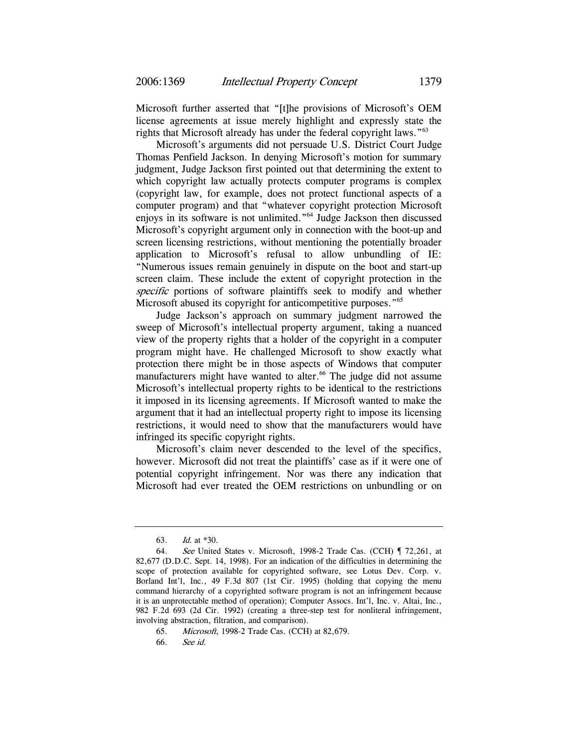Microsoft further asserted that "[t]he provisions of Microsoft's OEM license agreements at issue merely highlight and expressly state the rights that Microsoft already has under the federal copyright laws."[63]

Microsoft's arguments did not persuade U.S. District Court Judge Thomas Penfield Jackson. In denying Microsoft's motion for summary judgment, Judge Jackson first pointed out that determining the extent to which copyright law actually protects computer programs is complex (copyright law, for example, does not protect functional aspects of a computer program) and that "whatever copyright protection Microsoft enjoys in its software is not unlimited."[64] Judge Jackson then discussed Microsoft's copyright argument only in connection with the boot-up and screen licensing restrictions, without mentioning the potentially broader application to Microsoft's refusal to allow unbundling of IE: "Numerous issues remain genuinely in dispute on the boot and start-up screen claim. These include the extent of copyright protection in the *specific* portions of software plaintiffs seek to modify and whether Microsoft abused its copyright for anticompetitive purposes."[65]

Judge Jackson's approach on summary judgment narrowed the sweep of Microsoft's intellectual property argument, taking a nuanced view of the property rights that a holder of the copyright in a computer program might have. He challenged Microsoft to show exactly what protection there might be in those aspects of Windows that computer manufacturers might have wanted to alter.[66] The judge did not assume Microsoft's intellectual property rights to be identical to the restrictions it imposed in its licensing agreements. If Microsoft wanted to make the argument that it had an intellectual property right to impose its licensing restrictions, it would need to show that the manufacturers would have infringed its specific copyright rights.

Microsoft's claim never descended to the level of the specifics, however. Microsoft did not treat the plaintiffs' case as if it were one of potential copyright infringement. Nor was there any indication that Microsoft had ever treated the OEM restrictions on unbundling or on

---

63. *Id.* at *30.

64. *See* United States v. Microsoft, 1998-2 Trade Cas. (CCH) ¶ 72,261, at 82,677 (D.D.C. Sept. 14, 1998). For an indication of the difficulties in determining the scope of protection available for copyrighted software, see Lotus Dev. Corp. v. Borland Int'l, Inc., 49 F.3d 807 (1st Cir. 1995) (holding that copying the menu command hierarchy of a copyrighted software program is not an infringement because it is an unprotectable method of operation); Computer Assocs. Int'l, Inc. v. Altai, Inc., 982 F.2d 693 (2d Cir. 1992) (creating a three-step test for nonliteral infringement, involving abstraction, filtration, and comparison).

65. *Microsoft*, 1998-2 Trade Cas. (CCH) at 82,679.

66. *See id.*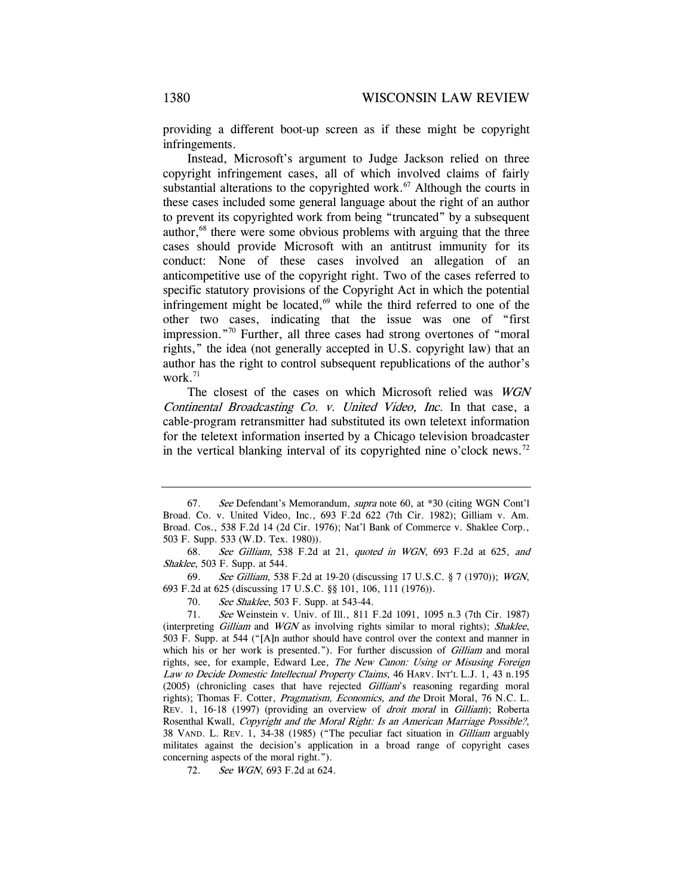providing a different boot-up screen as if these might be copyright infringements.

Instead, Microsoft's argument to Judge Jackson relied on three copyright infringement cases, all of which involved claims of fairly substantial alterations to the copyrighted work.[67] Although the courts in these cases included some general language about the right of an author to prevent its copyrighted work from being "truncated" by a subsequent author,[68] there were some obvious problems with arguing that the three cases should provide Microsoft with an antitrust immunity for its conduct: None of these cases involved an allegation of an anticompetitive use of the copyright right. Two of the cases referred to specific statutory provisions of the Copyright Act in which the potential infringement might be located,[69] while the third referred to one of the other two cases, indicating that the issue was one of "first impression."[70] Further, all three cases had strong overtones of "moral rights," the idea (not generally accepted in U.S. copyright law) that an author has the right to control subsequent republications of the author's work.[71]

The closest of the cases on which Microsoft relied was *WGN Continental Broadcasting Co. v. United Video, Inc.* In that case, a cable-program retransmitter had substituted its own teletext information for the teletext information inserted by a Chicago television broadcaster in the vertical blanking interval of its copyrighted nine o'clock news.[72]

---

67. *See* Defendant's Memorandum, *supra* note 60, at *30 (citing WGN Cont'l Broad. Co. v. United Video, Inc., 693 F.2d 622 (7th Cir. 1982); Gilliam v. Am. Broad. Cos., 538 F.2d 14 (2d Cir. 1976); Nat'l Bank of Commerce v. Shaklee Corp., 503 F. Supp. 533 (W.D. Tex. 1980)).

68. *See Gilliam*, 538 F.2d at 21, *quoted in WGN*, 693 F.2d at 625, *and Shaklee*, 503 F. Supp. at 544.

69. *See Gilliam*, 538 F.2d at 19-20 (discussing 17 U.S.C. § 7 (1970)); *WGN*, 693 F.2d at 625 (discussing 17 U.S.C. §§ 101, 106, 111 (1976)).

70. *See Shaklee*, 503 F. Supp. at 543-44.

71. *See* Weinstein v. Univ. of Ill., 811 F.2d 1091, 1095 n.3 (7th Cir. 1987) (interpreting *Gilliam* and *WGN* as involving rights similar to moral rights); *Shaklee*, 503 F. Supp. at 544 ("[A]n author should have control over the context and manner in which his or her work is presented."). For further discussion of *Gilliam* and moral rights, see, for example, Edward Lee, *The New Canon: Using or Misusing Foreign Law to Decide Domestic Intellectual Property Claims*, 46 HARV. INT'L L.J. 1, 43 n.195 (2005) (chronicling cases that have rejected *Gilliam*'s reasoning regarding moral rights); Thomas F. Cotter, *Pragmatism, Economics, and the* Droit Moral, 76 N.C. L. REV. 1, 16-18 (1997) (providing an overview of *droit moral* in *Gilliam*); Roberta Rosenthal Kwall, *Copyright and the Moral Right: Is an American Marriage Possible?*, 38 VAND. L. REV. 1, 34-38 (1985) ("The peculiar fact situation in *Gilliam* arguably militates against the decision's application in a broad range of copyright cases concerning aspects of the moral right.").

72. *See WGN*, 693 F.2d at 624.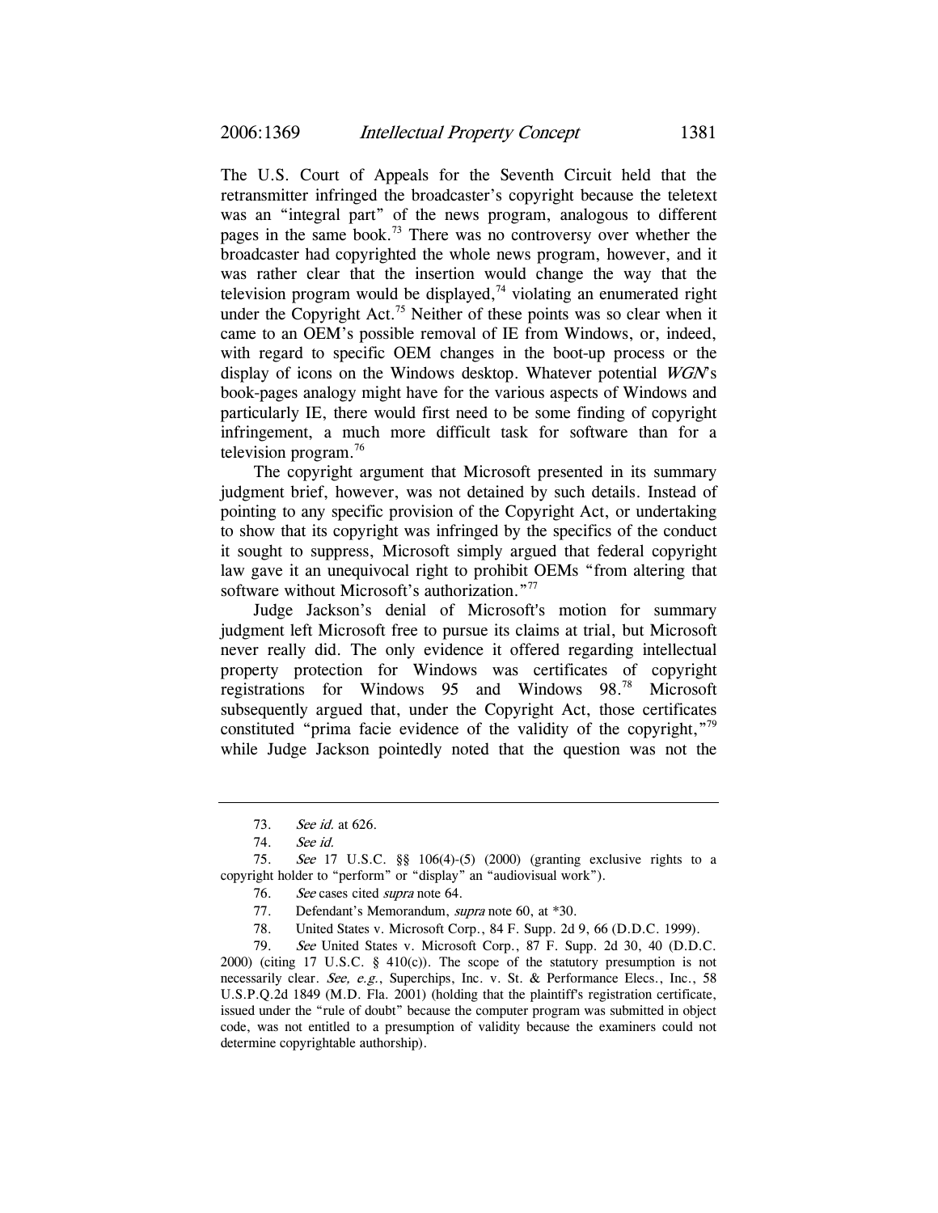The U.S. Court of Appeals for the Seventh Circuit held that the retransmitter infringed the broadcaster's copyright because the teletext was an "integral part" of the news program, analogous to different pages in the same book.[73] There was no controversy over whether the broadcaster had copyrighted the whole news program, however, and it was rather clear that the insertion would change the way that the television program would be displayed,[74] violating an enumerated right under the Copyright Act.[75] Neither of these points was so clear when it came to an OEM's possible removal of IE from Windows, or, indeed, with regard to specific OEM changes in the boot-up process or the display of icons on the Windows desktop. Whatever potential *WGN*'s book-pages analogy might have for the various aspects of Windows and particularly IE, there would first need to be some finding of copyright infringement, a much more difficult task for software than for a television program.[76]

The copyright argument that Microsoft presented in its summary judgment brief, however, was not detained by such details. Instead of pointing to any specific provision of the Copyright Act, or undertaking to show that its copyright was infringed by the specifics of the conduct it sought to suppress, Microsoft simply argued that federal copyright law gave it an unequivocal right to prohibit OEMs "from altering that software without Microsoft's authorization."[77]

Judge Jackson's denial of Microsoft's motion for summary judgment left Microsoft free to pursue its claims at trial, but Microsoft never really did. The only evidence it offered regarding intellectual property protection for Windows was certificates of copyright registrations for Windows 95 and Windows 98.[78] Microsoft subsequently argued that, under the Copyright Act, those certificates constituted "prima facie evidence of the validity of the copyright,"[79] while Judge Jackson pointedly noted that the question was not the

---

73. *See id.* at 626.

74. *See id.*

75. *See* 17 U.S.C. §§ 106(4)-(5) (2000) (granting exclusive rights to a copyright holder to "perform" or "display" an "audiovisual work").

76. *See* cases cited *supra* note 64.

77. Defendant's Memorandum, *supra* note 60, at *30.

78. United States v. Microsoft Corp., 84 F. Supp. 2d 9, 66 (D.D.C. 1999).

79. *See* United States v. Microsoft Corp., 87 F. Supp. 2d 30, 40 (D.D.C. 2000) (citing 17 U.S.C. § 410(c)). The scope of the statutory presumption is not necessarily clear. *See, e.g.*, Superchips, Inc. v. St. & Performance Elecs., Inc., 58 U.S.P.Q.2d 1849 (M.D. Fla. 2001) (holding that the plaintiff's registration certificate, issued under the "rule of doubt" because the computer program was submitted in object code, was not entitled to a presumption of validity because the examiners could not determine copyrightable authorship).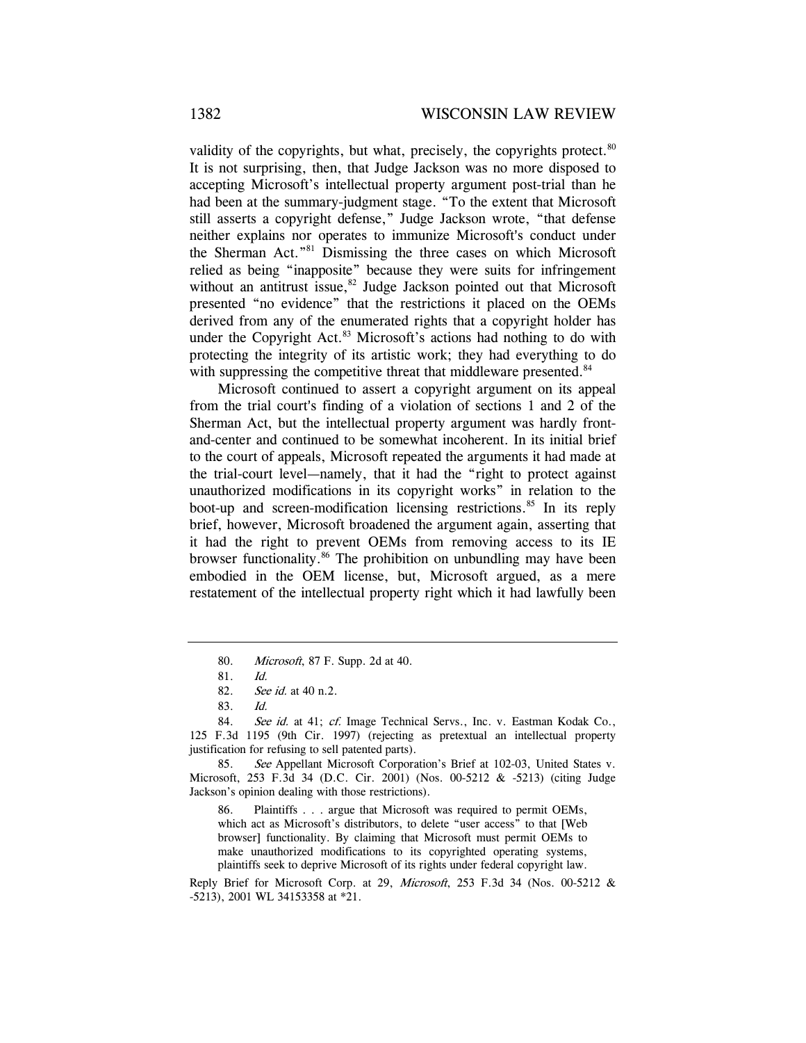validity of the copyrights, but what, precisely, the copyrights protect.[80] It is not surprising, then, that Judge Jackson was no more disposed to accepting Microsoft's intellectual property argument post-trial than he had been at the summary-judgment stage. "To the extent that Microsoft still asserts a copyright defense," Judge Jackson wrote, "that defense neither explains nor operates to immunize Microsoft's conduct under the Sherman Act."[81] Dismissing the three cases on which Microsoft relied as being "inapposite" because they were suits for infringement without an antitrust issue,[82] Judge Jackson pointed out that Microsoft presented "no evidence" that the restrictions it placed on the OEMs derived from any of the enumerated rights that a copyright holder has under the Copyright Act.[83] Microsoft's actions had nothing to do with protecting the integrity of its artistic work; they had everything to do with suppressing the competitive threat that middleware presented.[84]

Microsoft continued to assert a copyright argument on its appeal from the trial court's finding of a violation of sections 1 and 2 of the Sherman Act, but the intellectual property argument was hardly front-and-center and continued to be somewhat incoherent. In its initial brief to the court of appeals, Microsoft repeated the arguments it had made at the trial-court level—namely, that it had the "right to protect against unauthorized modifications in its copyright works" in relation to the boot-up and screen-modification licensing restrictions.[85] In its reply brief, however, Microsoft broadened the argument again, asserting that it had the right to prevent OEMs from removing access to its IE browser functionality.[86] The prohibition on unbundling may have been embodied in the OEM license, but, Microsoft argued, as a mere restatement of the intellectual property right which it had lawfully been

---

80. *Microsoft*, 87 F. Supp. 2d at 40.

81. *Id.*

82. *See id.* at 40 n.2.

83. *Id.*

84. *See id.* at 41; *cf.* Image Technical Servs., Inc. v. Eastman Kodak Co., 125 F.3d 1195 (9th Cir. 1997) (rejecting as pretextual an intellectual property justification for refusing to sell patented parts).

85. *See* Appellant Microsoft Corporation's Brief at 102-03, United States v. Microsoft, 253 F.3d 34 (D.C. Cir. 2001) (Nos. 00-5212 & -5213) (citing Judge Jackson's opinion dealing with those restrictions).

86. Plaintiffs . . . argue that Microsoft was required to permit OEMs, which act as Microsoft's distributors, to delete "user access" to that [Web browser] functionality. By claiming that Microsoft must permit OEMs to make unauthorized modifications to its copyrighted operating systems, plaintiffs seek to deprive Microsoft of its rights under federal copyright law.

Reply Brief for Microsoft Corp. at 29, *Microsoft*, 253 F.3d 34 (Nos. 00-5212 & -5213), 2001 WL 34153358 at *21.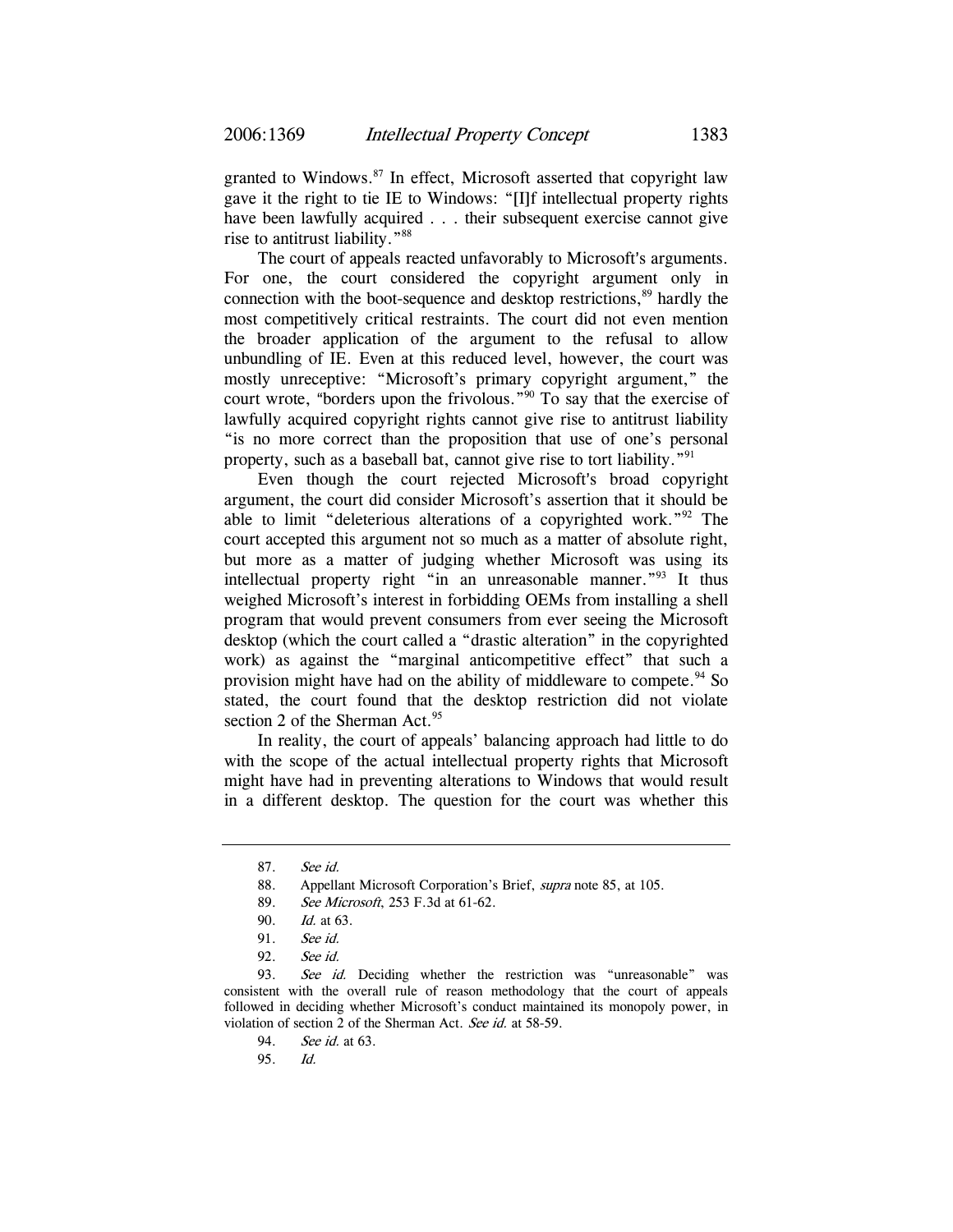granted to Windows.[87] In effect, Microsoft asserted that copyright law gave it the right to tie IE to Windows: "[I]f intellectual property rights have been lawfully acquired . . . their subsequent exercise cannot give rise to antitrust liability."[88]

The court of appeals reacted unfavorably to Microsoft's arguments. For one, the court considered the copyright argument only in connection with the boot-sequence and desktop restrictions,[89] hardly the most competitively critical restraints. The court did not even mention the broader application of the argument to the refusal to allow unbundling of IE. Even at this reduced level, however, the court was mostly unreceptive: "Microsoft's primary copyright argument," the court wrote, "borders upon the frivolous."[90] To say that the exercise of lawfully acquired copyright rights cannot give rise to antitrust liability "is no more correct than the proposition that use of one's personal property, such as a baseball bat, cannot give rise to tort liability."[91]

Even though the court rejected Microsoft's broad copyright argument, the court did consider Microsoft's assertion that it should be able to limit "deleterious alterations of a copyrighted work."[92] The court accepted this argument not so much as a matter of absolute right, but more as a matter of judging whether Microsoft was using its intellectual property right "in an unreasonable manner."[93] It thus weighed Microsoft's interest in forbidding OEMs from installing a shell program that would prevent consumers from ever seeing the Microsoft desktop (which the court called a "drastic alteration" in the copyrighted work) as against the "marginal anticompetitive effect" that such a provision might have had on the ability of middleware to compete.[94] So stated, the court found that the desktop restriction did not violate section 2 of the Sherman Act.[95]

In reality, the court of appeals' balancing approach had little to do with the scope of the actual intellectual property rights that Microsoft might have had in preventing alterations to Windows that would result in a different desktop. The question for the court was whether this

---

87. *See id.*

88. Appellant Microsoft Corporation's Brief, *supra* note 85, at 105.

89. *See Microsoft*, 253 F.3d at 61-62.

90. *Id.* at 63.

91. *See id.*

92. *See id.*

93. *See id.* Deciding whether the restriction was "unreasonable" was consistent with the overall rule of reason methodology that the court of appeals followed in deciding whether Microsoft's conduct maintained its monopoly power, in violation of section 2 of the Sherman Act. *See id.* at 58-59.

94. *See id.* at 63.

95. *Id.*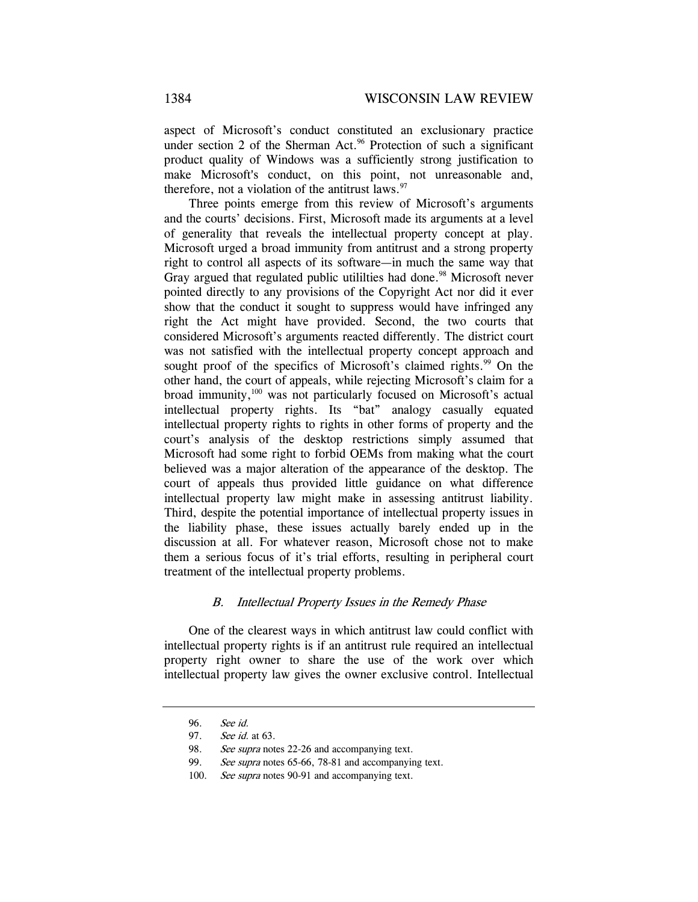aspect of Microsoft's conduct constituted an exclusionary practice under section 2 of the Sherman Act.[96] Protection of such a significant product quality of Windows was a sufficiently strong justification to make Microsoft's conduct, on this point, not unreasonable and, therefore, not a violation of the antitrust laws.[97]

Three points emerge from this review of Microsoft's arguments and the courts' decisions. First, Microsoft made its arguments at a level of generality that reveals the intellectual property concept at play. Microsoft urged a broad immunity from antitrust and a strong property right to control all aspects of its software—in much the same way that Gray argued that regulated public utililties had done.[98] Microsoft never pointed directly to any provisions of the Copyright Act nor did it ever show that the conduct it sought to suppress would have infringed any right the Act might have provided. Second, the two courts that considered Microsoft's arguments reacted differently. The district court was not satisfied with the intellectual property concept approach and sought proof of the specifics of Microsoft's claimed rights.[99] On the other hand, the court of appeals, while rejecting Microsoft's claim for a broad immunity,[100] was not particularly focused on Microsoft's actual intellectual property rights. Its "bat" analogy casually equated intellectual property rights to rights in other forms of property and the court's analysis of the desktop restrictions simply assumed that Microsoft had some right to forbid OEMs from making what the court believed was a major alteration of the appearance of the desktop. The court of appeals thus provided little guidance on what difference intellectual property law might make in assessing antitrust liability. Third, despite the potential importance of intellectual property issues in the liability phase, these issues actually barely ended up in the discussion at all. For whatever reason, Microsoft chose not to make them a serious focus of it's trial efforts, resulting in peripheral court treatment of the intellectual property problems.

### *B. Intellectual Property Issues in the Remedy Phase*

One of the clearest ways in which antitrust law could conflict with intellectual property rights is if an antitrust rule required an intellectual property right owner to share the use of the work over which intellectual property law gives the owner exclusive control. Intellectual

---

96. *See id.*

97. *See id.* at 63.

98. *See supra* notes 22-26 and accompanying text.

99. *See supra* notes 65-66, 78-81 and accompanying text.

100. *See supra* notes 90-91 and accompanying text.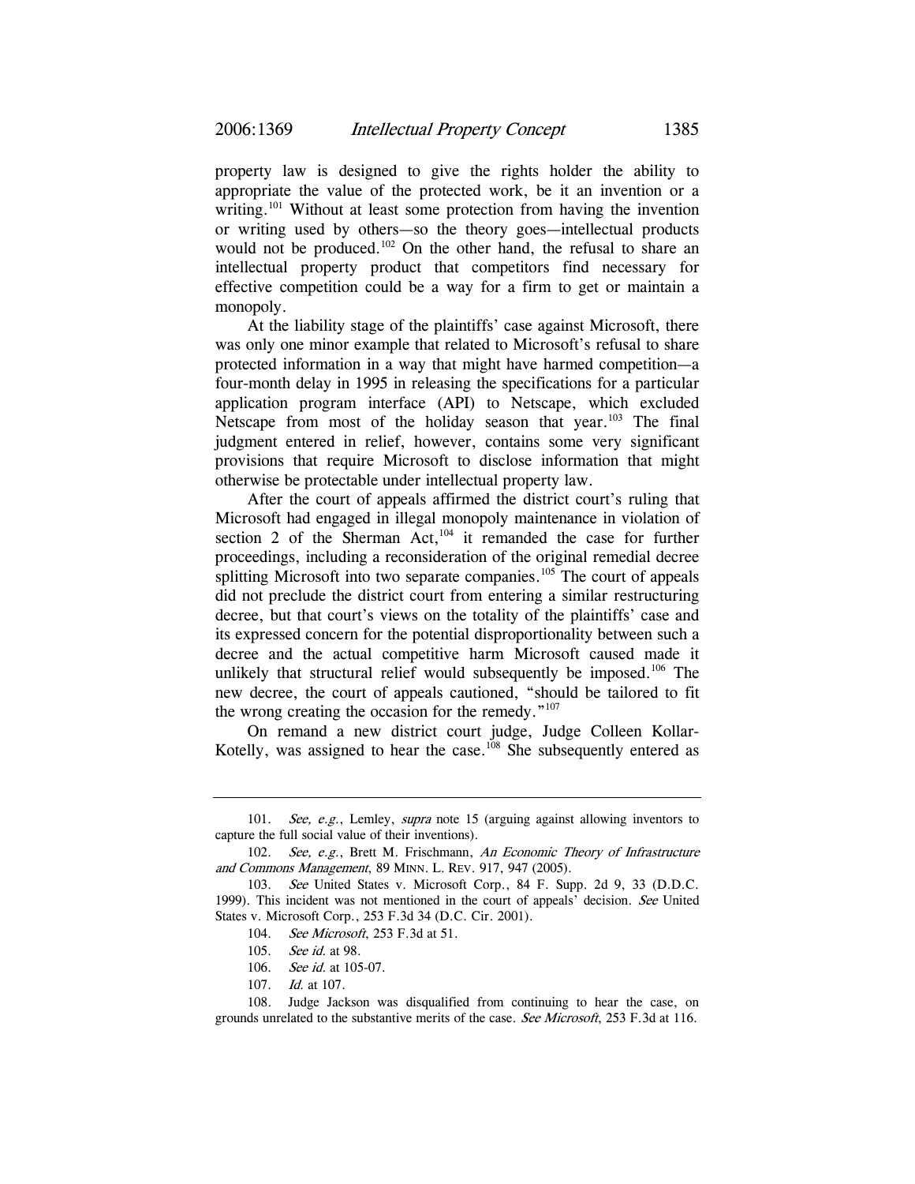property law is designed to give the rights holder the ability to appropriate the value of the protected work, be it an invention or a writing.[101] Without at least some protection from having the invention or writing used by others—so the theory goes—intellectual products would not be produced.[102] On the other hand, the refusal to share an intellectual property product that competitors find necessary for effective competition could be a way for a firm to get or maintain a monopoly.

At the liability stage of the plaintiffs' case against Microsoft, there was only one minor example that related to Microsoft's refusal to share protected information in a way that might have harmed competition—a four-month delay in 1995 in releasing the specifications for a particular application program interface (API) to Netscape, which excluded Netscape from most of the holiday season that year.[103] The final judgment entered in relief, however, contains some very significant provisions that require Microsoft to disclose information that might otherwise be protectable under intellectual property law.

After the court of appeals affirmed the district court's ruling that Microsoft had engaged in illegal monopoly maintenance in violation of section 2 of the Sherman Act,[104] it remanded the case for further proceedings, including a reconsideration of the original remedial decree splitting Microsoft into two separate companies.[105] The court of appeals did not preclude the district court from entering a similar restructuring decree, but that court's views on the totality of the plaintiffs' case and its expressed concern for the potential disproportionality between such a decree and the actual competitive harm Microsoft caused made it unlikely that structural relief would subsequently be imposed.[106] The new decree, the court of appeals cautioned, "should be tailored to fit the wrong creating the occasion for the remedy."[107]

On remand a new district court judge, Judge Colleen Kollar-Kotelly, was assigned to hear the case.[108] She subsequently entered as

---

101. *See, e.g.*, Lemley, *supra* note 15 (arguing against allowing inventors to capture the full social value of their inventions).

102. *See, e.g.*, Brett M. Frischmann, *An Economic Theory of Infrastructure and Commons Management*, 89 MINN. L. REV. 917, 947 (2005).

103. *See* United States v. Microsoft Corp., 84 F. Supp. 2d 9, 33 (D.D.C. 1999). This incident was not mentioned in the court of appeals' decision. *See* United States v. Microsoft Corp., 253 F.3d 34 (D.C. Cir. 2001).

104. *See Microsoft*, 253 F.3d at 51.

105. *See id.* at 98.

106. *See id.* at 105-07.

107. *Id.* at 107.

108. Judge Jackson was disqualified from continuing to hear the case, on grounds unrelated to the substantive merits of the case. *See Microsoft*, 253 F.3d at 116.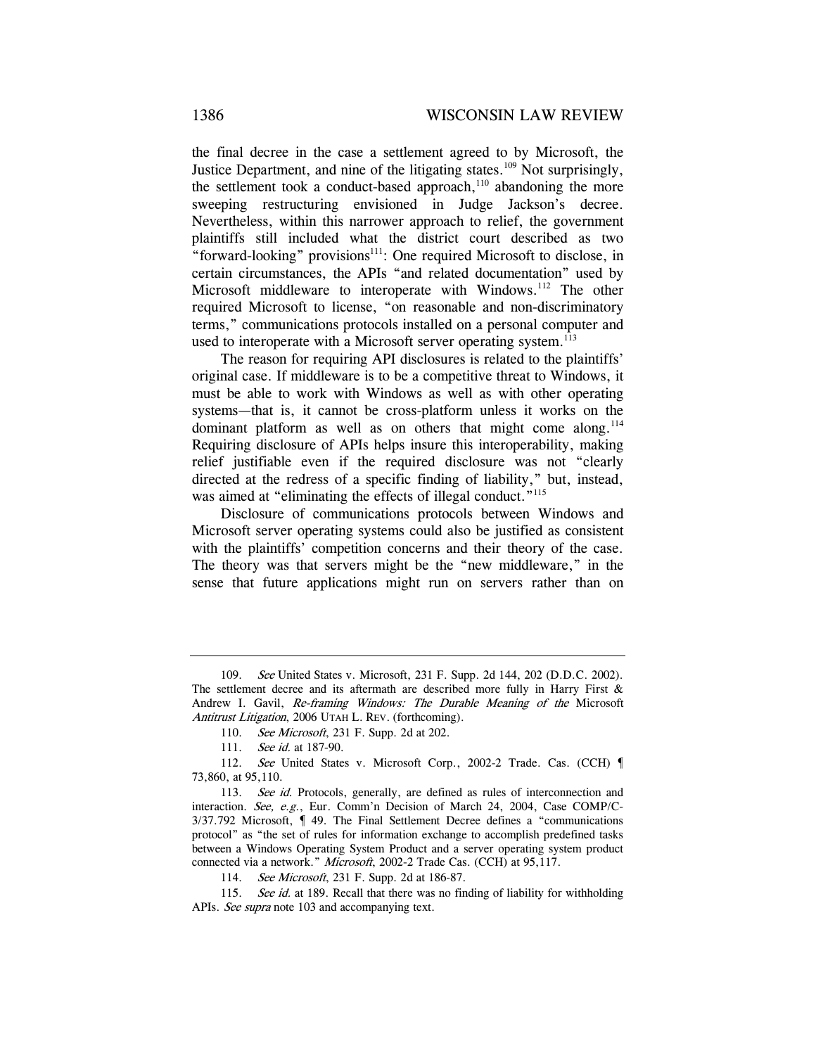the final decree in the case a settlement agreed to by Microsoft, the Justice Department, and nine of the litigating states.[109] Not surprisingly, the settlement took a conduct-based approach,[110] abandoning the more sweeping restructuring envisioned in Judge Jackson's decree. Nevertheless, within this narrower approach to relief, the government plaintiffs still included what the district court described as two "forward-looking" provisions[111]: One required Microsoft to disclose, in certain circumstances, the APIs "and related documentation" used by Microsoft middleware to interoperate with Windows.[112] The other required Microsoft to license, "on reasonable and non-discriminatory terms," communications protocols installed on a personal computer and used to interoperate with a Microsoft server operating system.[113]

The reason for requiring API disclosures is related to the plaintiffs' original case. If middleware is to be a competitive threat to Windows, it must be able to work with Windows as well as with other operating systems—that is, it cannot be cross-platform unless it works on the dominant platform as well as on others that might come along.[114] Requiring disclosure of APIs helps insure this interoperability, making relief justifiable even if the required disclosure was not "clearly directed at the redress of a specific finding of liability," but, instead, was aimed at "eliminating the effects of illegal conduct."[115]

Disclosure of communications protocols between Windows and Microsoft server operating systems could also be justified as consistent with the plaintiffs' competition concerns and their theory of the case. The theory was that servers might be the "new middleware," in the sense that future applications might run on servers rather than on

---

109. *See* United States v. Microsoft, 231 F. Supp. 2d 144, 202 (D.D.C. 2002). The settlement decree and its aftermath are described more fully in Harry First & Andrew I. Gavil, *Re-framing Windows: The Durable Meaning of the* Microsoft *Antitrust Litigation*, 2006 UTAH L. REV. (forthcoming).

110. *See Microsoft*, 231 F. Supp. 2d at 202.

111. *See id.* at 187-90.

112. *See* United States v. Microsoft Corp., 2002-2 Trade. Cas. (CCH) ¶ 73,860, at 95,110.

113. *See id.* Protocols, generally, are defined as rules of interconnection and interaction. *See, e.g.*, Eur. Comm'n Decision of March 24, 2004, Case COMP/C-3/37.792 Microsoft, ¶ 49. The Final Settlement Decree defines a "communications protocol" as "the set of rules for information exchange to accomplish predefined tasks between a Windows Operating System Product and a server operating system product connected via a network." *Microsoft*, 2002-2 Trade Cas. (CCH) at 95,117.

114. *See Microsoft*, 231 F. Supp. 2d at 186-87.

115. *See id.* at 189. Recall that there was no finding of liability for withholding APIs. *See supra* note 103 and accompanying text.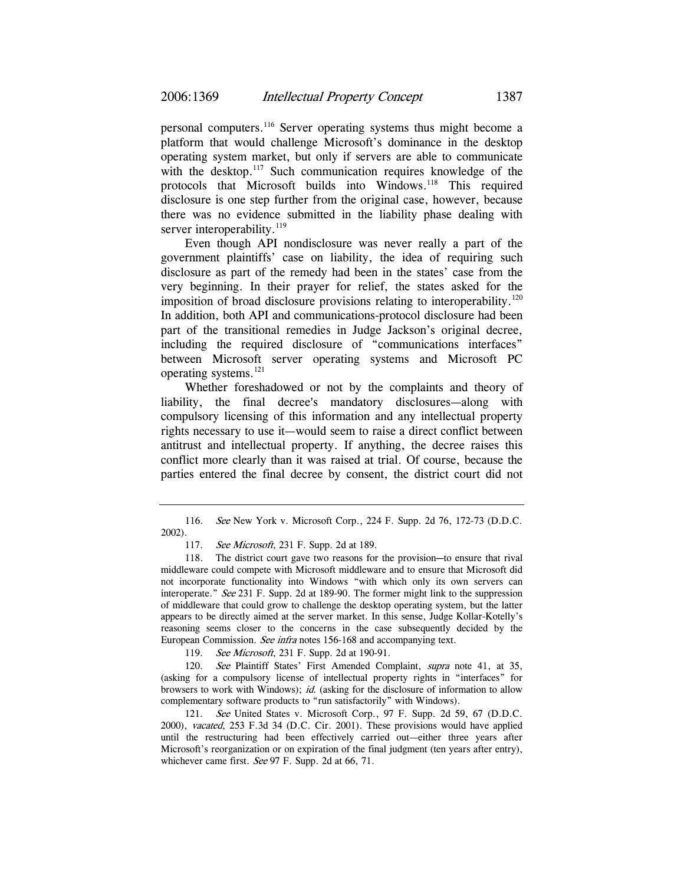personal computers.[116] Server operating systems thus might become a platform that would challenge Microsoft's dominance in the desktop operating system market, but only if servers are able to communicate with the desktop.[117] Such communication requires knowledge of the protocols that Microsoft builds into Windows.[118] This required disclosure is one step further from the original case, however, because there was no evidence submitted in the liability phase dealing with server interoperability.[119]

Even though API nondisclosure was never really a part of the government plaintiffs' case on liability, the idea of requiring such disclosure as part of the remedy had been in the states' case from the very beginning. In their prayer for relief, the states asked for the imposition of broad disclosure provisions relating to interoperability.[120] In addition, both API and communications-protocol disclosure had been part of the transitional remedies in Judge Jackson's original decree, including the required disclosure of "communications interfaces" between Microsoft server operating systems and Microsoft PC operating systems.[121]

Whether foreshadowed or not by the complaints and theory of liability, the final decree's mandatory disclosures—along with compulsory licensing of this information and any intellectual property rights necessary to use it—would seem to raise a direct conflict between antitrust and intellectual property. If anything, the decree raises this conflict more clearly than it was raised at trial. Of course, because the parties entered the final decree by consent, the district court did not

---

116. *See* New York v. Microsoft Corp., 224 F. Supp. 2d 76, 172-73 (D.D.C. 2002).

117. *See Microsoft*, 231 F. Supp. 2d at 189.

118. The district court gave two reasons for the provision—to ensure that rival middleware could compete with Microsoft middleware and to ensure that Microsoft did not incorporate functionality into Windows "with which only its own servers can interoperate." *See* 231 F. Supp. 2d at 189-90. The former might link to the suppression of middleware that could grow to challenge the desktop operating system, but the latter appears to be directly aimed at the server market. In this sense, Judge Kollar-Kotelly's reasoning seems closer to the concerns in the case subsequently decided by the European Commission. *See infra* notes 156-168 and accompanying text.

119. *See Microsoft*, 231 F. Supp. 2d at 190-91.

120. *See* Plaintiff States' First Amended Complaint, *supra* note 41, at 35, (asking for a compulsory license of intellectual property rights in "interfaces" for browsers to work with Windows); *id.* (asking for the disclosure of information to allow complementary software products to "run satisfactorily" with Windows).

121. *See* United States v. Microsoft Corp., 97 F. Supp. 2d 59, 67 (D.D.C. 2000), *vacated*, 253 F.3d 34 (D.C. Cir. 2001). These provisions would have applied until the restructuring had been effectively carried out—either three years after Microsoft's reorganization or on expiration of the final judgment (ten years after entry), whichever came first. *See* 97 F. Supp. 2d at 66, 71.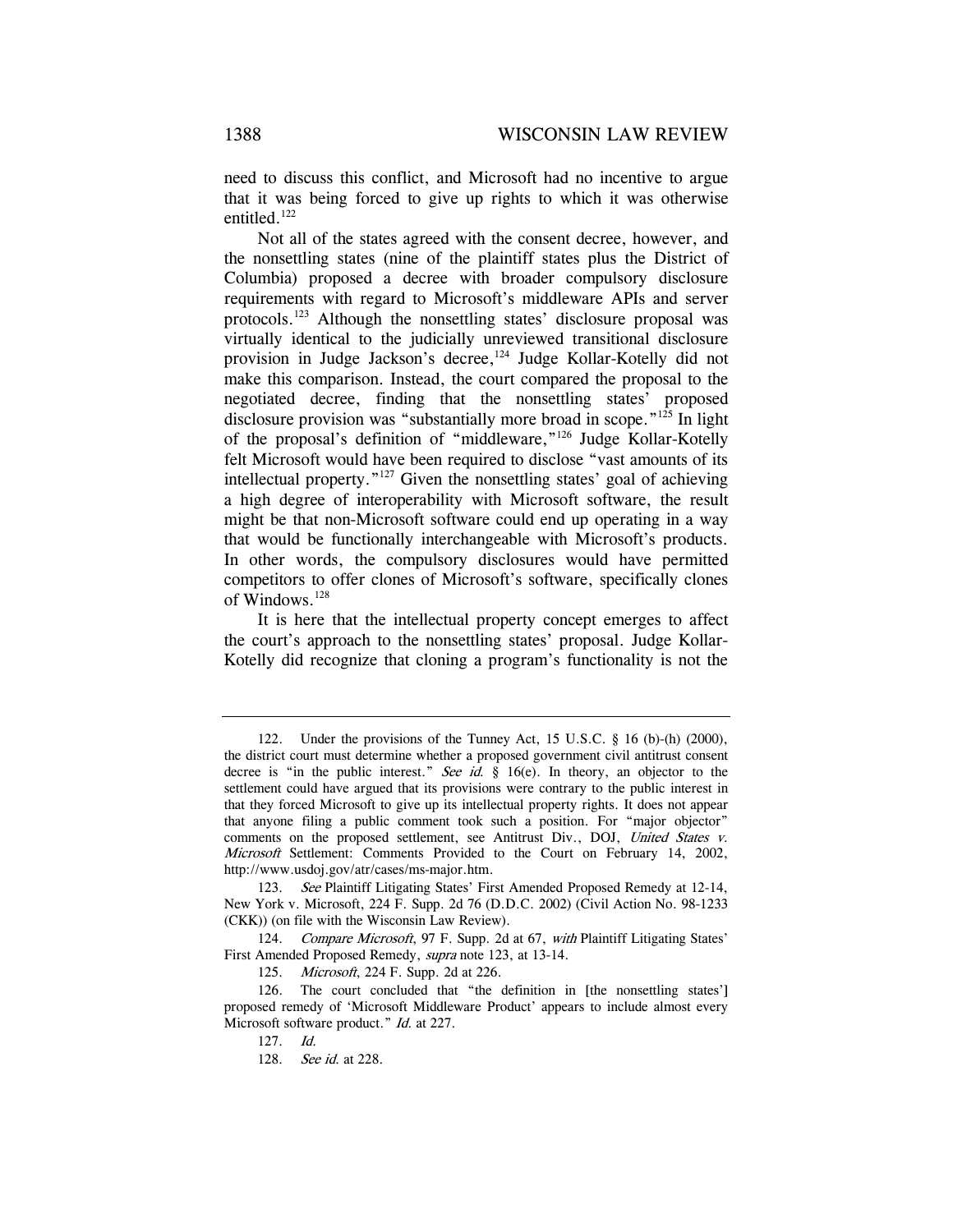need to discuss this conflict, and Microsoft had no incentive to argue that it was being forced to give up rights to which it was otherwise entitled.[122]

Not all of the states agreed with the consent decree, however, and the nonsettling states (nine of the plaintiff states plus the District of Columbia) proposed a decree with broader compulsory disclosure requirements with regard to Microsoft's middleware APIs and server protocols.[123] Although the nonsettling states' disclosure proposal was virtually identical to the judicially unreviewed transitional disclosure provision in Judge Jackson's decree,[124] Judge Kollar-Kotelly did not make this comparison. Instead, the court compared the proposal to the negotiated decree, finding that the nonsettling states' proposed disclosure provision was "substantially more broad in scope."[125] In light of the proposal's definition of "middleware,"[126] Judge Kollar-Kotelly felt Microsoft would have been required to disclose "vast amounts of its intellectual property."[127] Given the nonsettling states' goal of achieving a high degree of interoperability with Microsoft software, the result might be that non-Microsoft software could end up operating in a way that would be functionally interchangeable with Microsoft's products. In other words, the compulsory disclosures would have permitted competitors to offer clones of Microsoft's software, specifically clones of Windows.[128]

It is here that the intellectual property concept emerges to affect the court's approach to the nonsettling states' proposal. Judge Kollar-Kotelly did recognize that cloning a program's functionality is not the

---

122. Under the provisions of the Tunney Act, 15 U.S.C. § 16 (b)-(h) (2000), the district court must determine whether a proposed government civil antitrust consent decree is "in the public interest." *See id.* § 16(e). In theory, an objector to the settlement could have argued that its provisions were contrary to the public interest in that they forced Microsoft to give up its intellectual property rights. It does not appear that anyone filing a public comment took such a position. For "major objector" comments on the proposed settlement, see Antitrust Div., DOJ, *United States v. Microsoft* Settlement: Comments Provided to the Court on February 14, 2002, http://www.usdoj.gov/atr/cases/ms-major.htm.

123. *See* Plaintiff Litigating States' First Amended Proposed Remedy at 12-14, New York v. Microsoft, 224 F. Supp. 2d 76 (D.D.C. 2002) (Civil Action No. 98-1233 (CKK)) (on file with the Wisconsin Law Review).

124. *Compare Microsoft*, 97 F. Supp. 2d at 67, *with* Plaintiff Litigating States' First Amended Proposed Remedy, *supra* note 123, at 13-14.

125. *Microsoft*, 224 F. Supp. 2d at 226.

126. The court concluded that "the definition in [the nonsettling states'] proposed remedy of 'Microsoft Middleware Product' appears to include almost every Microsoft software product." *Id.* at 227.

127. *Id.*

128. *See id.* at 228.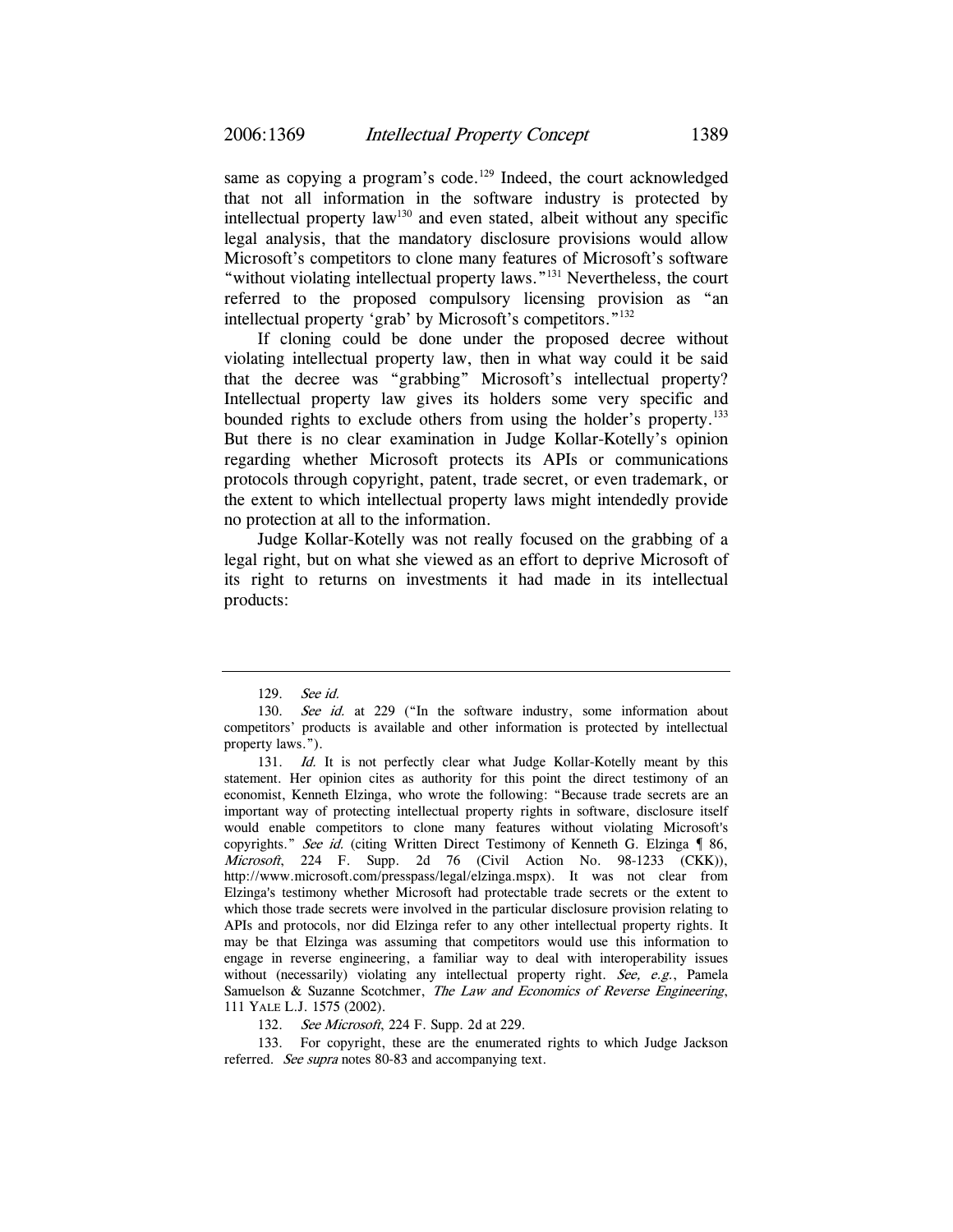same as copying a program's code.[129] Indeed, the court acknowledged that not all information in the software industry is protected by intellectual property law[130] and even stated, albeit without any specific legal analysis, that the mandatory disclosure provisions would allow Microsoft's competitors to clone many features of Microsoft's software "without violating intellectual property laws."[131] Nevertheless, the court referred to the proposed compulsory licensing provision as "an intellectual property 'grab' by Microsoft's competitors."[132]

If cloning could be done under the proposed decree without violating intellectual property law, then in what way could it be said that the decree was "grabbing" Microsoft's intellectual property? Intellectual property law gives its holders some very specific and bounded rights to exclude others from using the holder's property.[133] But there is no clear examination in Judge Kollar-Kotelly's opinion regarding whether Microsoft protects its APIs or communications protocols through copyright, patent, trade secret, or even trademark, or the extent to which intellectual property laws might intendedly provide no protection at all to the information.

Judge Kollar-Kotelly was not really focused on the grabbing of a legal right, but on what she viewed as an effort to deprive Microsoft of its right to returns on investments it had made in its intellectual products:

---

129. *See id.*

130. *See id.* at 229 ("In the software industry, some information about competitors' products is available and other information is protected by intellectual property laws.").

131. *Id.* It is not perfectly clear what Judge Kollar-Kotelly meant by this statement. Her opinion cites as authority for this point the direct testimony of an economist, Kenneth Elzinga, who wrote the following: "Because trade secrets are an important way of protecting intellectual property rights in software, disclosure itself would enable competitors to clone many features without violating Microsoft's copyrights." *See id.* (citing Written Direct Testimony of Kenneth G. Elzinga ¶ 86, *Microsoft*, 224 F. Supp. 2d 76 (Civil Action No. 98-1233 (CKK)), http://www.microsoft.com/presspass/legal/elzinga.mspx). It was not clear from Elzinga's testimony whether Microsoft had protectable trade secrets or the extent to which those trade secrets were involved in the particular disclosure provision relating to APIs and protocols, nor did Elzinga refer to any other intellectual property rights. It may be that Elzinga was assuming that competitors would use this information to engage in reverse engineering, a familiar way to deal with interoperability issues without (necessarily) violating any intellectual property right. *See, e.g.*, Pamela Samuelson & Suzanne Scotchmer, *The Law and Economics of Reverse Engineering*, 111 YALE L.J. 1575 (2002).

132. *See Microsoft*, 224 F. Supp. 2d at 229.

133. For copyright, these are the enumerated rights to which Judge Jackson referred. *See supra* notes 80-83 and accompanying text.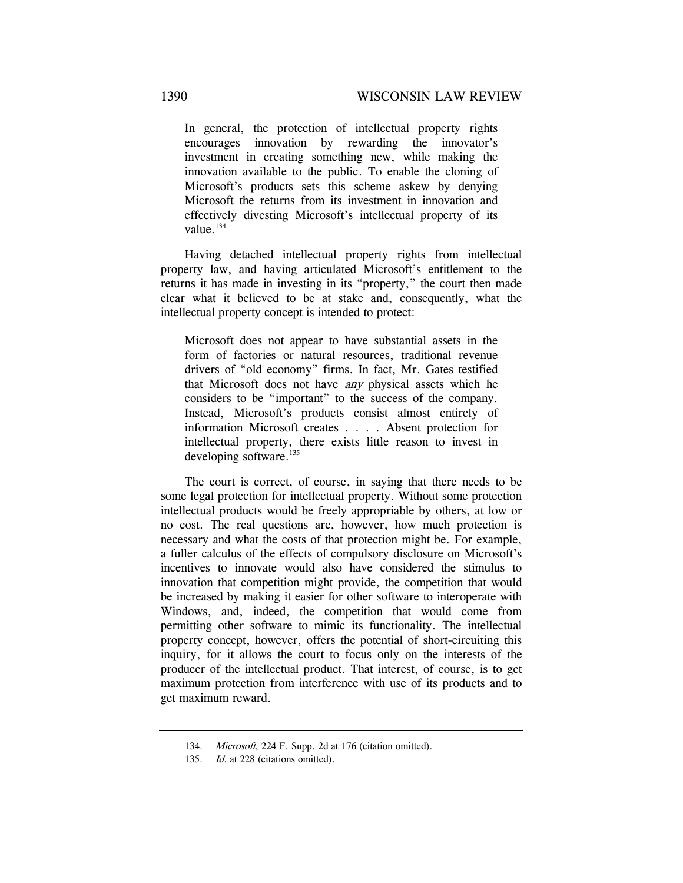> In general, the protection of intellectual property rights encourages innovation by rewarding the innovator's investment in creating something new, while making the innovation available to the public. To enable the cloning of Microsoft's products sets this scheme askew by denying Microsoft the returns from its investment in innovation and effectively divesting Microsoft's intellectual property of its value.[134]

Having detached intellectual property rights from intellectual property law, and having articulated Microsoft's entitlement to the returns it has made in investing in its "property," the court then made clear what it believed to be at stake and, consequently, what the intellectual property concept is intended to protect:

> Microsoft does not appear to have substantial assets in the form of factories or natural resources, traditional revenue drivers of "old economy" firms. In fact, Mr. Gates testified that Microsoft does not have *any* physical assets which he considers to be "important" to the success of the company. Instead, Microsoft's products consist almost entirely of information Microsoft creates . . . . Absent protection for intellectual property, there exists little reason to invest in developing software.[135]

The court is correct, of course, in saying that there needs to be some legal protection for intellectual property. Without some protection intellectual products would be freely appropriable by others, at low or no cost. The real questions are, however, how much protection is necessary and what the costs of that protection might be. For example, a fuller calculus of the effects of compulsory disclosure on Microsoft's incentives to innovate would also have considered the stimulus to innovation that competition might provide, the competition that would be increased by making it easier for other software to interoperate with Windows, and, indeed, the competition that would come from permitting other software to mimic its functionality. The intellectual property concept, however, offers the potential of short-circuiting this inquiry, for it allows the court to focus only on the interests of the producer of the intellectual product. That interest, of course, is to get maximum protection from interference with use of its products and to get maximum reward.

---

134. *Microsoft*, 224 F. Supp. 2d at 176 (citation omitted).

135. *Id.* at 228 (citations omitted).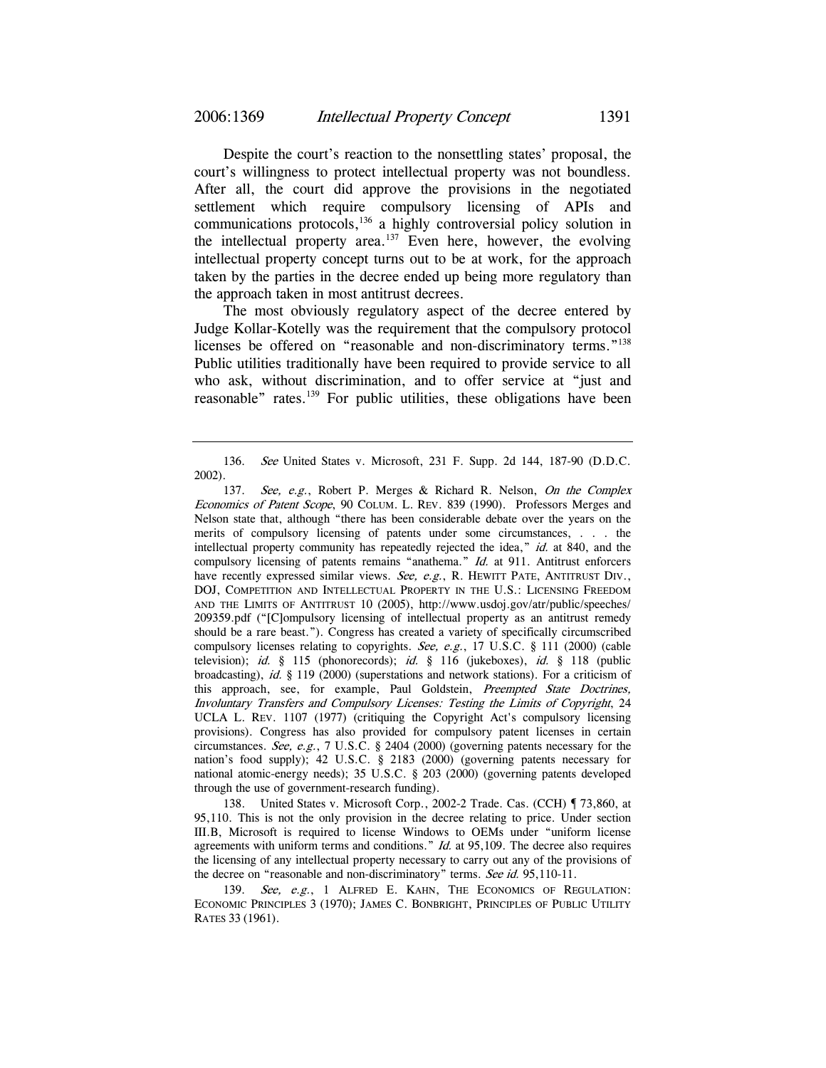Despite the court's reaction to the nonsettling states' proposal, the court's willingness to protect intellectual property was not boundless. After all, the court did approve the provisions in the negotiated settlement which require compulsory licensing of APIs and communications protocols,[136] a highly controversial policy solution in the intellectual property area.[137] Even here, however, the evolving intellectual property concept turns out to be at work, for the approach taken by the parties in the decree ended up being more regulatory than the approach taken in most antitrust decrees.

The most obviously regulatory aspect of the decree entered by Judge Kollar-Kotelly was the requirement that the compulsory protocol licenses be offered on "reasonable and non-discriminatory terms."[138] Public utilities traditionally have been required to provide service to all who ask, without discrimination, and to offer service at "just and reasonable" rates.[139] For public utilities, these obligations have been

---

136. *See* United States v. Microsoft, 231 F. Supp. 2d 144, 187-90 (D.D.C. 2002).

137. *See, e.g.*, Robert P. Merges & Richard R. Nelson, *On the Complex Economics of Patent Scope*, 90 COLUM. L. REV. 839 (1990). Professors Merges and Nelson state that, although "there has been considerable debate over the years on the merits of compulsory licensing of patents under some circumstances, . . . the intellectual property community has repeatedly rejected the idea," *id.* at 840, and the compulsory licensing of patents remains "anathema." *Id.* at 911. Antitrust enforcers have recently expressed similar views. *See, e.g.*, R. HEWITT PATE, ANTITRUST DIV., DOJ, COMPETITION AND INTELLECTUAL PROPERTY IN THE U.S.: LICENSING FREEDOM AND THE LIMITS OF ANTITRUST 10 (2005), http://www.usdoj.gov/atr/public/speeches/209359.pdf ("[C]ompulsory licensing of intellectual property as an antitrust remedy should be a rare beast."). Congress has created a variety of specifically circumscribed compulsory licenses relating to copyrights. *See, e.g.*, 17 U.S.C. § 111 (2000) (cable television); *id.* § 115 (phonorecords); *id.* § 116 (jukeboxes), *id.* § 118 (public broadcasting), *id.* § 119 (2000) (superstations and network stations). For a criticism of this approach, see, for example, Paul Goldstein, *Preempted State Doctrines, Involuntary Transfers and Compulsory Licenses: Testing the Limits of Copyright*, 24 UCLA L. REV. 1107 (1977) (critiquing the Copyright Act's compulsory licensing provisions). Congress has also provided for compulsory patent licenses in certain circumstances. *See, e.g.*, 7 U.S.C. § 2404 (2000) (governing patents necessary for the nation's food supply); 42 U.S.C. § 2183 (2000) (governing patents necessary for national atomic-energy needs); 35 U.S.C. § 203 (2000) (governing patents developed through the use of government-research funding).

138. United States v. Microsoft Corp., 2002-2 Trade. Cas. (CCH) ¶ 73,860, at 95,110. This is not the only provision in the decree relating to price. Under section III.B, Microsoft is required to license Windows to OEMs under "uniform license agreements with uniform terms and conditions." *Id.* at 95,109. The decree also requires the licensing of any intellectual property necessary to carry out any of the provisions of the decree on "reasonable and non-discriminatory" terms. *See id.* 95,110-11.

139. *See, e.g.*, 1 ALFRED E. KAHN, THE ECONOMICS OF REGULATION: ECONOMIC PRINCIPLES 3 (1970); JAMES C. BONBRIGHT, PRINCIPLES OF PUBLIC UTILITY RATES 33 (1961).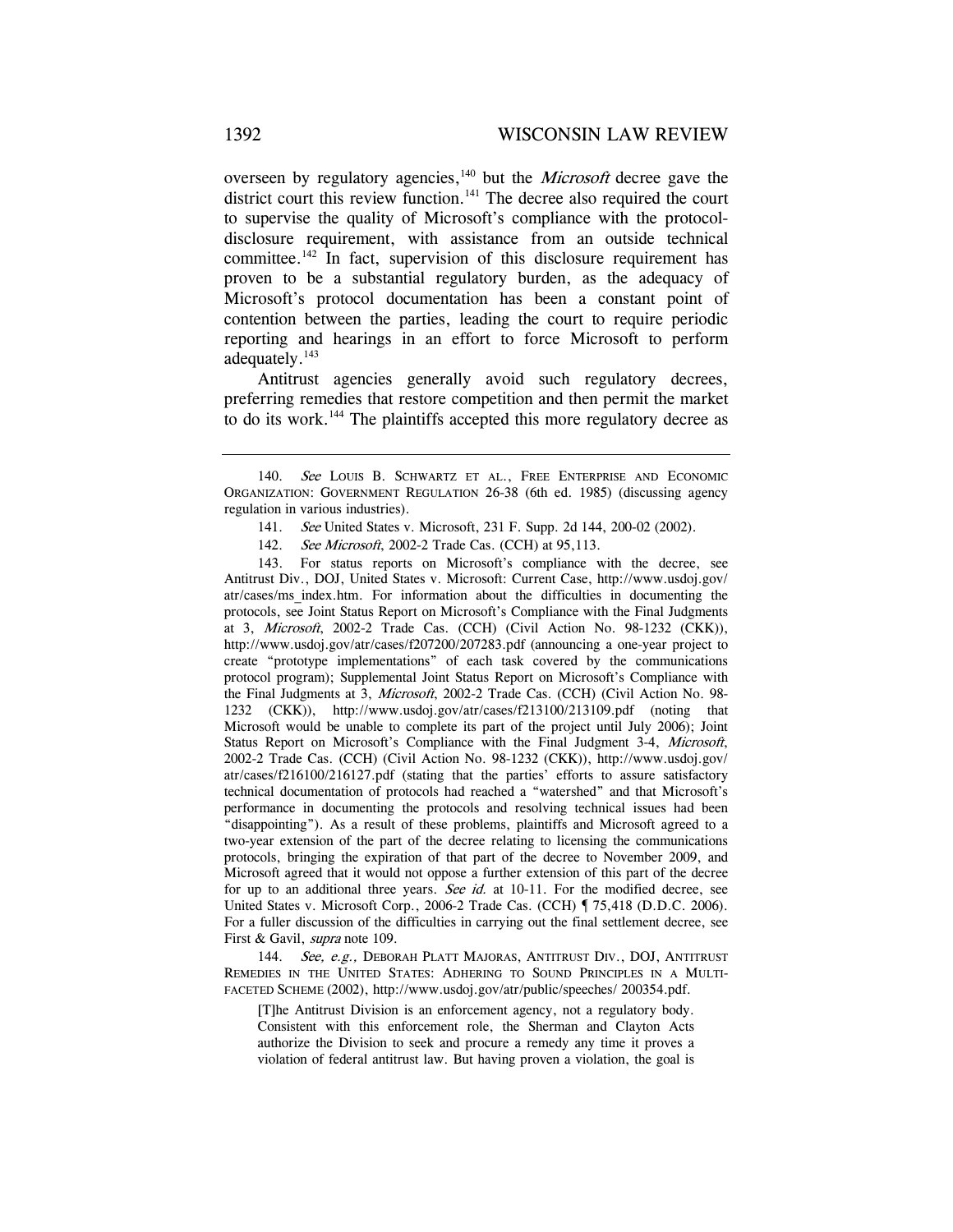overseen by regulatory agencies,[140] but the *Microsoft* decree gave the district court this review function.[141] The decree also required the court to supervise the quality of Microsoft's compliance with the protocol-disclosure requirement, with assistance from an outside technical committee.[142] In fact, supervision of this disclosure requirement has proven to be a substantial regulatory burden, as the adequacy of Microsoft's protocol documentation has been a constant point of contention between the parties, leading the court to require periodic reporting and hearings in an effort to force Microsoft to perform adequately.[143]

Antitrust agencies generally avoid such regulatory decrees, preferring remedies that restore competition and then permit the market to do its work.[144] The plaintiffs accepted this more regulatory decree as

---

140. *See* LOUIS B. SCHWARTZ ET AL., FREE ENTERPRISE AND ECONOMIC ORGANIZATION: GOVERNMENT REGULATION 26-38 (6th ed. 1985) (discussing agency regulation in various industries).

141. *See* United States v. Microsoft, 231 F. Supp. 2d 144, 200-02 (2002).

142. *See Microsoft*, 2002-2 Trade Cas. (CCH) at 95,113.

143. For status reports on Microsoft's compliance with the decree, see Antitrust Div., DOJ, United States v. Microsoft: Current Case, http://www.usdoj.gov/atr/cases/ms_index.htm. For information about the difficulties in documenting the protocols, see Joint Status Report on Microsoft's Compliance with the Final Judgments at 3, *Microsoft*, 2002-2 Trade Cas. (CCH) (Civil Action No. 98-1232 (CKK)), http://www.usdoj.gov/atr/cases/f207200/207283.pdf (announcing a one-year project to create "prototype implementations" of each task covered by the communications protocol program); Supplemental Joint Status Report on Microsoft's Compliance with the Final Judgments at 3, *Microsoft*, 2002-2 Trade Cas. (CCH) (Civil Action No. 98-1232 (CKK)), http://www.usdoj.gov/atr/cases/f213100/213109.pdf (noting that Microsoft would be unable to complete its part of the project until July 2006); Joint Status Report on Microsoft's Compliance with the Final Judgment 3-4, *Microsoft*, 2002-2 Trade Cas. (CCH) (Civil Action No. 98-1232 (CKK)), http://www.usdoj.gov/atr/cases/f216100/216127.pdf (stating that the parties' efforts to assure satisfactory technical documentation of protocols had reached a "watershed" and that Microsoft's performance in documenting the protocols and resolving technical issues had been "disappointing"). As a result of these problems, plaintiffs and Microsoft agreed to a two-year extension of the part of the decree relating to licensing the communications protocols, bringing the expiration of that part of the decree to November 2009, and Microsoft agreed that it would not oppose a further extension of this part of the decree for up to an additional three years. *See id.* at 10-11. For the modified decree, see United States v. Microsoft Corp., 2006-2 Trade Cas. (CCH) ¶ 75,418 (D.D.C. 2006). For a fuller discussion of the difficulties in carrying out the final settlement decree, see First & Gavil, *supra* note 109.

144. *See, e.g.*, DEBORAH PLATT MAJORAS, ANTITRUST DIV., DOJ, ANTITRUST REMEDIES IN THE UNITED STATES: ADHERING TO SOUND PRINCIPLES IN A MULTI-FACETED SCHEME (2002), http://www.usdoj.gov/atr/public/speeches/ 200354.pdf.

> [T]he Antitrust Division is an enforcement agency, not a regulatory body. Consistent with this enforcement role, the Sherman and Clayton Acts authorize the Division to seek and procure a remedy any time it proves a violation of federal antitrust law. But having proven a violation, the goal is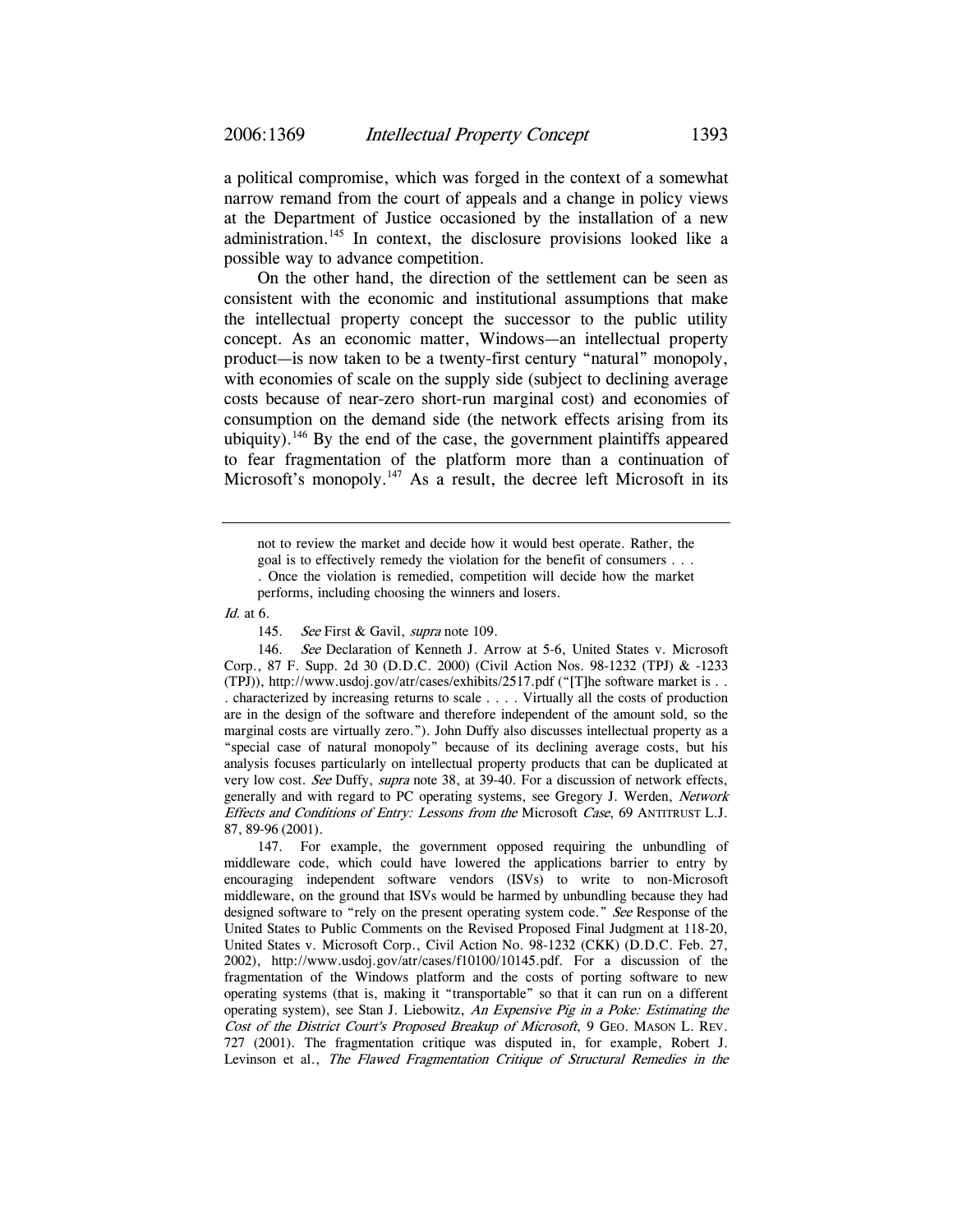a political compromise, which was forged in the context of a somewhat narrow remand from the court of appeals and a change in policy views at the Department of Justice occasioned by the installation of a new administration.[145] In context, the disclosure provisions looked like a possible way to advance competition.

On the other hand, the direction of the settlement can be seen as consistent with the economic and institutional assumptions that make the intellectual property concept the successor to the public utility concept. As an economic matter, Windows—an intellectual property product—is now taken to be a twenty-first century "natural" monopoly, with economies of scale on the supply side (subject to declining average costs because of near-zero short-run marginal cost) and economies of consumption on the demand side (the network effects arising from its ubiquity).[146] By the end of the case, the government plaintiffs appeared to fear fragmentation of the platform more than a continuation of Microsoft's monopoly.[147] As a result, the decree left Microsoft in its

---

> not to review the market and decide how it would best operate. Rather, the goal is to effectively remedy the violation for the benefit of consumers . . . . Once the violation is remedied, competition will decide how the market performs, including choosing the winners and losers.

*Id.* at 6.

145. *See* First & Gavil, *supra* note 109.

146. *See* Declaration of Kenneth J. Arrow at 5-6, United States v. Microsoft Corp., 87 F. Supp. 2d 30 (D.D.C. 2000) (Civil Action Nos. 98-1232 (TPJ) & -1233 (TPJ)), http://www.usdoj.gov/atr/cases/exhibits/2517.pdf ("[T]he software market is . . . characterized by increasing returns to scale . . . . Virtually all the costs of production are in the design of the software and therefore independent of the amount sold, so the marginal costs are virtually zero."). John Duffy also discusses intellectual property as a "special case of natural monopoly" because of its declining average costs, but his analysis focuses particularly on intellectual property products that can be duplicated at very low cost. *See* Duffy, *supra* note 38, at 39-40. For a discussion of network effects, generally and with regard to PC operating systems, see Gregory J. Werden, *Network Effects and Conditions of Entry: Lessons from the* Microsoft *Case*, 69 ANTITRUST L.J. 87, 89-96 (2001).

147. For example, the government opposed requiring the unbundling of middleware code, which could have lowered the applications barrier to entry by encouraging independent software vendors (ISVs) to write to non-Microsoft middleware, on the ground that ISVs would be harmed by unbundling because they had designed software to "rely on the present operating system code." *See* Response of the United States to Public Comments on the Revised Proposed Final Judgment at 118-20, United States v. Microsoft Corp., Civil Action No. 98-1232 (CKK) (D.D.C. Feb. 27, 2002), http://www.usdoj.gov/atr/cases/f10100/10145.pdf. For a discussion of the fragmentation of the Windows platform and the costs of porting software to new operating systems (that is, making it "transportable" so that it can run on a different operating system), see Stan J. Liebowitz, *An Expensive Pig in a Poke: Estimating the Cost of the District Court's Proposed Breakup of Microsoft*, 9 GEO. MASON L. REV. 727 (2001). The fragmentation critique was disputed in, for example, Robert J. Levinson et al., *The Flawed Fragmentation Critique of Structural Remedies in the*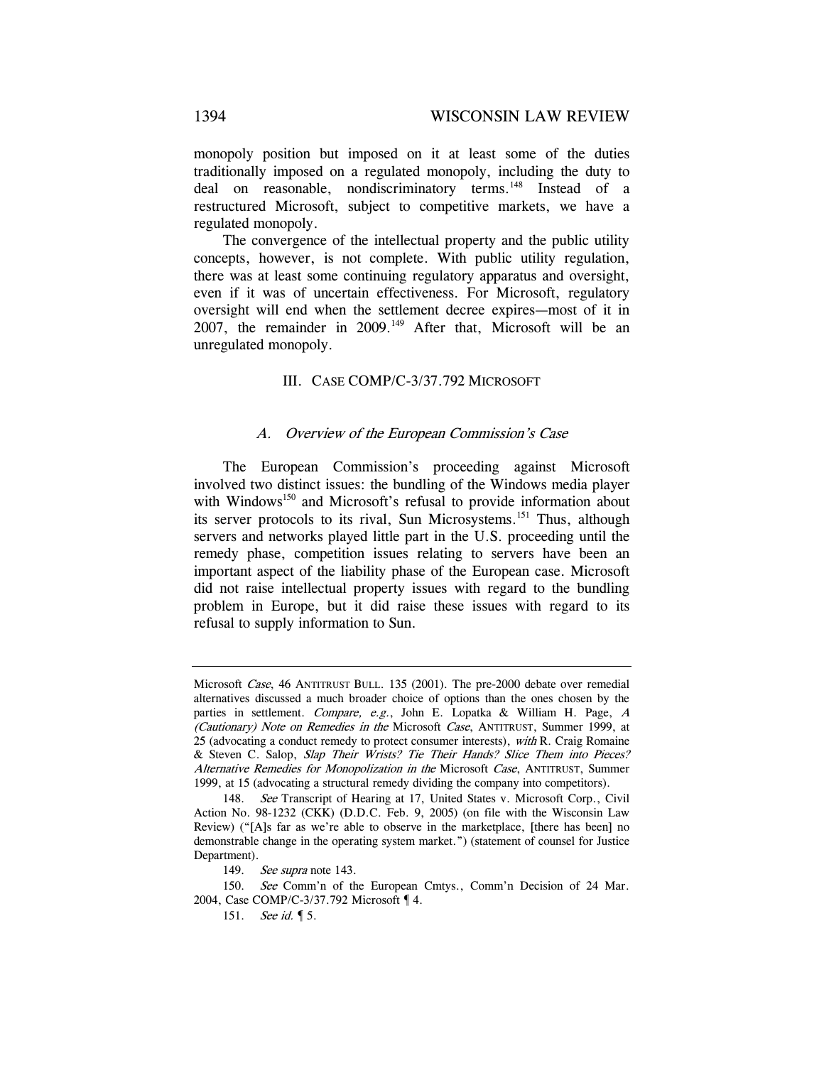monopoly position but imposed on it at least some of the duties traditionally imposed on a regulated monopoly, including the duty to deal on reasonable, nondiscriminatory terms.[148] Instead of a restructured Microsoft, subject to competitive markets, we have a regulated monopoly.

The convergence of the intellectual property and the public utility concepts, however, is not complete. With public utility regulation, there was at least some continuing regulatory apparatus and oversight, even if it was of uncertain effectiveness. For Microsoft, regulatory oversight will end when the settlement decree expires—most of it in 2007, the remainder in 2009.[149] After that, Microsoft will be an unregulated monopoly.

## III. CASE COMP/C-3/37.792 MICROSOFT

### *A. Overview of the European Commission's Case*

The European Commission's proceeding against Microsoft involved two distinct issues: the bundling of the Windows media player with Windows[150] and Microsoft's refusal to provide information about its server protocols to its rival, Sun Microsystems.[151] Thus, although servers and networks played little part in the U.S. proceeding until the remedy phase, competition issues relating to servers have been an important aspect of the liability phase of the European case. Microsoft did not raise intellectual property issues with regard to the bundling problem in Europe, but it did raise these issues with regard to its refusal to supply information to Sun.

---

Microsoft *Case*, 46 ANTITRUST BULL. 135 (2001). The pre-2000 debate over remedial alternatives discussed a much broader choice of options than the ones chosen by the parties in settlement. *Compare, e.g.*, John E. Lopatka & William H. Page, *A (Cautionary) Note on Remedies in the* Microsoft *Case*, ANTITRUST, Summer 1999, at 25 (advocating a conduct remedy to protect consumer interests), *with* R. Craig Romaine & Steven C. Salop, *Slap Their Wrists? Tie Their Hands? Slice Them into Pieces? Alternative Remedies for Monopolization in the* Microsoft *Case*, ANTITRUST, Summer 1999, at 15 (advocating a structural remedy dividing the company into competitors).

148. *See* Transcript of Hearing at 17, United States v. Microsoft Corp., Civil Action No. 98-1232 (CKK) (D.D.C. Feb. 9, 2005) (on file with the Wisconsin Law Review) ("[A]s far as we're able to observe in the marketplace, [there has been] no demonstrable change in the operating system market.") (statement of counsel for Justice Department).

149. *See supra* note 143.

150. *See* Comm'n of the European Cmtys., Comm'n Decision of 24 Mar. 2004, Case COMP/C-3/37.792 Microsoft ¶ 4.

151. *See id.* ¶ 5.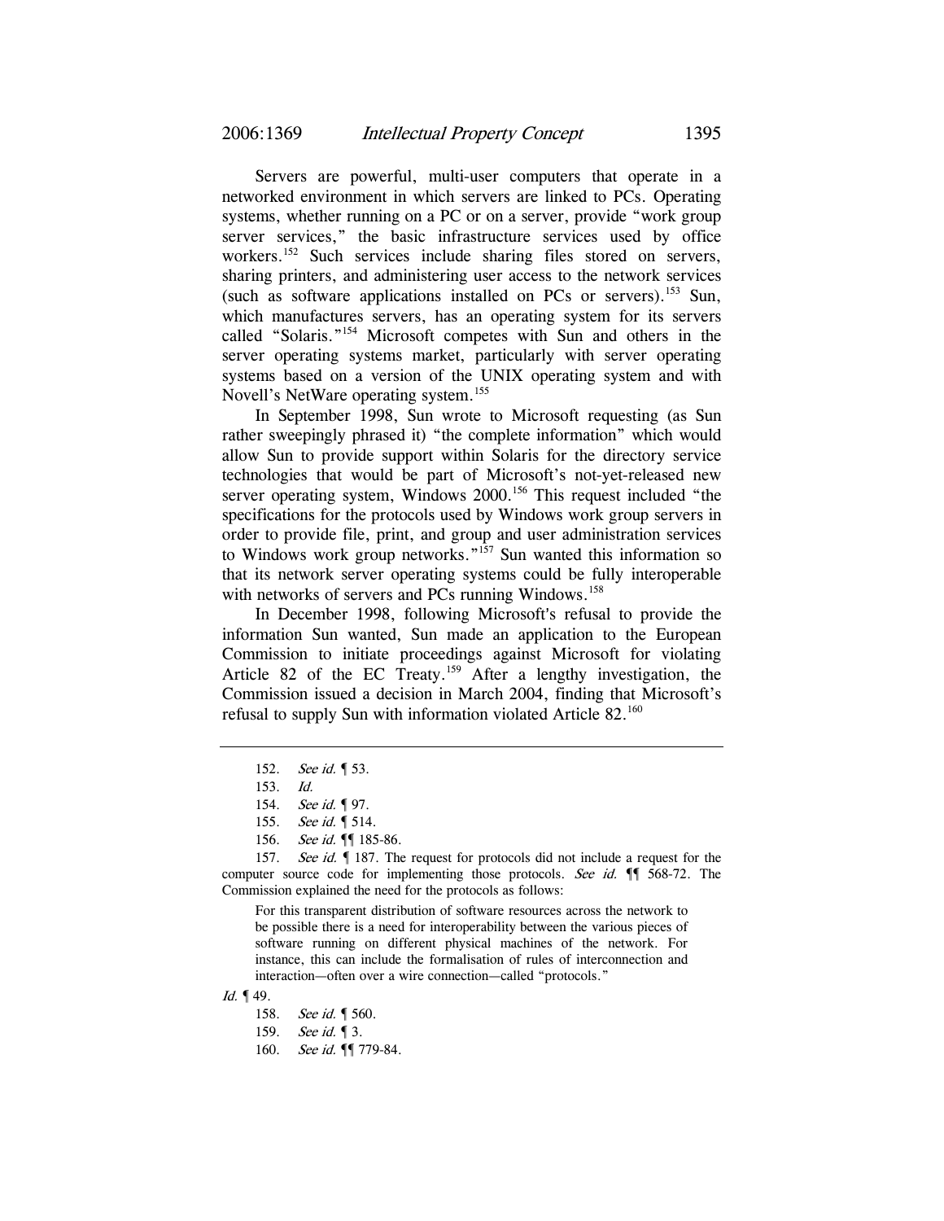Servers are powerful, multi-user computers that operate in a networked environment in which servers are linked to PCs. Operating systems, whether running on a PC or on a server, provide "work group server services," the basic infrastructure services used by office workers.[152] Such services include sharing files stored on servers, sharing printers, and administering user access to the network services (such as software applications installed on PCs or servers).[153] Sun, which manufactures servers, has an operating system for its servers called "Solaris."[154] Microsoft competes with Sun and others in the server operating systems market, particularly with server operating systems based on a version of the UNIX operating system and with Novell's NetWare operating system.[155]

In September 1998, Sun wrote to Microsoft requesting (as Sun rather sweepingly phrased it) "the complete information" which would allow Sun to provide support within Solaris for the directory service technologies that would be part of Microsoft's not-yet-released new server operating system, Windows 2000.[156] This request included "the specifications for the protocols used by Windows work group servers in order to provide file, print, and group and user administration services to Windows work group networks."[157] Sun wanted this information so that its network server operating systems could be fully interoperable with networks of servers and PCs running Windows.[158]

In December 1998, following Microsoft's refusal to provide the information Sun wanted, Sun made an application to the European Commission to initiate proceedings against Microsoft for violating Article 82 of the EC Treaty.[159] After a lengthy investigation, the Commission issued a decision in March 2004, finding that Microsoft's refusal to supply Sun with information violated Article 82.[160]

---

152. *See id.* ¶ 53.

153. *Id.*

154. *See id.* ¶ 97.

155. *See id.* ¶ 514.

156. *See id.* ¶¶ 185-86.

157. *See id.* ¶ 187. The request for protocols did not include a request for the computer source code for implementing those protocols. *See id.* ¶¶ 568-72. The Commission explained the need for the protocols as follows:

> For this transparent distribution of software resources across the network to be possible there is a need for interoperability between the various pieces of software running on different physical machines of the network. For instance, this can include the formalisation of rules of interconnection and interaction—often over a wire connection—called "protocols."

*Id.* ¶ 49.

158. *See id.* ¶ 560.

159. *See id.* ¶ 3.

160. *See id.* ¶¶ 779-84.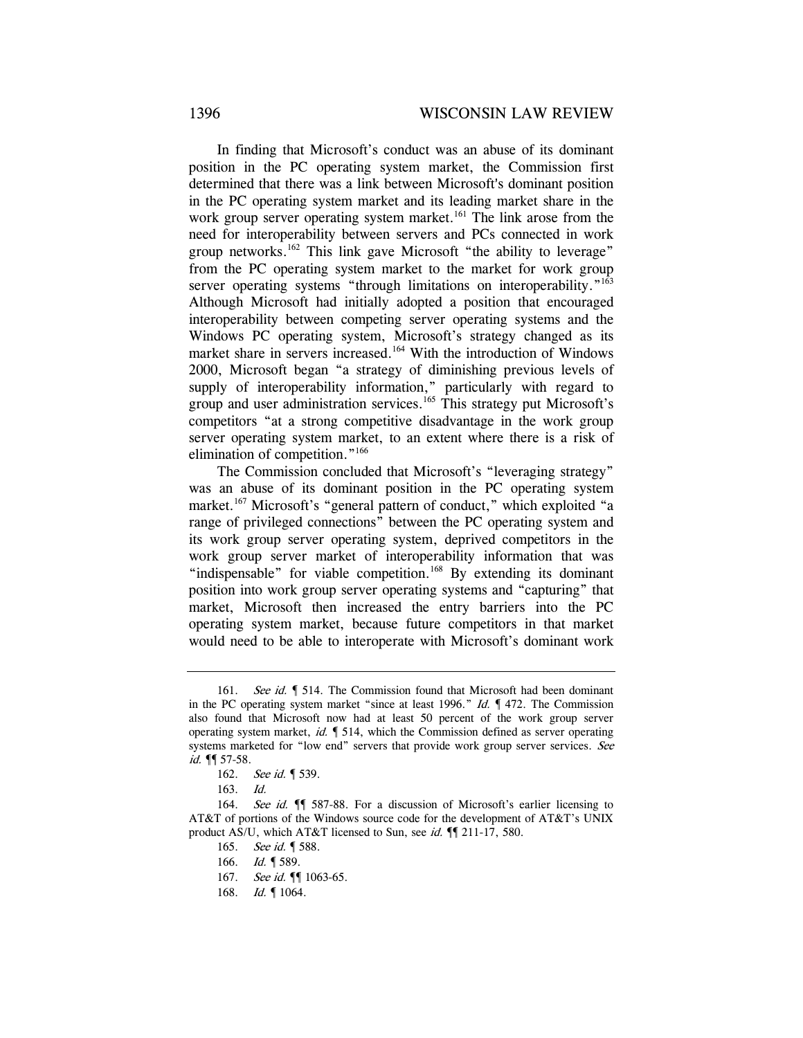In finding that Microsoft's conduct was an abuse of its dominant position in the PC operating system market, the Commission first determined that there was a link between Microsoft's dominant position in the PC operating system market and its leading market share in the work group server operating system market.[161] The link arose from the need for interoperability between servers and PCs connected in work group networks.[162] This link gave Microsoft "the ability to leverage" from the PC operating system market to the market for work group server operating systems "through limitations on interoperability."[163] Although Microsoft had initially adopted a position that encouraged interoperability between competing server operating systems and the Windows PC operating system, Microsoft's strategy changed as its market share in servers increased.[164] With the introduction of Windows 2000, Microsoft began "a strategy of diminishing previous levels of supply of interoperability information," particularly with regard to group and user administration services.[165] This strategy put Microsoft's competitors "at a strong competitive disadvantage in the work group server operating system market, to an extent where there is a risk of elimination of competition."[166]

The Commission concluded that Microsoft's "leveraging strategy" was an abuse of its dominant position in the PC operating system market.[167] Microsoft's "general pattern of conduct," which exploited "a range of privileged connections" between the PC operating system and its work group server operating system, deprived competitors in the work group server market of interoperability information that was "indispensable" for viable competition.[168] By extending its dominant position into work group server operating systems and "capturing" that market, Microsoft then increased the entry barriers into the PC operating system market, because future competitors in that market would need to be able to interoperate with Microsoft's dominant work

---

161. *See id.* ¶ 514. The Commission found that Microsoft had been dominant in the PC operating system market "since at least 1996." *Id.* ¶ 472. The Commission also found that Microsoft now had at least 50 percent of the work group server operating system market, *id.* ¶ 514, which the Commission defined as server operating systems marketed for "low end" servers that provide work group server services. *See id.* ¶¶ 57-58.

162. *See id.* ¶ 539.

163. *Id.*

164. *See id.* ¶¶ 587-88. For a discussion of Microsoft's earlier licensing to AT&T of portions of the Windows source code for the development of AT&T's UNIX product AS/U, which AT&T licensed to Sun, see *id.* ¶¶ 211-17, 580.

165. *See id.* ¶ 588.

166. *Id.* ¶ 589.

167. *See id.* ¶¶ 1063-65.

168. *Id.* ¶ 1064.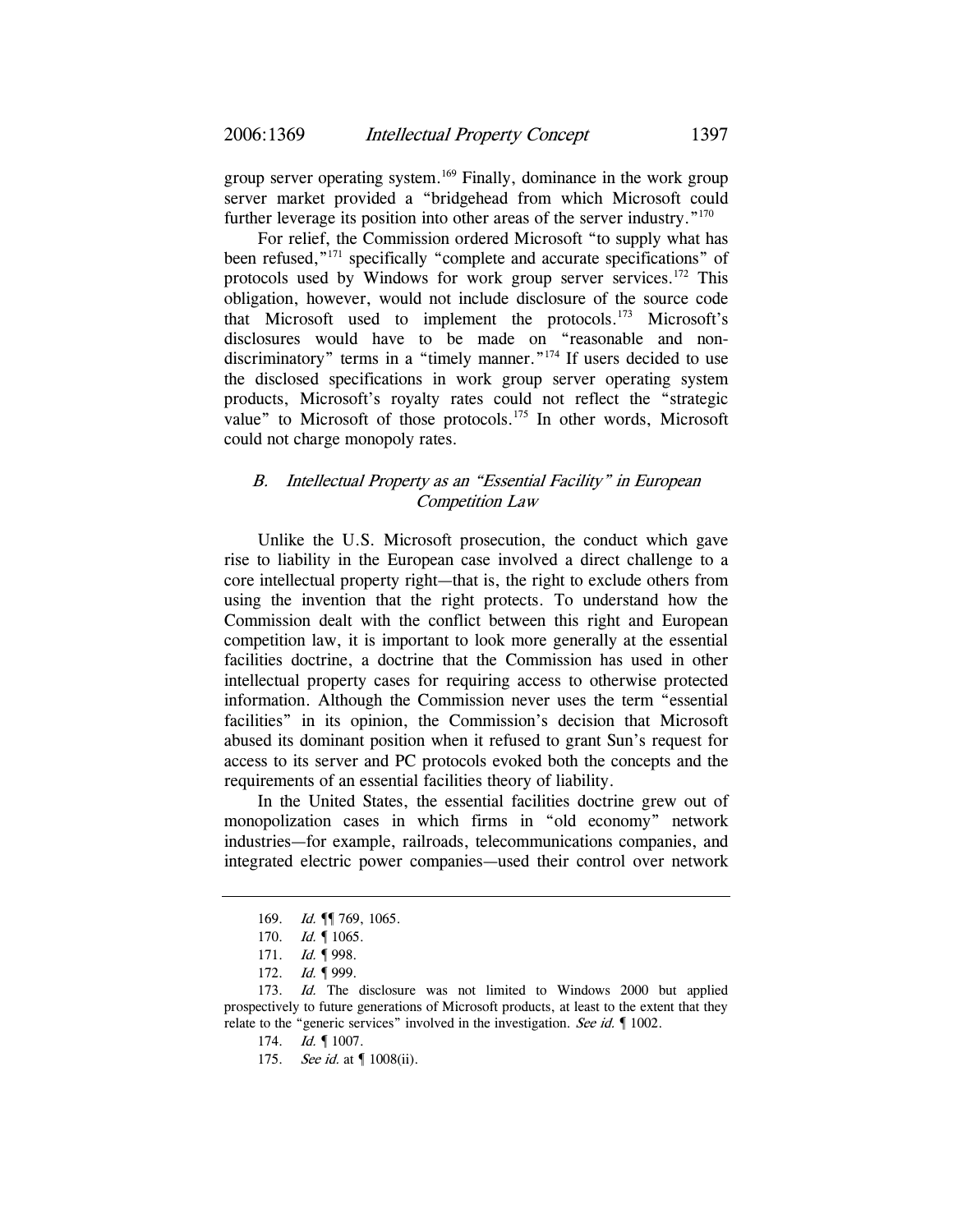group server operating system.[169] Finally, dominance in the work group server market provided a "bridgehead from which Microsoft could further leverage its position into other areas of the server industry."[170]

For relief, the Commission ordered Microsoft "to supply what has been refused,"[171] specifically "complete and accurate specifications" of protocols used by Windows for work group server services.[172] This obligation, however, would not include disclosure of the source code that Microsoft used to implement the protocols.[173] Microsoft's disclosures would have to be made on "reasonable and non-discriminatory" terms in a "timely manner."[174] If users decided to use the disclosed specifications in work group server operating system products, Microsoft's royalty rates could not reflect the "strategic value" to Microsoft of those protocols.[175] In other words, Microsoft could not charge monopoly rates.

### *B. Intellectual Property as an "Essential Facility" in European Competition Law*

Unlike the U.S. Microsoft prosecution, the conduct which gave rise to liability in the European case involved a direct challenge to a core intellectual property right—that is, the right to exclude others from using the invention that the right protects. To understand how the Commission dealt with the conflict between this right and European competition law, it is important to look more generally at the essential facilities doctrine, a doctrine that the Commission has used in other intellectual property cases for requiring access to otherwise protected information. Although the Commission never uses the term "essential facilities" in its opinion, the Commission's decision that Microsoft abused its dominant position when it refused to grant Sun's request for access to its server and PC protocols evoked both the concepts and the requirements of an essential facilities theory of liability.

In the United States, the essential facilities doctrine grew out of monopolization cases in which firms in "old economy" network industries—for example, railroads, telecommunications companies, and integrated electric power companies—used their control over network

---

169. *Id.* ¶¶ 769, 1065.

170. *Id.* ¶ 1065.

171. *Id.* ¶ 998.

172. *Id.* ¶ 999.

173. *Id.* The disclosure was not limited to Windows 2000 but applied prospectively to future generations of Microsoft products, at least to the extent that they relate to the "generic services" involved in the investigation. *See id.* ¶ 1002.

174. *Id.* ¶ 1007.

175. *See id.* at ¶ 1008(ii).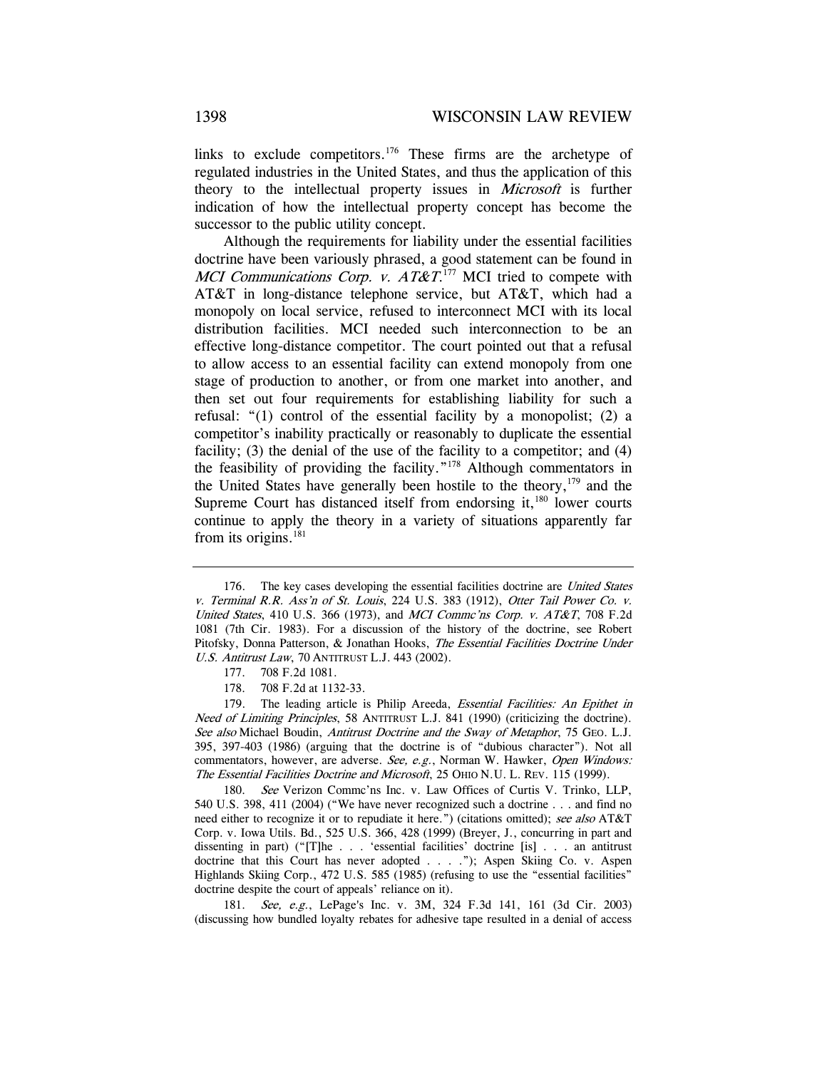links to exclude competitors.[176] These firms are the archetype of regulated industries in the United States, and thus the application of this theory to the intellectual property issues in *Microsoft* is further indication of how the intellectual property concept has become the successor to the public utility concept.

Although the requirements for liability under the essential facilities doctrine have been variously phrased, a good statement can be found in *MCI Communications Corp. v. AT&T*.[177] MCI tried to compete with AT&T in long-distance telephone service, but AT&T, which had a monopoly on local service, refused to interconnect MCI with its local distribution facilities. MCI needed such interconnection to be an effective long-distance competitor. The court pointed out that a refusal to allow access to an essential facility can extend monopoly from one stage of production to another, or from one market into another, and then set out four requirements for establishing liability for such a refusal: "(1) control of the essential facility by a monopolist; (2) a competitor's inability practically or reasonably to duplicate the essential facility; (3) the denial of the use of the facility to a competitor; and (4) the feasibility of providing the facility."[178] Although commentators in the United States have generally been hostile to the theory,[179] and the Supreme Court has distanced itself from endorsing it,[180] lower courts continue to apply the theory in a variety of situations apparently far from its origins.[181]

---

176. The key cases developing the essential facilities doctrine are *United States v. Terminal R.R. Ass'n of St. Louis*, 224 U.S. 383 (1912), *Otter Tail Power Co. v. United States*, 410 U.S. 366 (1973), and *MCI Commc'ns Corp. v. AT&T*, 708 F.2d 1081 (7th Cir. 1983). For a discussion of the history of the doctrine, see Robert Pitofsky, Donna Patterson, & Jonathan Hooks, *The Essential Facilities Doctrine Under U.S. Antitrust Law*, 70 ANTITRUST L.J. 443 (2002).

177. 708 F.2d 1081.

178. 708 F.2d at 1132-33.

179. The leading article is Philip Areeda, *Essential Facilities: An Epithet in Need of Limiting Principles*, 58 ANTITRUST L.J. 841 (1990) (criticizing the doctrine). *See also* Michael Boudin, *Antitrust Doctrine and the Sway of Metaphor*, 75 GEO. L.J. 395, 397-403 (1986) (arguing that the doctrine is of "dubious character"). Not all commentators, however, are adverse. *See, e.g.*, Norman W. Hawker, *Open Windows: The Essential Facilities Doctrine and Microsoft*, 25 OHIO N.U. L. REV. 115 (1999).

180. *See* Verizon Commc'ns Inc. v. Law Offices of Curtis V. Trinko, LLP, 540 U.S. 398, 411 (2004) ("We have never recognized such a doctrine . . . and find no need either to recognize it or to repudiate it here.") (citations omitted); *see also* AT&T Corp. v. Iowa Utils. Bd., 525 U.S. 366, 428 (1999) (Breyer, J., concurring in part and dissenting in part) ("[T]he . . . 'essential facilities' doctrine [is] . . . an antitrust doctrine that this Court has never adopted . . . ."); Aspen Skiing Co. v. Aspen Highlands Skiing Corp., 472 U.S. 585 (1985) (refusing to use the "essential facilities" doctrine despite the court of appeals' reliance on it).

181. *See, e.g.*, LePage's Inc. v. 3M, 324 F.3d 141, 161 (3d Cir. 2003) (discussing how bundled loyalty rebates for adhesive tape resulted in a denial of access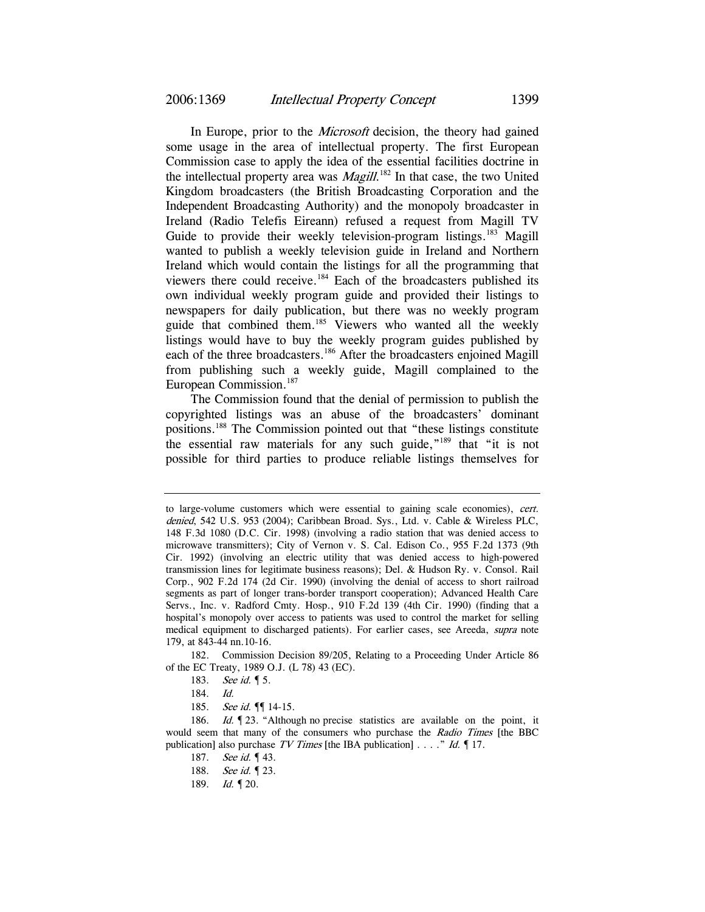In Europe, prior to the *Microsoft* decision, the theory had gained some usage in the area of intellectual property. The first European Commission case to apply the idea of the essential facilities doctrine in the intellectual property area was *Magill*.[182] In that case, the two United Kingdom broadcasters (the British Broadcasting Corporation and the Independent Broadcasting Authority) and the monopoly broadcaster in Ireland (Radio Telefis Eireann) refused a request from Magill TV Guide to provide their weekly television-program listings.[183] Magill wanted to publish a weekly television guide in Ireland and Northern Ireland which would contain the listings for all the programming that viewers there could receive.[184] Each of the broadcasters published its own individual weekly program guide and provided their listings to newspapers for daily publication, but there was no weekly program guide that combined them.[185] Viewers who wanted all the weekly listings would have to buy the weekly program guides published by each of the three broadcasters.[186] After the broadcasters enjoined Magill from publishing such a weekly guide, Magill complained to the European Commission.[187]

The Commission found that the denial of permission to publish the copyrighted listings was an abuse of the broadcasters' dominant positions.[188] The Commission pointed out that "these listings constitute the essential raw materials for any such guide,"[189] that "it is not possible for third parties to produce reliable listings themselves for

---

to large-volume customers which were essential to gaining scale economies), *cert. denied*, 542 U.S. 953 (2004); Caribbean Broad. Sys., Ltd. v. Cable & Wireless PLC, 148 F.3d 1080 (D.C. Cir. 1998) (involving a radio station that was denied access to microwave transmitters); City of Vernon v. S. Cal. Edison Co., 955 F.2d 1373 (9th Cir. 1992) (involving an electric utility that was denied access to high-powered transmission lines for legitimate business reasons); Del. & Hudson Ry. v. Consol. Rail Corp., 902 F.2d 174 (2d Cir. 1990) (involving the denial of access to short railroad segments as part of longer trans-border transport cooperation); Advanced Health Care Servs., Inc. v. Radford Cmty. Hosp., 910 F.2d 139 (4th Cir. 1990) (finding that a hospital's monopoly over access to patients was used to control the market for selling medical equipment to discharged patients). For earlier cases, see Areeda, *supra* note 179, at 843-44 nn.10-16.

182. Commission Decision 89/205, Relating to a Proceeding Under Article 86 of the EC Treaty, 1989 O.J. (L 78) 43 (EC).

183. *See id.* ¶ 5.

184. *Id.*

185. *See id.* ¶¶ 14-15.

186. *Id.* ¶ 23. "Although no precise statistics are available on the point, it would seem that many of the consumers who purchase the *Radio Times* [the BBC publication] also purchase *TV Times* [the IBA publication] . . . ." *Id.* ¶ 17.

187. *See id.* ¶ 43.

188. *See id.* ¶ 23.

189. *Id.* ¶ 20.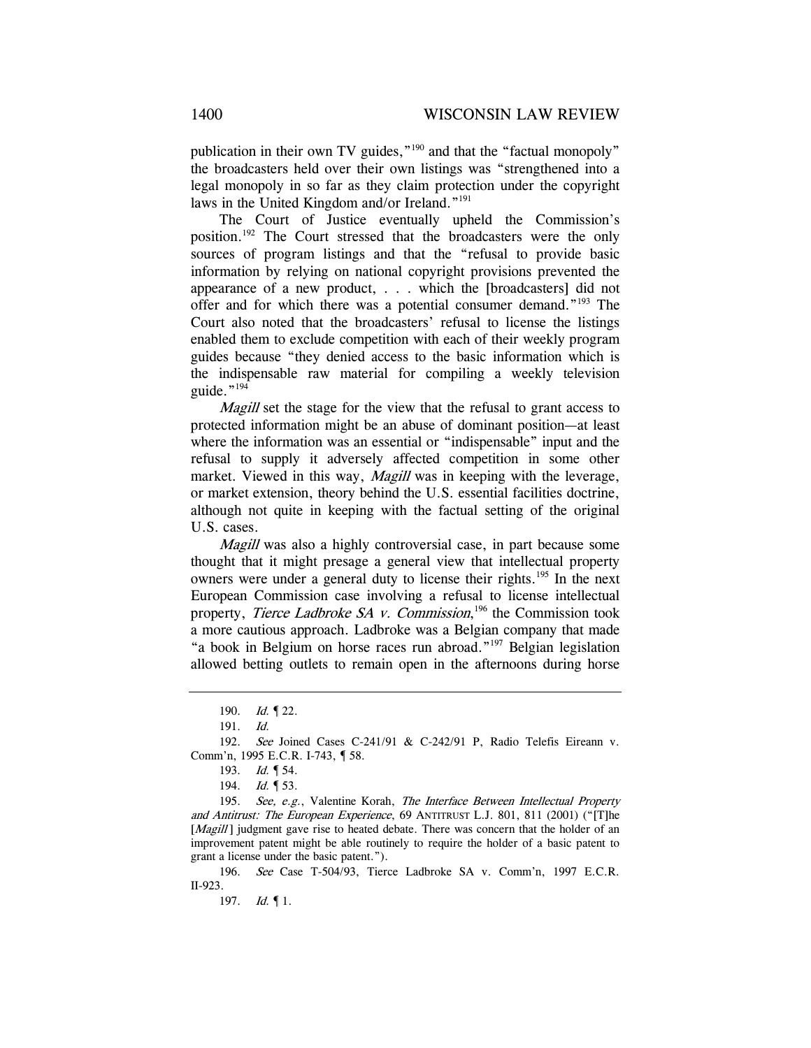publication in their own TV guides,"[190] and that the "factual monopoly" the broadcasters held over their own listings was "strengthened into a legal monopoly in so far as they claim protection under the copyright laws in the United Kingdom and/or Ireland."[191]

The Court of Justice eventually upheld the Commission's position.[192] The Court stressed that the broadcasters were the only sources of program listings and that the "refusal to provide basic information by relying on national copyright provisions prevented the appearance of a new product, . . . which the [broadcasters] did not offer and for which there was a potential consumer demand."[193] The Court also noted that the broadcasters' refusal to license the listings enabled them to exclude competition with each of their weekly program guides because "they denied access to the basic information which is the indispensable raw material for compiling a weekly television guide."[194]

*Magill* set the stage for the view that the refusal to grant access to protected information might be an abuse of dominant position—at least where the information was an essential or "indispensable" input and the refusal to supply it adversely affected competition in some other market. Viewed in this way, *Magill* was in keeping with the leverage, or market extension, theory behind the U.S. essential facilities doctrine, although not quite in keeping with the factual setting of the original U.S. cases.

*Magill* was also a highly controversial case, in part because some thought that it might presage a general view that intellectual property owners were under a general duty to license their rights.[195] In the next European Commission case involving a refusal to license intellectual property, *Tierce Ladbroke SA v. Commission*,[196] the Commission took a more cautious approach. Ladbroke was a Belgian company that made "a book in Belgium on horse races run abroad."[197] Belgian legislation allowed betting outlets to remain open in the afternoons during horse

---

190. *Id.* ¶ 22.

191. *Id.*

192. *See* Joined Cases C-241/91 & C-242/91 P, Radio Telefis Eireann v. Comm'n, 1995 E.C.R. I-743, ¶ 58.

193. *Id.* ¶ 54.

194. *Id.* ¶ 53.

195. *See, e.g.*, Valentine Korah, *The Interface Between Intellectual Property and Antitrust: The European Experience*, 69 ANTITRUST L.J. 801, 811 (2001) ("[T]he [*Magill*] judgment gave rise to heated debate. There was concern that the holder of an improvement patent might be able routinely to require the holder of a basic patent to grant a license under the basic patent.").

196. *See* Case T-504/93, Tierce Ladbroke SA v. Comm'n, 1997 E.C.R. II-923.

197. *Id.* ¶ 1.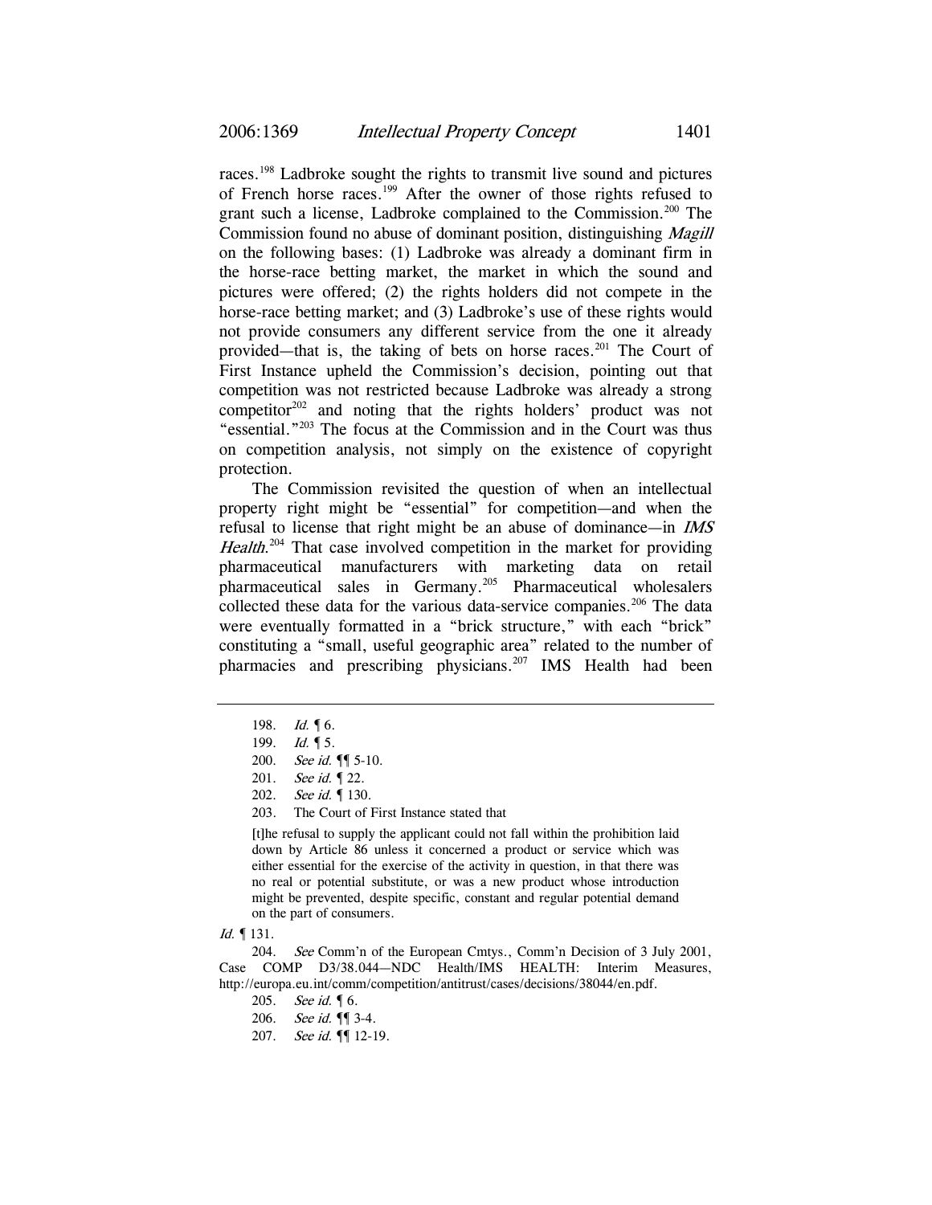races.[198] Ladbroke sought the rights to transmit live sound and pictures of French horse races.[199] After the owner of those rights refused to grant such a license, Ladbroke complained to the Commission.[200] The Commission found no abuse of dominant position, distinguishing *Magill* on the following bases: (1) Ladbroke was already a dominant firm in the horse-race betting market, the market in which the sound and pictures were offered; (2) the rights holders did not compete in the horse-race betting market; and (3) Ladbroke's use of these rights would not provide consumers any different service from the one it already provided—that is, the taking of bets on horse races.[201] The Court of First Instance upheld the Commission's decision, pointing out that competition was not restricted because Ladbroke was already a strong competitor[202] and noting that the rights holders' product was not "essential."[203] The focus at the Commission and in the Court was thus on competition analysis, not simply on the existence of copyright protection.

The Commission revisited the question of when an intellectual property right might be "essential" for competition—and when the refusal to license that right might be an abuse of dominance—in *IMS Health*.[204] That case involved competition in the market for providing pharmaceutical manufacturers with marketing data on retail pharmaceutical sales in Germany.[205] Pharmaceutical wholesalers collected these data for the various data-service companies.[206] The data were eventually formatted in a "brick structure," with each "brick" constituting a "small, useful geographic area" related to the number of pharmacies and prescribing physicians.[207] IMS Health had been

---

198. *Id.* ¶ 6.

199. *Id.* ¶ 5.

200. *See id.* ¶¶ 5-10.

201. *See id.* ¶ 22.

202. *See id.* ¶ 130.

203. The Court of First Instance stated that

> [t]he refusal to supply the applicant could not fall within the prohibition laid down by Article 86 unless it concerned a product or service which was either essential for the exercise of the activity in question, in that there was no real or potential substitute, or was a new product whose introduction might be prevented, despite specific, constant and regular potential demand on the part of consumers.

*Id.* ¶ 131.

204. *See* Comm'n of the European Cmtys., Comm'n Decision of 3 July 2001, Case COMP D3/38.044—NDC Health/IMS HEALTH: Interim Measures, http://europa.eu.int/comm/competition/antitrust/cases/decisions/38044/en.pdf.

205. *See id.* ¶ 6.

206. *See id.* ¶¶ 3-4.

207. *See id.* ¶¶ 12-19.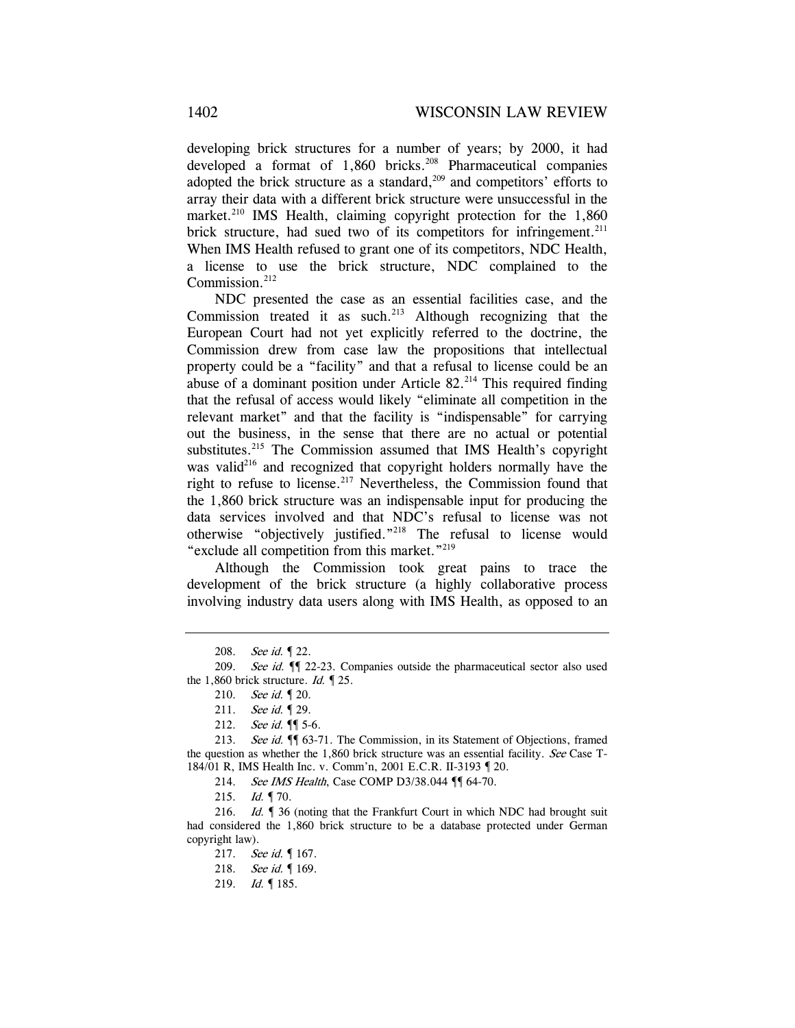developing brick structures for a number of years; by 2000, it had developed a format of 1,860 bricks.[208] Pharmaceutical companies adopted the brick structure as a standard,[209] and competitors' efforts to array their data with a different brick structure were unsuccessful in the market.[210] IMS Health, claiming copyright protection for the 1,860 brick structure, had sued two of its competitors for infringement.[211] When IMS Health refused to grant one of its competitors, NDC Health, a license to use the brick structure, NDC complained to the Commission.[212]

NDC presented the case as an essential facilities case, and the Commission treated it as such.[213] Although recognizing that the European Court had not yet explicitly referred to the doctrine, the Commission drew from case law the propositions that intellectual property could be a "facility" and that a refusal to license could be an abuse of a dominant position under Article 82.[214] This required finding that the refusal of access would likely "eliminate all competition in the relevant market" and that the facility is "indispensable" for carrying out the business, in the sense that there are no actual or potential substitutes.[215] The Commission assumed that IMS Health's copyright was valid[216] and recognized that copyright holders normally have the right to refuse to license.[217] Nevertheless, the Commission found that the 1,860 brick structure was an indispensable input for producing the data services involved and that NDC's refusal to license was not otherwise "objectively justified."[218] The refusal to license would "exclude all competition from this market."[219]

Although the Commission took great pains to trace the development of the brick structure (a highly collaborative process involving industry data users along with IMS Health, as opposed to an

---

208. *See id.* ¶ 22.

209. *See id.* ¶¶ 22-23. Companies outside the pharmaceutical sector also used the 1,860 brick structure. *Id.* ¶ 25.

210. *See id.* ¶ 20.

211. *See id.* ¶ 29.

212. *See id.* ¶¶ 5-6.

213. *See id.* ¶¶ 63-71. The Commission, in its Statement of Objections, framed the question as whether the 1,860 brick structure was an essential facility. *See* Case T-184/01 R, IMS Health Inc. v. Comm'n, 2001 E.C.R. II-3193 ¶ 20.

214. *See IMS Health*, Case COMP D3/38.044 ¶¶ 64-70.

215. *Id.* ¶ 70.

216. *Id.* ¶ 36 (noting that the Frankfurt Court in which NDC had brought suit had considered the 1,860 brick structure to be a database protected under German copyright law).

217. *See id.* ¶ 167.

218. *See id.* ¶ 169.

219. *Id.* ¶ 185.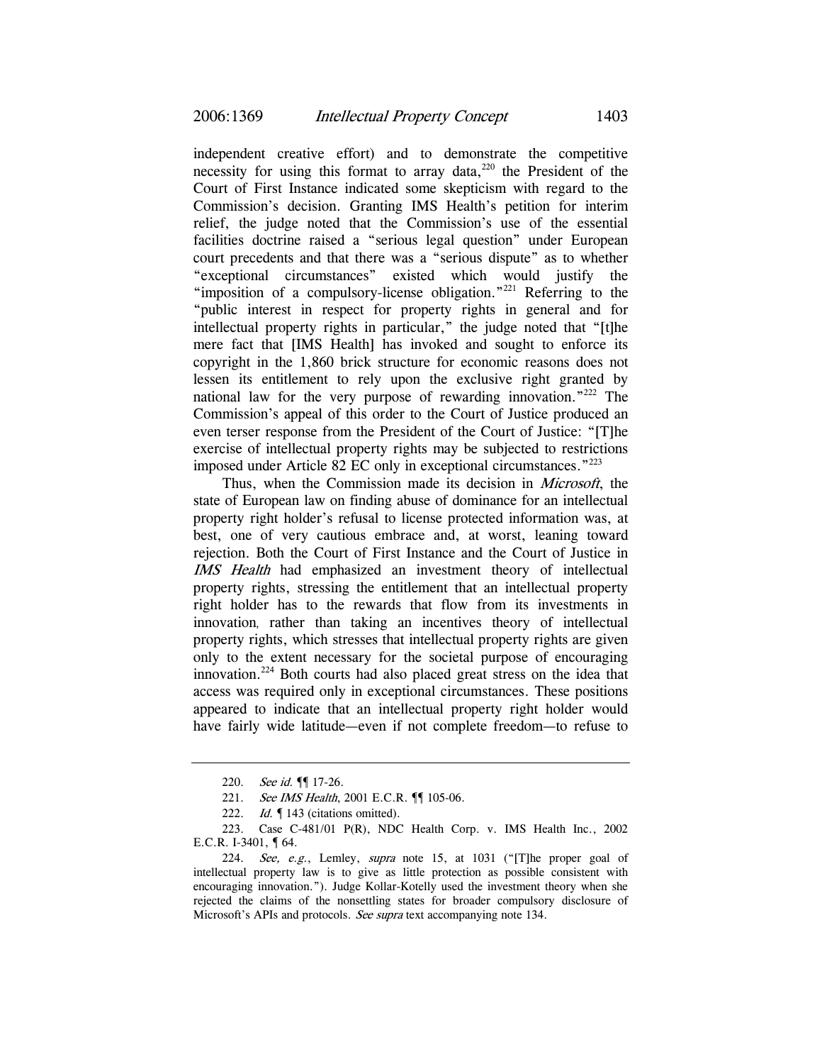independent creative effort) and to demonstrate the competitive necessity for using this format to array data,[220] the President of the Court of First Instance indicated some skepticism with regard to the Commission's decision. Granting IMS Health's petition for interim relief, the judge noted that the Commission's use of the essential facilities doctrine raised a "serious legal question" under European court precedents and that there was a "serious dispute" as to whether "exceptional circumstances" existed which would justify the "imposition of a compulsory-license obligation."[221] Referring to the "public interest in respect for property rights in general and for intellectual property rights in particular," the judge noted that "[t]he mere fact that [IMS Health] has invoked and sought to enforce its copyright in the 1,860 brick structure for economic reasons does not lessen its entitlement to rely upon the exclusive right granted by national law for the very purpose of rewarding innovation."[222] The Commission's appeal of this order to the Court of Justice produced an even terser response from the President of the Court of Justice: "[T]he exercise of intellectual property rights may be subjected to restrictions imposed under Article 82 EC only in exceptional circumstances."[223]

Thus, when the Commission made its decision in *Microsoft*, the state of European law on finding abuse of dominance for an intellectual property right holder's refusal to license protected information was, at best, one of very cautious embrace and, at worst, leaning toward rejection. Both the Court of First Instance and the Court of Justice in *IMS Health* had emphasized an investment theory of intellectual property rights, stressing the entitlement that an intellectual property right holder has to the rewards that flow from its investments in innovation, rather than taking an incentives theory of intellectual property rights, which stresses that intellectual property rights are given only to the extent necessary for the societal purpose of encouraging innovation.[224] Both courts had also placed great stress on the idea that access was required only in exceptional circumstances. These positions appeared to indicate that an intellectual property right holder would have fairly wide latitude—even if not complete freedom—to refuse to

---

220. *See id.* ¶¶ 17-26.

221. *See IMS Health*, 2001 E.C.R. ¶¶ 105-06.

222. *Id.* ¶ 143 (citations omitted).

223. Case C-481/01 P(R), NDC Health Corp. v. IMS Health Inc., 2002 E.C.R. I-3401, ¶ 64.

224. *See, e.g.*, Lemley, *supra* note 15, at 1031 ("[T]he proper goal of intellectual property law is to give as little protection as possible consistent with encouraging innovation."). Judge Kollar-Kotelly used the investment theory when she rejected the claims of the nonsettling states for broader compulsory disclosure of Microsoft's APIs and protocols. *See supra* text accompanying note 134.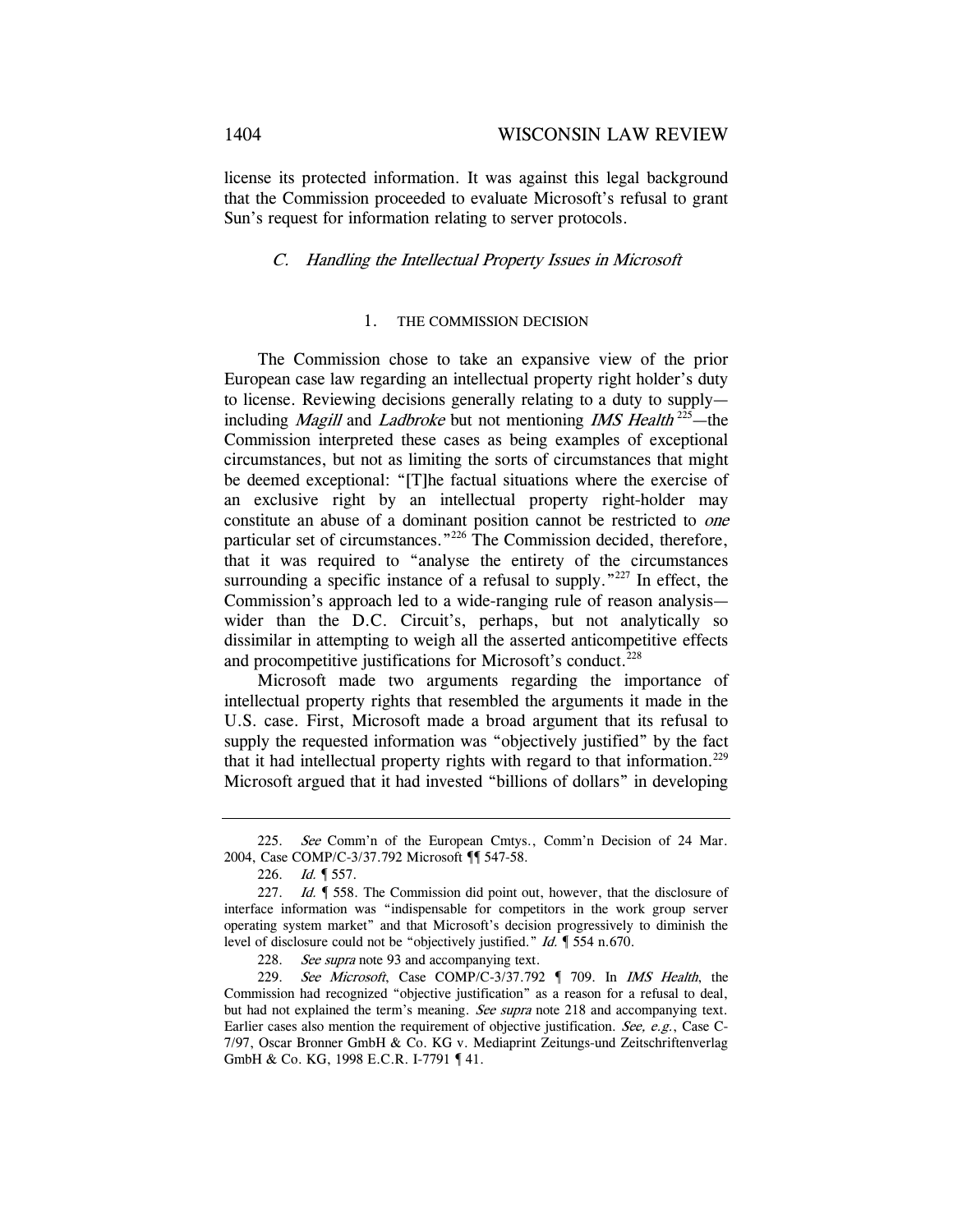license its protected information. It was against this legal background that the Commission proceeded to evaluate Microsoft's refusal to grant Sun's request for information relating to server protocols.

### *C. Handling the Intellectual Property Issues in Microsoft*

#### 1. THE COMMISSION DECISION

The Commission chose to take an expansive view of the prior European case law regarding an intellectual property right holder's duty to license. Reviewing decisions generally relating to a duty to supply—including *Magill* and *Ladbroke* but not mentioning *IMS Health*[225]—the Commission interpreted these cases as being examples of exceptional circumstances, but not as limiting the sorts of circumstances that might be deemed exceptional: "[T]he factual situations where the exercise of an exclusive right by an intellectual property right-holder may constitute an abuse of a dominant position cannot be restricted to *one* particular set of circumstances."[226] The Commission decided, therefore, that it was required to "analyse the entirety of the circumstances surrounding a specific instance of a refusal to supply."[227] In effect, the Commission's approach led to a wide-ranging rule of reason analysis—wider than the D.C. Circuit's, perhaps, but not analytically so dissimilar in attempting to weigh all the asserted anticompetitive effects and procompetitive justifications for Microsoft's conduct.[228]

Microsoft made two arguments regarding the importance of intellectual property rights that resembled the arguments it made in the U.S. case. First, Microsoft made a broad argument that its refusal to supply the requested information was "objectively justified" by the fact that it had intellectual property rights with regard to that information.[229] Microsoft argued that it had invested "billions of dollars" in developing

---

225. *See* Comm'n of the European Cmtys., Comm'n Decision of 24 Mar. 2004, Case COMP/C-3/37.792 Microsoft ¶¶ 547-58.

226. *Id.* ¶ 557.

227. *Id.* ¶ 558. The Commission did point out, however, that the disclosure of interface information was "indispensable for competitors in the work group server operating system market" and that Microsoft's decision progressively to diminish the level of disclosure could not be "objectively justified." *Id.* ¶ 554 n.670.

228. *See supra* note 93 and accompanying text.

229. *See Microsoft*, Case COMP/C-3/37.792 ¶ 709. In *IMS Health*, the Commission had recognized "objective justification" as a reason for a refusal to deal, but had not explained the term's meaning. *See supra* note 218 and accompanying text. Earlier cases also mention the requirement of objective justification. *See, e.g.*, Case C-7/97, Oscar Bronner GmbH & Co. KG v. Mediaprint Zeitungs-und Zeitschriftenverlag GmbH & Co. KG, 1998 E.C.R. I-7791 ¶ 41.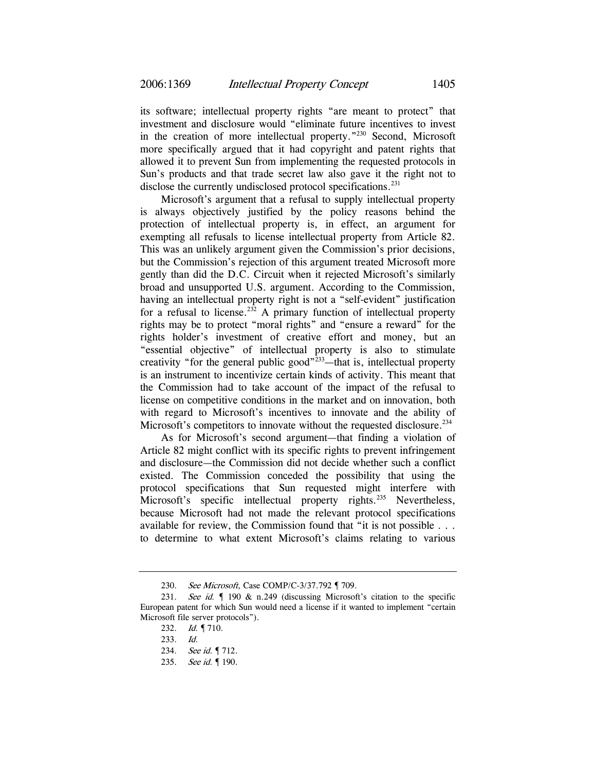its software; intellectual property rights "are meant to protect" that investment and disclosure would "eliminate future incentives to invest in the creation of more intellectual property."[230] Second, Microsoft more specifically argued that it had copyright and patent rights that allowed it to prevent Sun from implementing the requested protocols in Sun's products and that trade secret law also gave it the right not to disclose the currently undisclosed protocol specifications.[231]

Microsoft's argument that a refusal to supply intellectual property is always objectively justified by the policy reasons behind the protection of intellectual property is, in effect, an argument for exempting all refusals to license intellectual property from Article 82. This was an unlikely argument given the Commission's prior decisions, but the Commission's rejection of this argument treated Microsoft more gently than did the D.C. Circuit when it rejected Microsoft's similarly broad and unsupported U.S. argument. According to the Commission, having an intellectual property right is not a "self-evident" justification for a refusal to license.[232] A primary function of intellectual property rights may be to protect "moral rights" and "ensure a reward" for the rights holder's investment of creative effort and money, but an "essential objective" of intellectual property is also to stimulate creativity "for the general public good"[233]—that is, intellectual property is an instrument to incentivize certain kinds of activity. This meant that the Commission had to take account of the impact of the refusal to license on competitive conditions in the market and on innovation, both with regard to Microsoft's incentives to innovate and the ability of Microsoft's competitors to innovate without the requested disclosure.[234]

As for Microsoft's second argument—that finding a violation of Article 82 might conflict with its specific rights to prevent infringement and disclosure—the Commission did not decide whether such a conflict existed. The Commission conceded the possibility that using the protocol specifications that Sun requested might interfere with Microsoft's specific intellectual property rights.[235] Nevertheless, because Microsoft had not made the relevant protocol specifications available for review, the Commission found that "it is not possible . . . to determine to what extent Microsoft's claims relating to various

---

230. *See Microsoft*, Case COMP/C-3/37.792 ¶ 709.

231. *See id.* ¶ 190 & n.249 (discussing Microsoft's citation to the specific European patent for which Sun would need a license if it wanted to implement "certain Microsoft file server protocols").

232. *Id.* ¶ 710.

233. *Id.*

234. *See id.* ¶ 712.

235. *See id.* ¶ 190.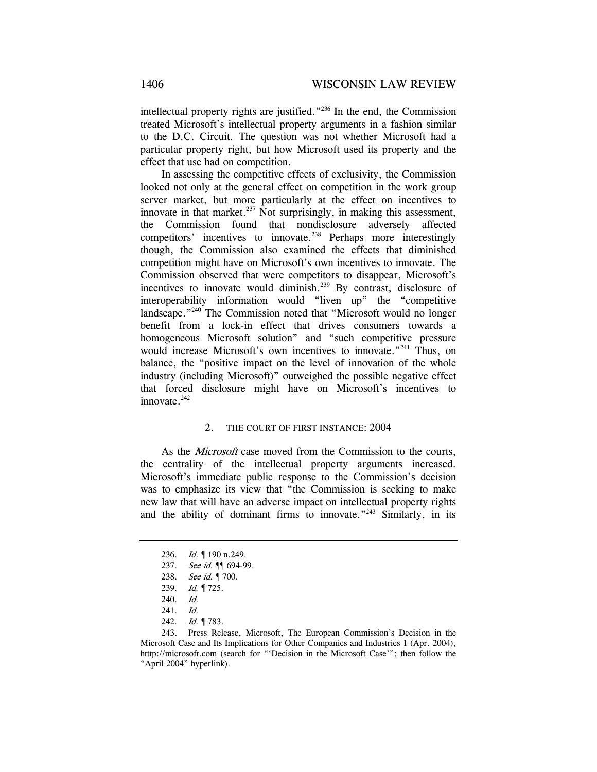intellectual property rights are justified."[236] In the end, the Commission treated Microsoft's intellectual property arguments in a fashion similar to the D.C. Circuit. The question was not whether Microsoft had a particular property right, but how Microsoft used its property and the effect that use had on competition.

In assessing the competitive effects of exclusivity, the Commission looked not only at the general effect on competition in the work group server market, but more particularly at the effect on incentives to innovate in that market.[237] Not surprisingly, in making this assessment, the Commission found that nondisclosure adversely affected competitors' incentives to innovate.[238] Perhaps more interestingly though, the Commission also examined the effects that diminished competition might have on Microsoft's own incentives to innovate. The Commission observed that were competitors to disappear, Microsoft's incentives to innovate would diminish.[239] By contrast, disclosure of interoperability information would "liven up" the "competitive landscape."[240] The Commission noted that "Microsoft would no longer benefit from a lock-in effect that drives consumers towards a homogeneous Microsoft solution" and "such competitive pressure would increase Microsoft's own incentives to innovate."[241] Thus, on balance, the "positive impact on the level of innovation of the whole industry (including Microsoft)" outweighed the possible negative effect that forced disclosure might have on Microsoft's incentives to innovate.[242]

### 2. THE COURT OF FIRST INSTANCE: 2004

As the *Microsoft* case moved from the Commission to the courts, the centrality of the intellectual property arguments increased. Microsoft's immediate public response to the Commission's decision was to emphasize its view that "the Commission is seeking to make new law that will have an adverse impact on intellectual property rights and the ability of dominant firms to innovate."[243] Similarly, in its

---

236. *Id.* ¶ 190 n.249.

237. *See id.* ¶¶ 694-99.

238. *See id.* ¶ 700.

239. *Id.* ¶ 725.

240. *Id.*

241. *Id.*

242. *Id.* ¶ 783.

243. Press Release, Microsoft, The European Commission's Decision in the Microsoft Case and Its Implications for Other Companies and Industries 1 (Apr. 2004), htttp://microsoft.com (search for "'Decision in the Microsoft Case'"; then follow the "April 2004" hyperlink).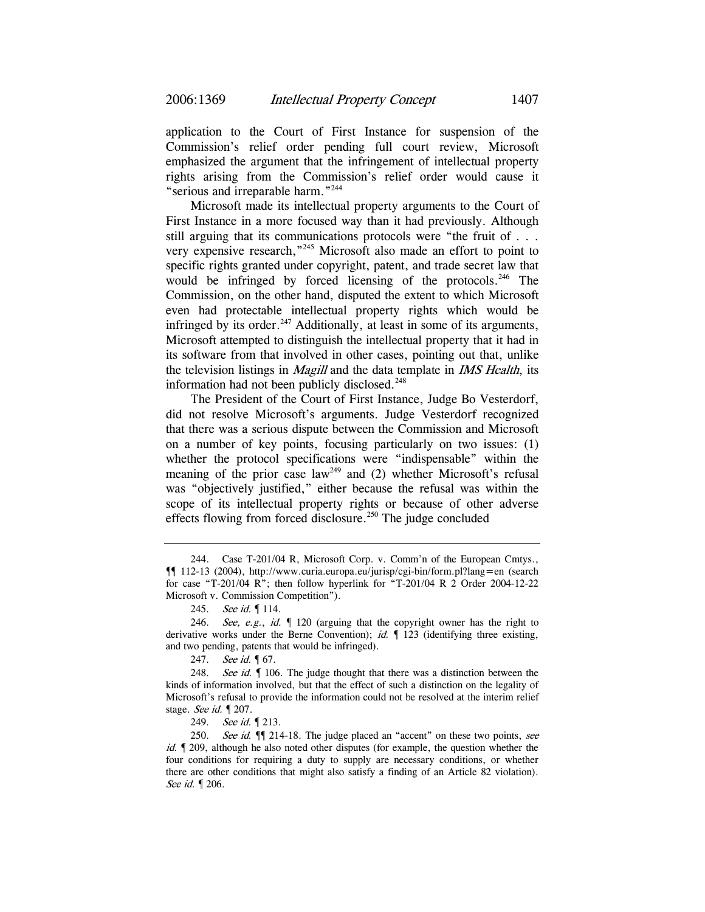application to the Court of First Instance for suspension of the Commission's relief order pending full court review, Microsoft emphasized the argument that the infringement of intellectual property rights arising from the Commission's relief order would cause it "serious and irreparable harm."[244]

Microsoft made its intellectual property arguments to the Court of First Instance in a more focused way than it had previously. Although still arguing that its communications protocols were "the fruit of . . . very expensive research,"[245] Microsoft also made an effort to point to specific rights granted under copyright, patent, and trade secret law that would be infringed by forced licensing of the protocols.[246] The Commission, on the other hand, disputed the extent to which Microsoft even had protectable intellectual property rights which would be infringed by its order.[247] Additionally, at least in some of its arguments, Microsoft attempted to distinguish the intellectual property that it had in its software from that involved in other cases, pointing out that, unlike the television listings in *Magill* and the data template in *IMS Health*, its information had not been publicly disclosed.[248]

The President of the Court of First Instance, Judge Bo Vesterdorf, did not resolve Microsoft's arguments. Judge Vesterdorf recognized that there was a serious dispute between the Commission and Microsoft on a number of key points, focusing particularly on two issues: (1) whether the protocol specifications were "indispensable" within the meaning of the prior case law[249] and (2) whether Microsoft's refusal was "objectively justified," either because the refusal was within the scope of its intellectual property rights or because of other adverse effects flowing from forced disclosure.[250] The judge concluded

---

244. Case T-201/04 R, Microsoft Corp. v. Comm'n of the European Cmtys., ¶¶ 112-13 (2004), http://www.curia.europa.eu/jurisp/cgi-bin/form.pl?lang=en (search for case "T-201/04 R"; then follow hyperlink for "T-201/04 R 2 Order 2004-12-22 Microsoft v. Commission Competition").

245. *See id.* ¶ 114.

246. *See, e.g.*, *id.* ¶ 120 (arguing that the copyright owner has the right to derivative works under the Berne Convention); *id.* ¶ 123 (identifying three existing, and two pending, patents that would be infringed).

247. *See id.* ¶ 67.

248. *See id.* ¶ 106. The judge thought that there was a distinction between the kinds of information involved, but that the effect of such a distinction on the legality of Microsoft's refusal to provide the information could not be resolved at the interim relief stage. *See id.* ¶ 207.

249. *See id.* ¶ 213.

250. *See id.* ¶¶ 214-18. The judge placed an "accent" on these two points, *see id.* ¶ 209, although he also noted other disputes (for example, the question whether the four conditions for requiring a duty to supply are necessary conditions, or whether there are other conditions that might also satisfy a finding of an Article 82 violation). *See id.* ¶ 206.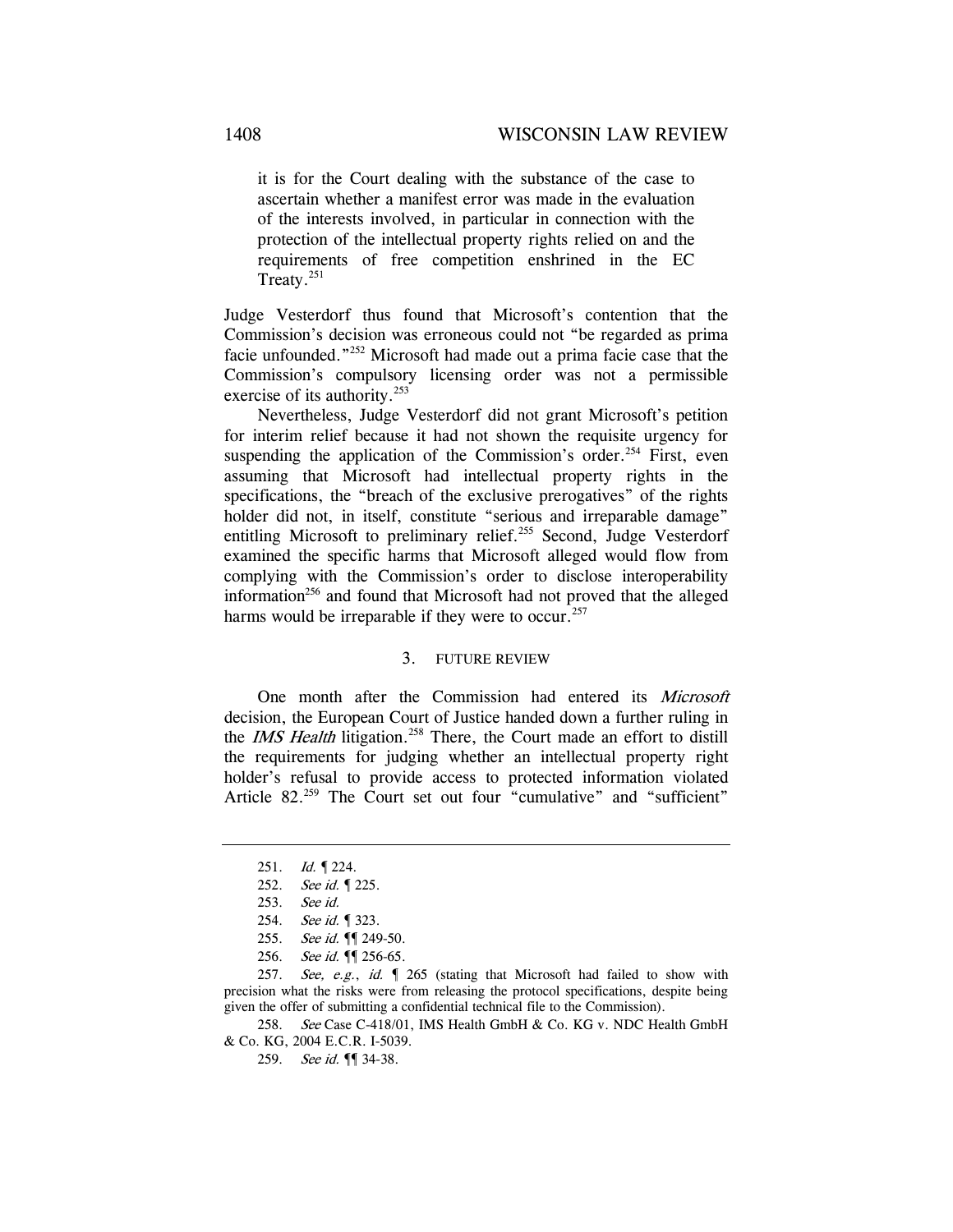> it is for the Court dealing with the substance of the case to ascertain whether a manifest error was made in the evaluation of the interests involved, in particular in connection with the protection of the intellectual property rights relied on and the requirements of free competition enshrined in the EC Treaty.[251]

Judge Vesterdorf thus found that Microsoft's contention that the Commission's decision was erroneous could not "be regarded as prima facie unfounded."[252] Microsoft had made out a prima facie case that the Commission's compulsory licensing order was not a permissible exercise of its authority.[253]

Nevertheless, Judge Vesterdorf did not grant Microsoft's petition for interim relief because it had not shown the requisite urgency for suspending the application of the Commission's order.[254] First, even assuming that Microsoft had intellectual property rights in the specifications, the "breach of the exclusive prerogatives" of the rights holder did not, in itself, constitute "serious and irreparable damage" entitling Microsoft to preliminary relief.[255] Second, Judge Vesterdorf examined the specific harms that Microsoft alleged would flow from complying with the Commission's order to disclose interoperability information[256] and found that Microsoft had not proved that the alleged harms would be irreparable if they were to occur.[257]

### 3. FUTURE REVIEW

One month after the Commission had entered its *Microsoft* decision, the European Court of Justice handed down a further ruling in the *IMS Health* litigation.[258] There, the Court made an effort to distill the requirements for judging whether an intellectual property right holder's refusal to provide access to protected information violated Article 82.[259] The Court set out four "cumulative" and "sufficient"

---

251. *Id.* ¶ 224.

252. *See id.* ¶ 225.

253. *See id.*

254. *See id.* ¶ 323.

255. *See id.* ¶¶ 249-50.

256. *See id.* ¶¶ 256-65.

257. *See, e.g.*, *id.* ¶ 265 (stating that Microsoft had failed to show with precision what the risks were from releasing the protocol specifications, despite being given the offer of submitting a confidential technical file to the Commission).

258. *See* Case C-418/01, IMS Health GmbH & Co. KG v. NDC Health GmbH & Co. KG, 2004 E.C.R. I-5039.

259. *See id.* ¶¶ 34-38.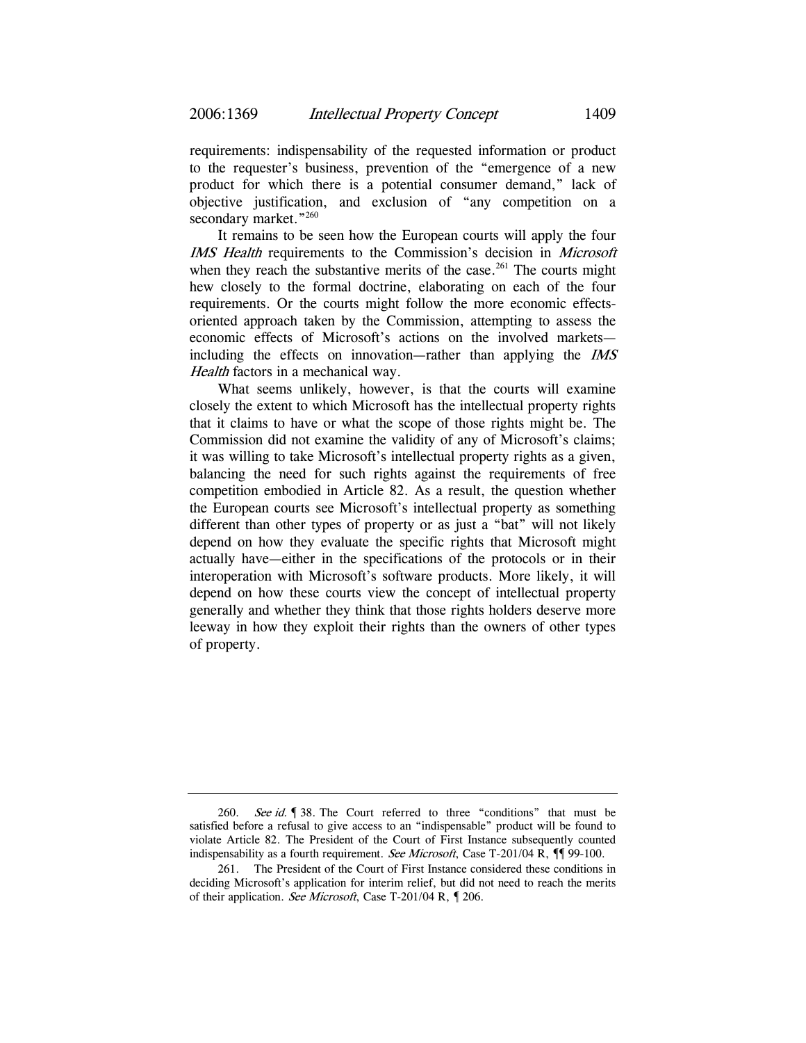requirements: indispensability of the requested information or product to the requester's business, prevention of the "emergence of a new product for which there is a potential consumer demand," lack of objective justification, and exclusion of "any competition on a secondary market."[260]

It remains to be seen how the European courts will apply the four *IMS Health* requirements to the Commission's decision in *Microsoft* when they reach the substantive merits of the case.[261] The courts might hew closely to the formal doctrine, elaborating on each of the four requirements. Or the courts might follow the more economic effects-oriented approach taken by the Commission, attempting to assess the economic effects of Microsoft's actions on the involved markets—including the effects on innovation—rather than applying the *IMS Health* factors in a mechanical way.

What seems unlikely, however, is that the courts will examine closely the extent to which Microsoft has the intellectual property rights that it claims to have or what the scope of those rights might be. The Commission did not examine the validity of any of Microsoft's claims; it was willing to take Microsoft's intellectual property rights as a given, balancing the need for such rights against the requirements of free competition embodied in Article 82. As a result, the question whether the European courts see Microsoft's intellectual property as something different than other types of property or as just a "bat" will not likely depend on how they evaluate the specific rights that Microsoft might actually have—either in the specifications of the protocols or in their interoperation with Microsoft's software products. More likely, it will depend on how these courts view the concept of intellectual property generally and whether they think that those rights holders deserve more leeway in how they exploit their rights than the owners of other types of property.

---

260. *See id.* ¶ 38. The Court referred to three "conditions" that must be satisfied before a refusal to give access to an "indispensable" product will be found to violate Article 82. The President of the Court of First Instance subsequently counted indispensability as a fourth requirement. *See Microsoft*, Case T-201/04 R, ¶¶ 99-100.

261. The President of the Court of First Instance considered these conditions in deciding Microsoft's application for interim relief, but did not need to reach the merits of their application. *See Microsoft*, Case T-201/04 R, ¶ 206.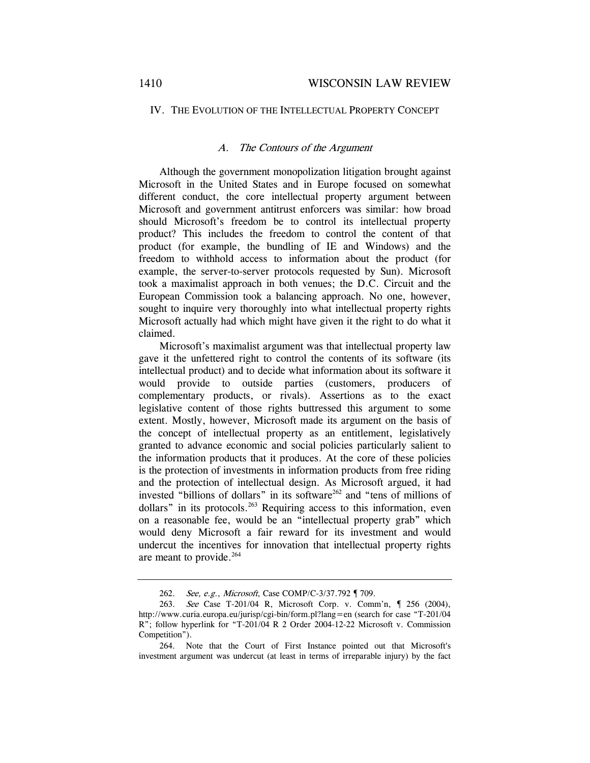## IV. THE EVOLUTION OF THE INTELLECTUAL PROPERTY CONCEPT

### *A. The Contours of the Argument*

Although the government monopolization litigation brought against Microsoft in the United States and in Europe focused on somewhat different conduct, the core intellectual property argument between Microsoft and government antitrust enforcers was similar: how broad should Microsoft's freedom be to control its intellectual property product? This includes the freedom to control the content of that product (for example, the bundling of IE and Windows) and the freedom to withhold access to information about the product (for example, the server-to-server protocols requested by Sun). Microsoft took a maximalist approach in both venues; the D.C. Circuit and the European Commission took a balancing approach. No one, however, sought to inquire very thoroughly into what intellectual property rights Microsoft actually had which might have given it the right to do what it claimed.

Microsoft's maximalist argument was that intellectual property law gave it the unfettered right to control the contents of its software (its intellectual product) and to decide what information about its software it would provide to outside parties (customers, producers of complementary products, or rivals). Assertions as to the exact legislative content of those rights buttressed this argument to some extent. Mostly, however, Microsoft made its argument on the basis of the concept of intellectual property as an entitlement, legislatively granted to advance economic and social policies particularly salient to the information products that it produces. At the core of these policies is the protection of investments in information products from free riding and the protection of intellectual design. As Microsoft argued, it had invested "billions of dollars" in its software[262] and "tens of millions of dollars" in its protocols.[263] Requiring access to this information, even on a reasonable fee, would be an "intellectual property grab" which would deny Microsoft a fair reward for its investment and would undercut the incentives for innovation that intellectual property rights are meant to provide.[264]

---

262. *See, e.g.*, *Microsoft*, Case COMP/C-3/37.792 ¶ 709.

263. *See* Case T-201/04 R, Microsoft Corp. v. Comm'n, ¶ 256 (2004), http://www.curia.europa.eu/jurisp/cgi-bin/form.pl?lang=en (search for case "T-201/04 R"; follow hyperlink for "T-201/04 R 2 Order 2004-12-22 Microsoft v. Commission Competition").

264. Note that the Court of First Instance pointed out that Microsoft's investment argument was undercut (at least in terms of irreparable injury) by the fact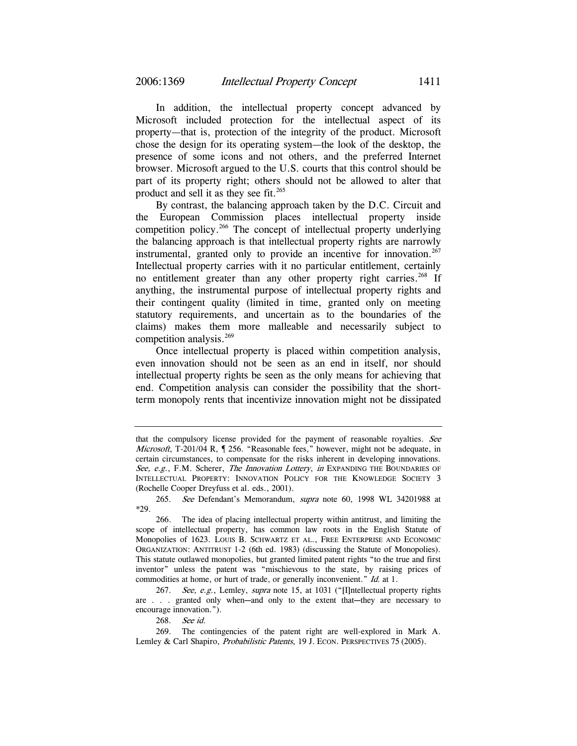In addition, the intellectual property concept advanced by Microsoft included protection for the intellectual aspect of its property—that is, protection of the integrity of the product. Microsoft chose the design for its operating system—the look of the desktop, the presence of some icons and not others, and the preferred Internet browser. Microsoft argued to the U.S. courts that this control should be part of its property right; others should not be allowed to alter that product and sell it as they see fit.[265]

By contrast, the balancing approach taken by the D.C. Circuit and the European Commission places intellectual property inside competition policy.[266] The concept of intellectual property underlying the balancing approach is that intellectual property rights are narrowly instrumental, granted only to provide an incentive for innovation.[267] Intellectual property carries with it no particular entitlement, certainly no entitlement greater than any other property right carries.[268] If anything, the instrumental purpose of intellectual property rights and their contingent quality (limited in time, granted only on meeting statutory requirements, and uncertain as to the boundaries of the claims) makes them more malleable and necessarily subject to competition analysis.[269]

Once intellectual property is placed within competition analysis, even innovation should not be seen as an end in itself, nor should intellectual property rights be seen as the only means for achieving that end. Competition analysis can consider the possibility that the short-term monopoly rents that incentivize innovation might not be dissipated

---

that the compulsory license provided for the payment of reasonable royalties. *See Microsoft*, T-201/04 R, ¶ 256. "Reasonable fees," however, might not be adequate, in certain circumstances, to compensate for the risks inherent in developing innovations. *See, e.g.*, F.M. Scherer, *The Innovation Lottery*, *in* EXPANDING THE BOUNDARIES OF INTELLECTUAL PROPERTY: INNOVATION POLICY FOR THE KNOWLEDGE SOCIETY 3 (Rochelle Cooper Dreyfuss et al. eds., 2001).

265. *See* Defendant's Memorandum, *supra* note 60, 1998 WL 34201988 at *29.

266. The idea of placing intellectual property within antitrust, and limiting the scope of intellectual property, has common law roots in the English Statute of Monopolies of 1623. LOUIS B. SCHWARTZ ET AL., FREE ENTERPRISE AND ECONOMIC ORGANIZATION: ANTITRUST 1-2 (6th ed. 1983) (discussing the Statute of Monopolies). This statute outlawed monopolies, but granted limited patent rights "to the true and first inventor" unless the patent was "mischievous to the state, by raising prices of commodities at home, or hurt of trade, or generally inconvenient." *Id.* at 1.

267. *See, e.g.*, Lemley, *supra* note 15, at 1031 ("[I]ntellectual property rights are . . . granted only when—and only to the extent that—they are necessary to encourage innovation.").

268. *See id.*

269. The contingencies of the patent right are well-explored in Mark A. Lemley & Carl Shapiro, *Probabilistic Patents*, 19 J. ECON. PERSPECTIVES 75 (2005).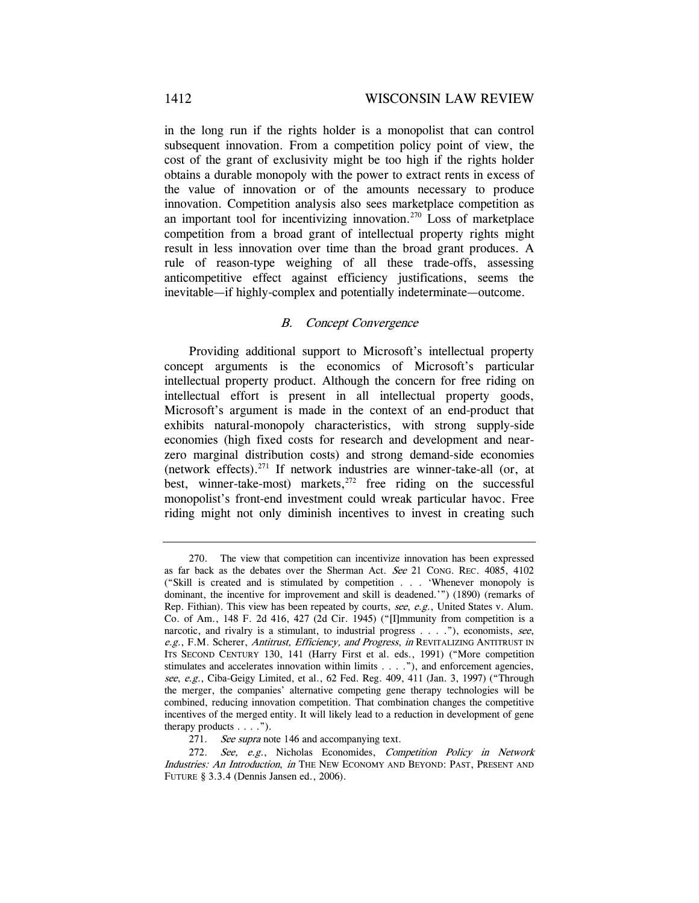in the long run if the rights holder is a monopolist that can control subsequent innovation. From a competition policy point of view, the cost of the grant of exclusivity might be too high if the rights holder obtains a durable monopoly with the power to extract rents in excess of the value of innovation or of the amounts necessary to produce innovation. Competition analysis also sees marketplace competition as an important tool for incentivizing innovation.[270] Loss of marketplace competition from a broad grant of intellectual property rights might result in less innovation over time than the broad grant produces. A rule of reason-type weighing of all these trade-offs, assessing anticompetitive effect against efficiency justifications, seems the inevitable—if highly-complex and potentially indeterminate—outcome.

### *B. Concept Convergence*

Providing additional support to Microsoft's intellectual property concept arguments is the economics of Microsoft's particular intellectual property product. Although the concern for free riding on intellectual effort is present in all intellectual property goods, Microsoft's argument is made in the context of an end-product that exhibits natural-monopoly characteristics, with strong supply-side economies (high fixed costs for research and development and near-zero marginal distribution costs) and strong demand-side economies (network effects).[271] If network industries are winner-take-all (or, at best, winner-take-most) markets,[272] free riding on the successful monopolist's front-end investment could wreak particular havoc. Free riding might not only diminish incentives to invest in creating such

---

270. The view that competition can incentivize innovation has been expressed as far back as the debates over the Sherman Act. *See* 21 CONG. REC. 4085, 4102 ("Skill is created and is stimulated by competition . . . 'Whenever monopoly is dominant, the incentive for improvement and skill is deadened.'") (1890) (remarks of Rep. Fithian). This view has been repeated by courts, *see*, *e.g.*, United States v. Alum. Co. of Am., 148 F. 2d 416, 427 (2d Cir. 1945) ("[I]mmunity from competition is a narcotic, and rivalry is a stimulant, to industrial progress . . . ."), economists, *see*, *e.g.*, F.M. Scherer, *Antitrust, Efficiency, and Progress*, *in* REVITALIZING ANTITRUST IN ITS SECOND CENTURY 130, 141 (Harry First et al. eds., 1991) ("More competition stimulates and accelerates innovation within limits . . . ."), and enforcement agencies, *see*, *e.g.*, Ciba-Geigy Limited, et al., 62 Fed. Reg. 409, 411 (Jan. 3, 1997) ("Through the merger, the companies' alternative competing gene therapy technologies will be combined, reducing innovation competition. That combination changes the competitive incentives of the merged entity. It will likely lead to a reduction in development of gene therapy products . . . .").

271. *See supra* note 146 and accompanying text.

272. *See, e.g.*, Nicholas Economides, *Competition Policy in Network Industries: An Introduction*, *in* THE NEW ECONOMY AND BEYOND: PAST, PRESENT AND FUTURE § 3.3.4 (Dennis Jansen ed., 2006).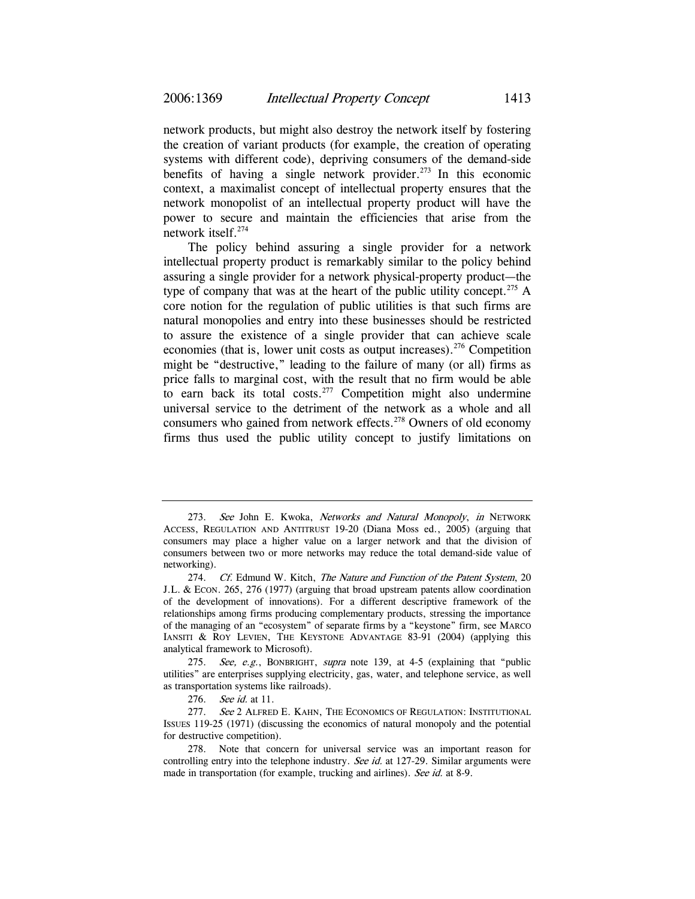network products, but might also destroy the network itself by fostering the creation of variant products (for example, the creation of operating systems with different code), depriving consumers of the demand-side benefits of having a single network provider.[273] In this economic context, a maximalist concept of intellectual property ensures that the network monopolist of an intellectual property product will have the power to secure and maintain the efficiencies that arise from the network itself.[274]

The policy behind assuring a single provider for a network intellectual property product is remarkably similar to the policy behind assuring a single provider for a network physical-property product—the type of company that was at the heart of the public utility concept.[275] A core notion for the regulation of public utilities is that such firms are natural monopolies and entry into these businesses should be restricted to assure the existence of a single provider that can achieve scale economies (that is, lower unit costs as output increases).[276] Competition might be "destructive," leading to the failure of many (or all) firms as price falls to marginal cost, with the result that no firm would be able to earn back its total costs.[277] Competition might also undermine universal service to the detriment of the network as a whole and all consumers who gained from network effects.[278] Owners of old economy firms thus used the public utility concept to justify limitations on

---

273. *See* John E. Kwoka, *Networks and Natural Monopoly*, *in* NETWORK ACCESS, REGULATION AND ANTITRUST 19-20 (Diana Moss ed., 2005) (arguing that consumers may place a higher value on a larger network and that the division of consumers between two or more networks may reduce the total demand-side value of networking).

274. *Cf.* Edmund W. Kitch, *The Nature and Function of the Patent System*, 20 J.L. & ECON. 265, 276 (1977) (arguing that broad upstream patents allow coordination of the development of innovations). For a different descriptive framework of the relationships among firms producing complementary products, stressing the importance of the managing of an "ecosystem" of separate firms by a "keystone" firm, see MARCO IANSITI & ROY LEVIEN, THE KEYSTONE ADVANTAGE 83-91 (2004) (applying this analytical framework to Microsoft).

275. *See, e.g.*, BONBRIGHT, *supra* note 139, at 4-5 (explaining that "public utilities" are enterprises supplying electricity, gas, water, and telephone service, as well as transportation systems like railroads).

276. *See id.* at 11.

277. *See* 2 ALFRED E. KAHN, THE ECONOMICS OF REGULATION: INSTITUTIONAL ISSUES 119-25 (1971) (discussing the economics of natural monopoly and the potential for destructive competition).

278. Note that concern for universal service was an important reason for controlling entry into the telephone industry. *See id.* at 127-29. Similar arguments were made in transportation (for example, trucking and airlines). *See id.* at 8-9.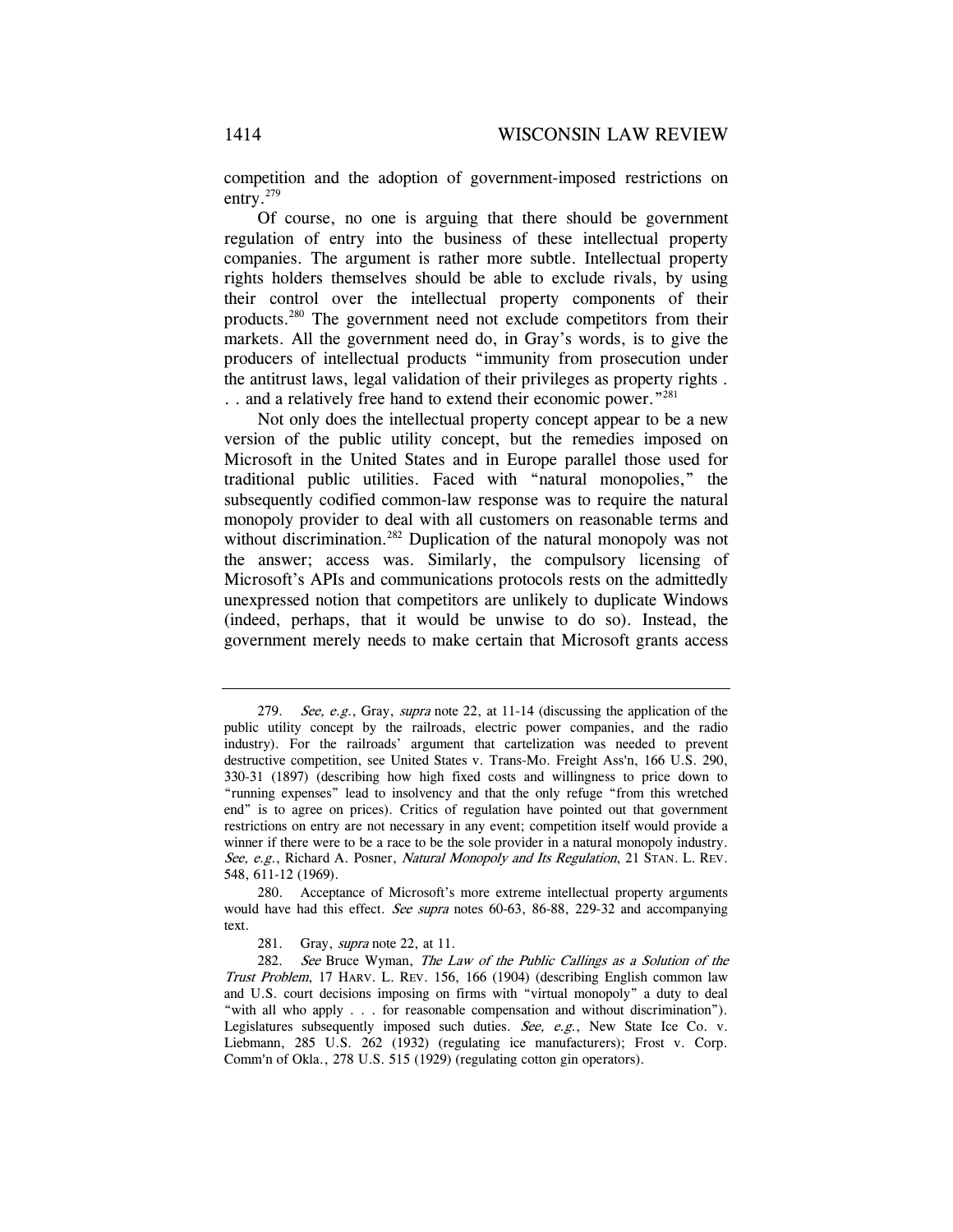competition and the adoption of government-imposed restrictions on entry.[279]

Of course, no one is arguing that there should be government regulation of entry into the business of these intellectual property companies. The argument is rather more subtle. Intellectual property rights holders themselves should be able to exclude rivals, by using their control over the intellectual property components of their products.[280] The government need not exclude competitors from their markets. All the government need do, in Gray's words, is to give the producers of intellectual products "immunity from prosecution under the antitrust laws, legal validation of their privileges as property rights . . . and a relatively free hand to extend their economic power."[281]

Not only does the intellectual property concept appear to be a new version of the public utility concept, but the remedies imposed on Microsoft in the United States and in Europe parallel those used for traditional public utilities. Faced with "natural monopolies," the subsequently codified common-law response was to require the natural monopoly provider to deal with all customers on reasonable terms and without discrimination.[282] Duplication of the natural monopoly was not the answer; access was. Similarly, the compulsory licensing of Microsoft's APIs and communications protocols rests on the admittedly unexpressed notion that competitors are unlikely to duplicate Windows (indeed, perhaps, that it would be unwise to do so). Instead, the government merely needs to make certain that Microsoft grants access

---

279. *See, e.g.*, Gray, *supra* note 22, at 11-14 (discussing the application of the public utility concept by the railroads, electric power companies, and the radio industry). For the railroads' argument that cartelization was needed to prevent destructive competition, see United States v. Trans-Mo. Freight Ass'n, 166 U.S. 290, 330-31 (1897) (describing how high fixed costs and willingness to price down to "running expenses" lead to insolvency and that the only refuge "from this wretched end" is to agree on prices). Critics of regulation have pointed out that government restrictions on entry are not necessary in any event; competition itself would provide a winner if there were to be a race to be the sole provider in a natural monopoly industry. *See, e.g.*, Richard A. Posner, *Natural Monopoly and Its Regulation*, 21 STAN. L. REV. 548, 611-12 (1969).

280. Acceptance of Microsoft's more extreme intellectual property arguments would have had this effect. *See supra* notes 60-63, 86-88, 229-32 and accompanying text.

281. Gray, *supra* note 22, at 11.

282. *See* Bruce Wyman, *The Law of the Public Callings as a Solution of the Trust Problem*, 17 HARV. L. REV. 156, 166 (1904) (describing English common law and U.S. court decisions imposing on firms with "virtual monopoly" a duty to deal "with all who apply . . . for reasonable compensation and without discrimination"). Legislatures subsequently imposed such duties. *See, e.g.*, New State Ice Co. v. Liebmann, 285 U.S. 262 (1932) (regulating ice manufacturers); Frost v. Corp. Comm'n of Okla., 278 U.S. 515 (1929) (regulating cotton gin operators).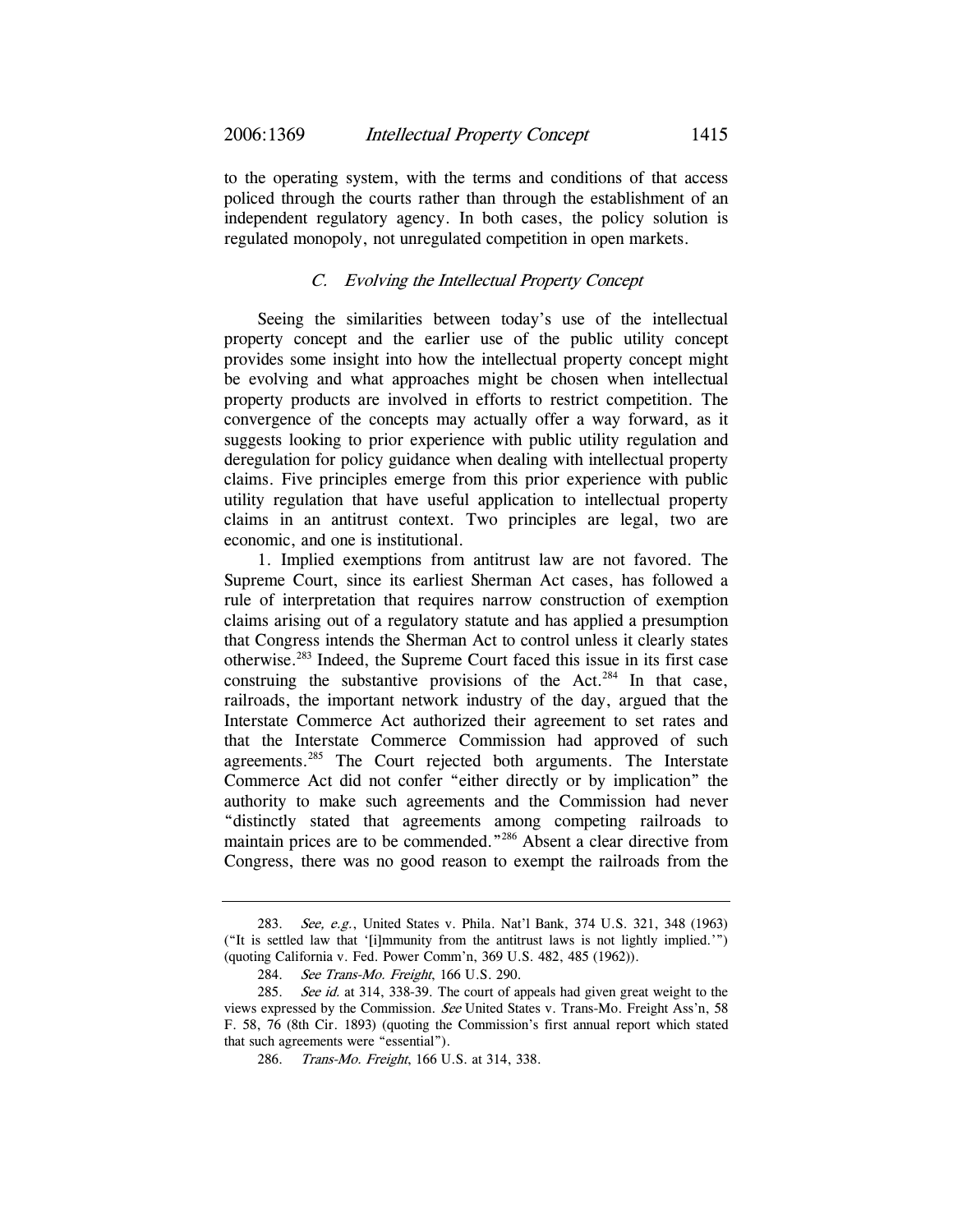to the operating system, with the terms and conditions of that access policed through the courts rather than through the establishment of an independent regulatory agency. In both cases, the policy solution is regulated monopoly, not unregulated competition in open markets.

### *C. Evolving the Intellectual Property Concept*

Seeing the similarities between today's use of the intellectual property concept and the earlier use of the public utility concept provides some insight into how the intellectual property concept might be evolving and what approaches might be chosen when intellectual property products are involved in efforts to restrict competition. The convergence of the concepts may actually offer a way forward, as it suggests looking to prior experience with public utility regulation and deregulation for policy guidance when dealing with intellectual property claims. Five principles emerge from this prior experience with public utility regulation that have useful application to intellectual property claims in an antitrust context. Two principles are legal, two are economic, and one is institutional.

1. Implied exemptions from antitrust law are not favored. The Supreme Court, since its earliest Sherman Act cases, has followed a rule of interpretation that requires narrow construction of exemption claims arising out of a regulatory statute and has applied a presumption that Congress intends the Sherman Act to control unless it clearly states otherwise.[283] Indeed, the Supreme Court faced this issue in its first case construing the substantive provisions of the Act.[284] In that case, railroads, the important network industry of the day, argued that the Interstate Commerce Act authorized their agreement to set rates and that the Interstate Commerce Commission had approved of such agreements.[285] The Court rejected both arguments. The Interstate Commerce Act did not confer "either directly or by implication" the authority to make such agreements and the Commission had never "distinctly stated that agreements among competing railroads to maintain prices are to be commended."[286] Absent a clear directive from Congress, there was no good reason to exempt the railroads from the

---

283. *See, e.g.*, United States v. Phila. Nat'l Bank, 374 U.S. 321, 348 (1963) ("It is settled law that '[i]mmunity from the antitrust laws is not lightly implied.'") (quoting California v. Fed. Power Comm'n, 369 U.S. 482, 485 (1962)).

284. *See Trans-Mo. Freight*, 166 U.S. 290.

285. *See id.* at 314, 338-39. The court of appeals had given great weight to the views expressed by the Commission. *See* United States v. Trans-Mo. Freight Ass'n, 58 F. 58, 76 (8th Cir. 1893) (quoting the Commission's first annual report which stated that such agreements were "essential").

286. *Trans-Mo. Freight*, 166 U.S. at 314, 338.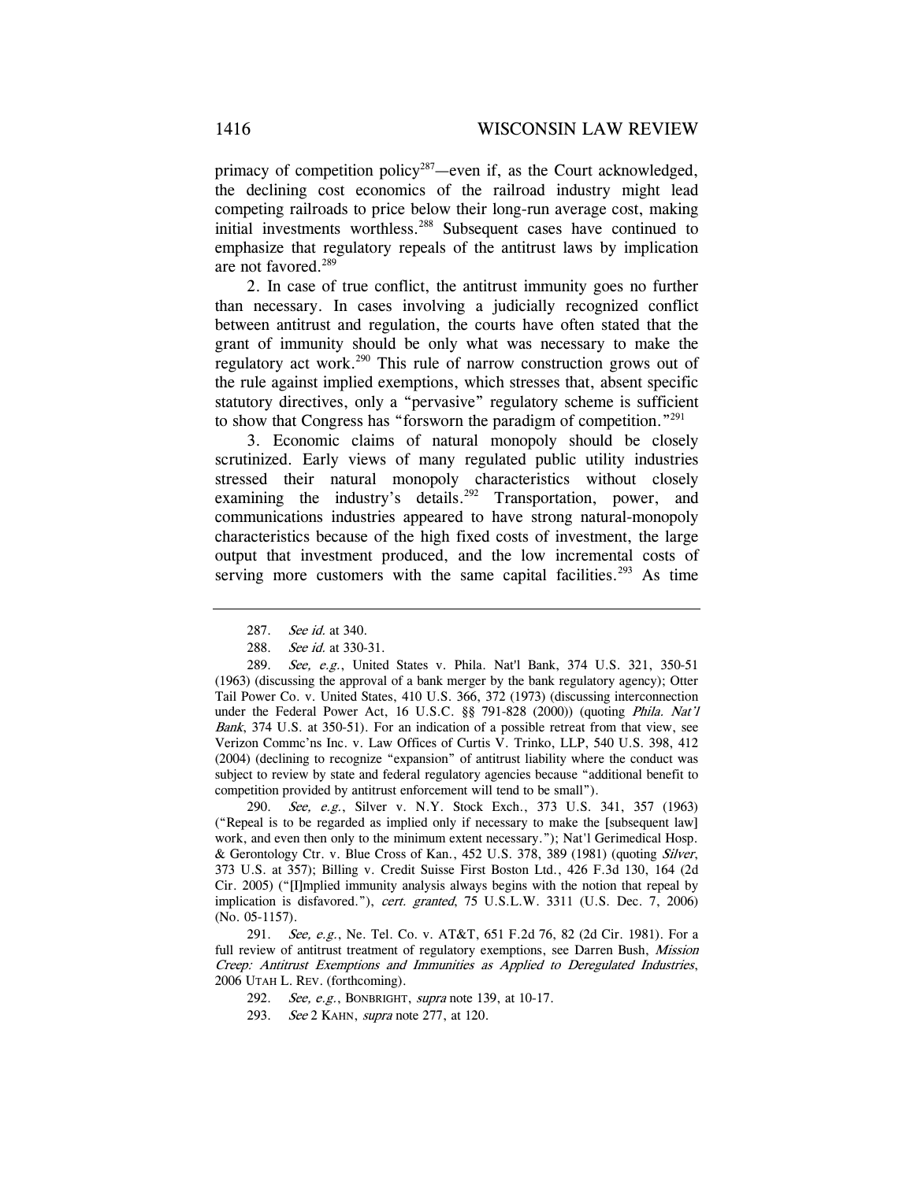primacy of competition policy[287]—even if, as the Court acknowledged, the declining cost economics of the railroad industry might lead competing railroads to price below their long-run average cost, making initial investments worthless.[288] Subsequent cases have continued to emphasize that regulatory repeals of the antitrust laws by implication are not favored.[289]

2. In case of true conflict, the antitrust immunity goes no further than necessary. In cases involving a judicially recognized conflict between antitrust and regulation, the courts have often stated that the grant of immunity should be only what was necessary to make the regulatory act work.[290] This rule of narrow construction grows out of the rule against implied exemptions, which stresses that, absent specific statutory directives, only a "pervasive" regulatory scheme is sufficient to show that Congress has "forsworn the paradigm of competition."[291]

3. Economic claims of natural monopoly should be closely scrutinized. Early views of many regulated public utility industries stressed their natural monopoly characteristics without closely examining the industry's details.[292] Transportation, power, and communications industries appeared to have strong natural-monopoly characteristics because of the high fixed costs of investment, the large output that investment produced, and the low incremental costs of serving more customers with the same capital facilities.[293] As time

---

287. *See id.* at 340.

288. *See id.* at 330-31.

289. *See, e.g.*, United States v. Phila. Nat'l Bank, 374 U.S. 321, 350-51 (1963) (discussing the approval of a bank merger by the bank regulatory agency); Otter Tail Power Co. v. United States, 410 U.S. 366, 372 (1973) (discussing interconnection under the Federal Power Act, 16 U.S.C. §§ 791-828 (2000)) (quoting *Phila. Nat'l Bank*, 374 U.S. at 350-51). For an indication of a possible retreat from that view, see Verizon Commc'ns Inc. v. Law Offices of Curtis V. Trinko, LLP, 540 U.S. 398, 412 (2004) (declining to recognize "expansion" of antitrust liability where the conduct was subject to review by state and federal regulatory agencies because "additional benefit to competition provided by antitrust enforcement will tend to be small").

290. *See, e.g.*, Silver v. N.Y. Stock Exch., 373 U.S. 341, 357 (1963) ("Repeal is to be regarded as implied only if necessary to make the [subsequent law] work, and even then only to the minimum extent necessary."); Nat'l Gerimedical Hosp. & Gerontology Ctr. v. Blue Cross of Kan., 452 U.S. 378, 389 (1981) (quoting *Silver*, 373 U.S. at 357); Billing v. Credit Suisse First Boston Ltd., 426 F.3d 130, 164 (2d Cir. 2005) ("[I]mplied immunity analysis always begins with the notion that repeal by implication is disfavored."), *cert. granted*, 75 U.S.L.W. 3311 (U.S. Dec. 7, 2006) (No. 05-1157).

291. *See, e.g.*, Ne. Tel. Co. v. AT&T, 651 F.2d 76, 82 (2d Cir. 1981). For a full review of antitrust treatment of regulatory exemptions, see Darren Bush, *Mission Creep: Antitrust Exemptions and Immunities as Applied to Deregulated Industries*, 2006 UTAH L. REV. (forthcoming).

292. *See, e.g.*, BONBRIGHT, *supra* note 139, at 10-17.

293. *See* 2 KAHN, *supra* note 277, at 120.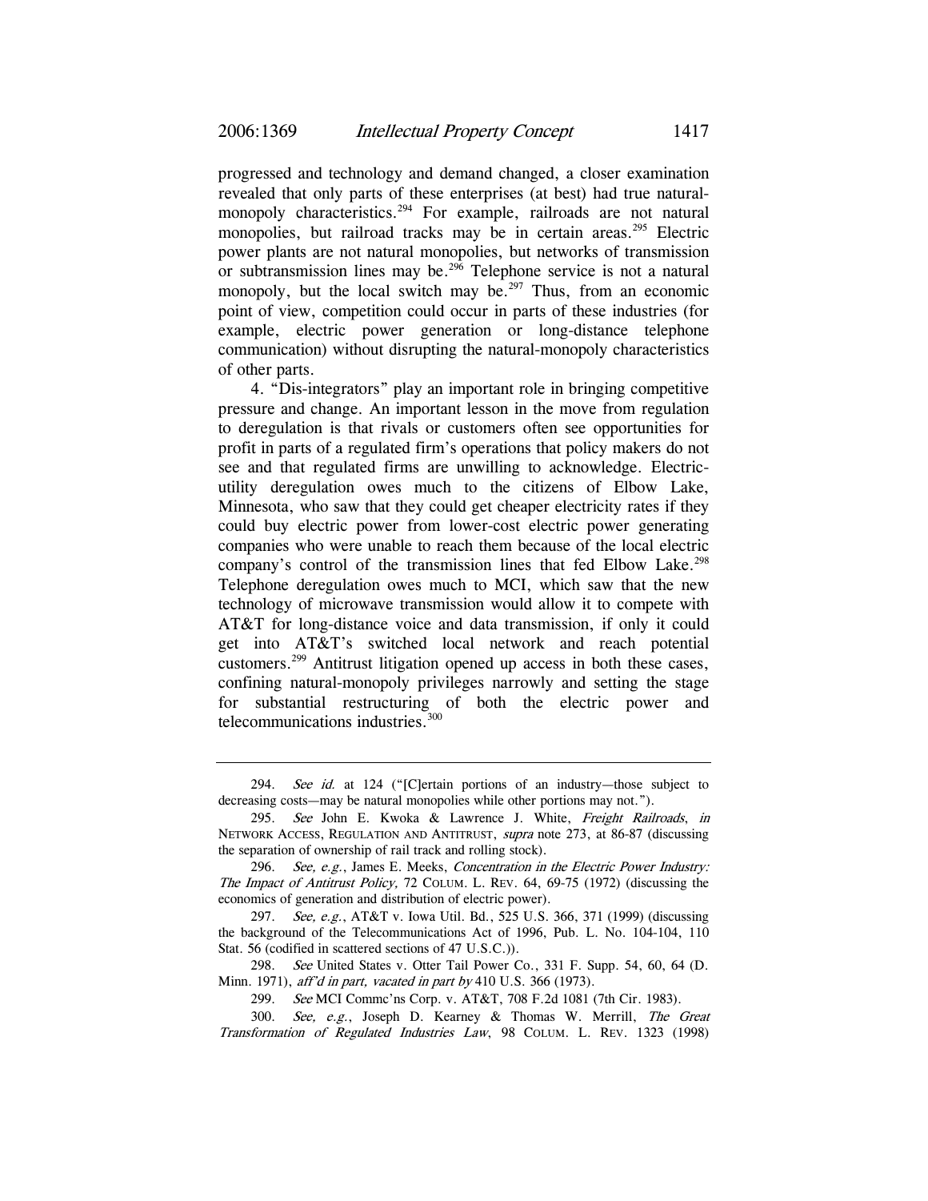progressed and technology and demand changed, a closer examination revealed that only parts of these enterprises (at best) had true natural-monopoly characteristics.[294] For example, railroads are not natural monopolies, but railroad tracks may be in certain areas.[295] Electric power plants are not natural monopolies, but networks of transmission or subtransmission lines may be.[296] Telephone service is not a natural monopoly, but the local switch may be.[297] Thus, from an economic point of view, competition could occur in parts of these industries (for example, electric power generation or long-distance telephone communication) without disrupting the natural-monopoly characteristics of other parts.

4. "Dis-integrators" play an important role in bringing competitive pressure and change. An important lesson in the move from regulation to deregulation is that rivals or customers often see opportunities for profit in parts of a regulated firm's operations that policy makers do not see and that regulated firms are unwilling to acknowledge. Electric-utility deregulation owes much to the citizens of Elbow Lake, Minnesota, who saw that they could get cheaper electricity rates if they could buy electric power from lower-cost electric power generating companies who were unable to reach them because of the local electric company's control of the transmission lines that fed Elbow Lake.[298] Telephone deregulation owes much to MCI, which saw that the new technology of microwave transmission would allow it to compete with AT&T for long-distance voice and data transmission, if only it could get into AT&T's switched local network and reach potential customers.[299] Antitrust litigation opened up access in both these cases, confining natural-monopoly privileges narrowly and setting the stage for substantial restructuring of both the electric power and telecommunications industries.[300]

---

294. *See id.* at 124 ("[C]ertain portions of an industry—those subject to decreasing costs—may be natural monopolies while other portions may not.").

295. *See* John E. Kwoka & Lawrence J. White, *Freight Railroads*, *in* NETWORK ACCESS, REGULATION AND ANTITRUST, *supra* note 273, at 86-87 (discussing the separation of ownership of rail track and rolling stock).

296. *See, e.g.*, James E. Meeks, *Concentration in the Electric Power Industry: The Impact of Antitrust Policy,* 72 COLUM. L. REV. 64, 69-75 (1972) (discussing the economics of generation and distribution of electric power).

297. *See, e.g.*, AT&T v. Iowa Util. Bd., 525 U.S. 366, 371 (1999) (discussing the background of the Telecommunications Act of 1996, Pub. L. No. 104-104, 110 Stat. 56 (codified in scattered sections of 47 U.S.C.)).

298. *See* United States v. Otter Tail Power Co., 331 F. Supp. 54, 60, 64 (D. Minn. 1971), *aff'd in part, vacated in part by* 410 U.S. 366 (1973).

299. *See* MCI Commc'ns Corp. v. AT&T, 708 F.2d 1081 (7th Cir. 1983).

300. *See, e.g.*, Joseph D. Kearney & Thomas W. Merrill, *The Great Transformation of Regulated Industries Law*, 98 COLUM. L. REV. 1323 (1998)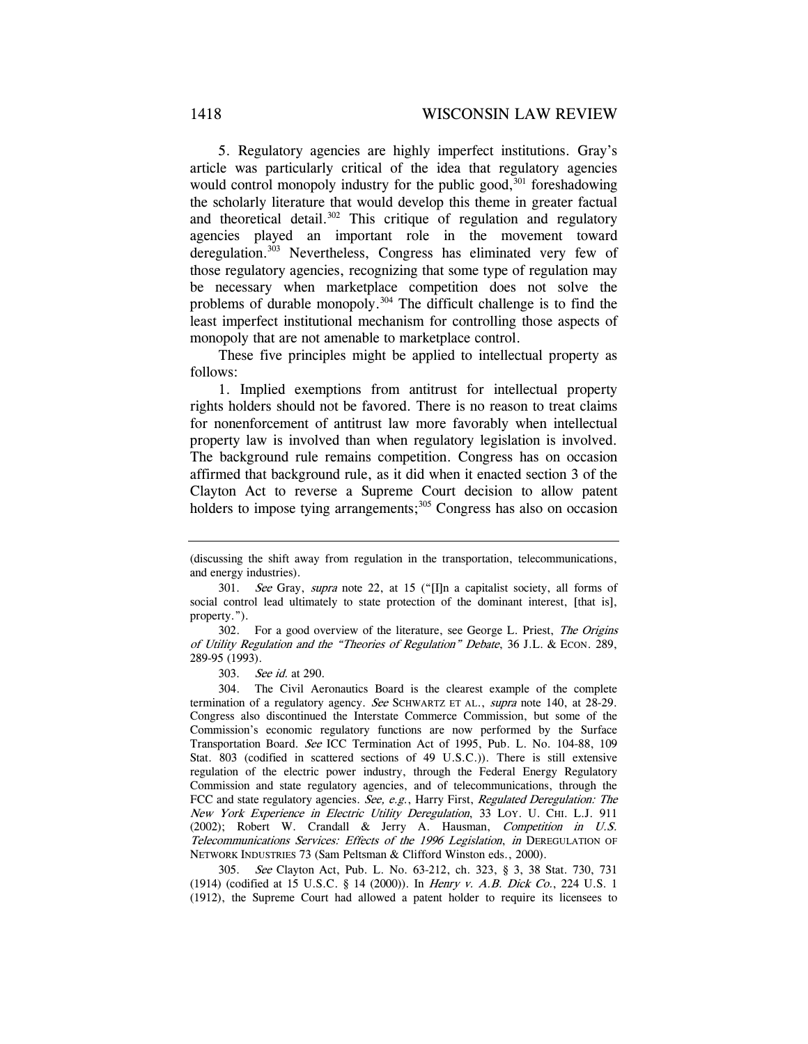5. Regulatory agencies are highly imperfect institutions. Gray's article was particularly critical of the idea that regulatory agencies would control monopoly industry for the public good,[301] foreshadowing the scholarly literature that would develop this theme in greater factual and theoretical detail.[302] This critique of regulation and regulatory agencies played an important role in the movement toward deregulation.[303] Nevertheless, Congress has eliminated very few of those regulatory agencies, recognizing that some type of regulation may be necessary when marketplace competition does not solve the problems of durable monopoly.[304] The difficult challenge is to find the least imperfect institutional mechanism for controlling those aspects of monopoly that are not amenable to marketplace control.

These five principles might be applied to intellectual property as follows:

1. Implied exemptions from antitrust for intellectual property rights holders should not be favored. There is no reason to treat claims for nonenforcement of antitrust law more favorably when intellectual property law is involved than when regulatory legislation is involved. The background rule remains competition. Congress has on occasion affirmed that background rule, as it did when it enacted section 3 of the Clayton Act to reverse a Supreme Court decision to allow patent holders to impose tying arrangements;[305] Congress has also on occasion

---

(discussing the shift away from regulation in the transportation, telecommunications, and energy industries).

301. *See* Gray, *supra* note 22, at 15 ("[I]n a capitalist society, all forms of social control lead ultimately to state protection of the dominant interest, [that is], property.").

302. For a good overview of the literature, see George L. Priest, *The Origins of Utility Regulation and the "Theories of Regulation" Debate*, 36 J.L. & ECON. 289, 289-95 (1993).

303. *See id.* at 290.

304. The Civil Aeronautics Board is the clearest example of the complete termination of a regulatory agency. *See* SCHWARTZ ET AL., *supra* note 140, at 28-29. Congress also discontinued the Interstate Commerce Commission, but some of the Commission's economic regulatory functions are now performed by the Surface Transportation Board. *See* ICC Termination Act of 1995, Pub. L. No. 104-88, 109 Stat. 803 (codified in scattered sections of 49 U.S.C.)). There is still extensive regulation of the electric power industry, through the Federal Energy Regulatory Commission and state regulatory agencies, and of telecommunications, through the FCC and state regulatory agencies. *See, e.g.*, Harry First, *Regulated Deregulation: The New York Experience in Electric Utility Deregulation*, 33 LOY. U. CHI. L.J. 911 (2002); Robert W. Crandall & Jerry A. Hausman, *Competition in U.S. Telecommunications Services: Effects of the 1996 Legislation*, *in* DEREGULATION OF NETWORK INDUSTRIES 73 (Sam Peltsman & Clifford Winston eds., 2000).

305. *See* Clayton Act, Pub. L. No. 63-212, ch. 323, § 3, 38 Stat. 730, 731 (1914) (codified at 15 U.S.C. § 14 (2000)). In *Henry v. A.B. Dick Co.*, 224 U.S. 1 (1912), the Supreme Court had allowed a patent holder to require its licensees to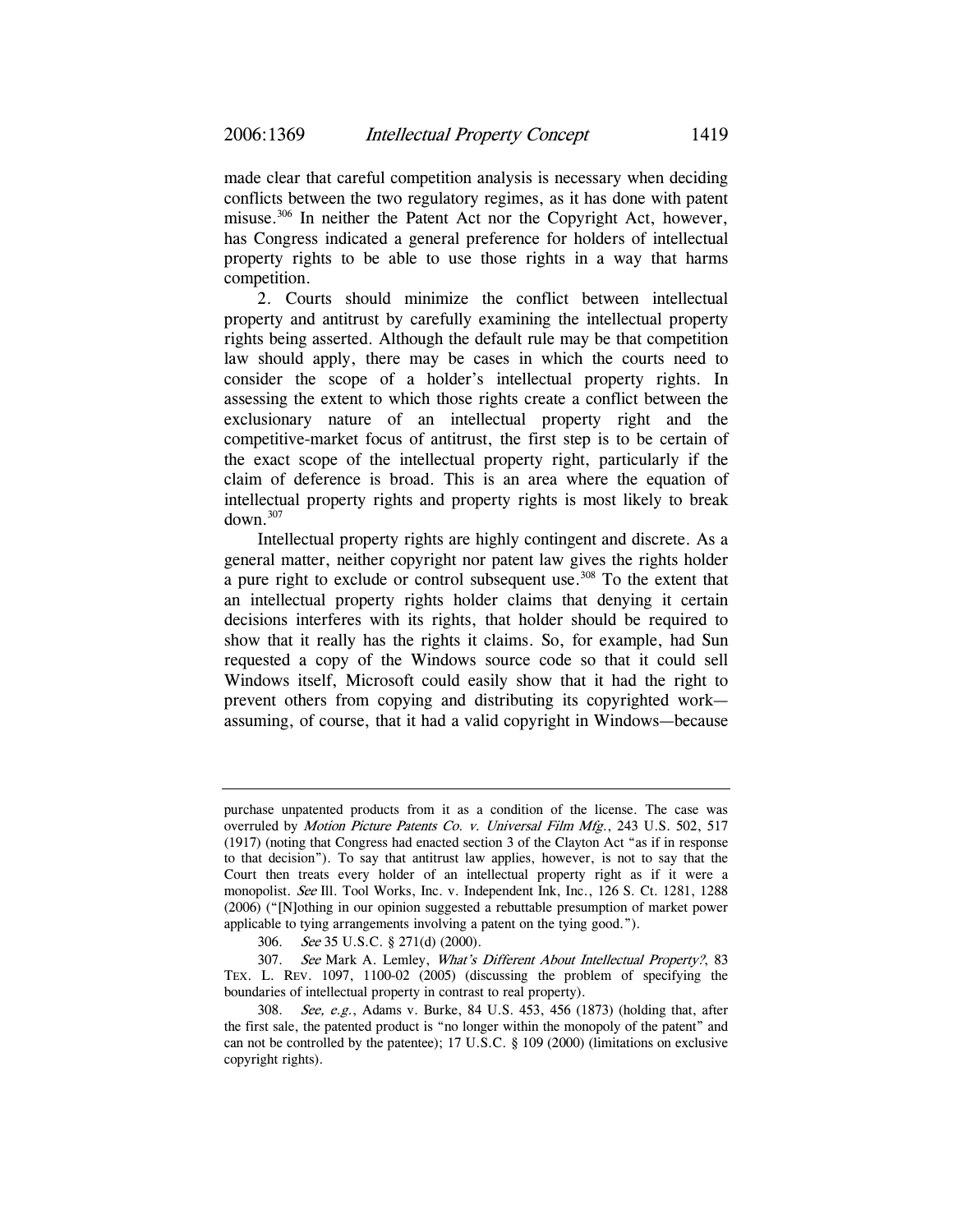made clear that careful competition analysis is necessary when deciding conflicts between the two regulatory regimes, as it has done with patent misuse.[306] In neither the Patent Act nor the Copyright Act, however, has Congress indicated a general preference for holders of intellectual property rights to be able to use those rights in a way that harms competition.

2. Courts should minimize the conflict between intellectual property and antitrust by carefully examining the intellectual property rights being asserted. Although the default rule may be that competition law should apply, there may be cases in which the courts need to consider the scope of a holder's intellectual property rights. In assessing the extent to which those rights create a conflict between the exclusionary nature of an intellectual property right and the competitive-market focus of antitrust, the first step is to be certain of the exact scope of the intellectual property right, particularly if the claim of deference is broad. This is an area where the equation of intellectual property rights and property rights is most likely to break down.[307]

Intellectual property rights are highly contingent and discrete. As a general matter, neither copyright nor patent law gives the rights holder a pure right to exclude or control subsequent use.[308] To the extent that an intellectual property rights holder claims that denying it certain decisions interferes with its rights, that holder should be required to show that it really has the rights it claims. So, for example, had Sun requested a copy of the Windows source code so that it could sell Windows itself, Microsoft could easily show that it had the right to prevent others from copying and distributing its copyrighted work—assuming, of course, that it had a valid copyright in Windows—because

---

purchase unpatented products from it as a condition of the license. The case was overruled by *Motion Picture Patents Co. v. Universal Film Mfg.*, 243 U.S. 502, 517 (1917) (noting that Congress had enacted section 3 of the Clayton Act "as if in response to that decision"). To say that antitrust law applies, however, is not to say that the Court then treats every holder of an intellectual property right as if it were a monopolist. *See* Ill. Tool Works, Inc. v. Independent Ink, Inc., 126 S. Ct. 1281, 1288 (2006) ("[N]othing in our opinion suggested a rebuttable presumption of market power applicable to tying arrangements involving a patent on the tying good.").

306. *See* 35 U.S.C. § 271(d) (2000).

307. *See* Mark A. Lemley, *What's Different About Intellectual Property?*, 83 TEX. L. REV. 1097, 1100-02 (2005) (discussing the problem of specifying the boundaries of intellectual property in contrast to real property).

308. *See, e.g.*, Adams v. Burke, 84 U.S. 453, 456 (1873) (holding that, after the first sale, the patented product is "no longer within the monopoly of the patent" and can not be controlled by the patentee); 17 U.S.C. § 109 (2000) (limitations on exclusive copyright rights).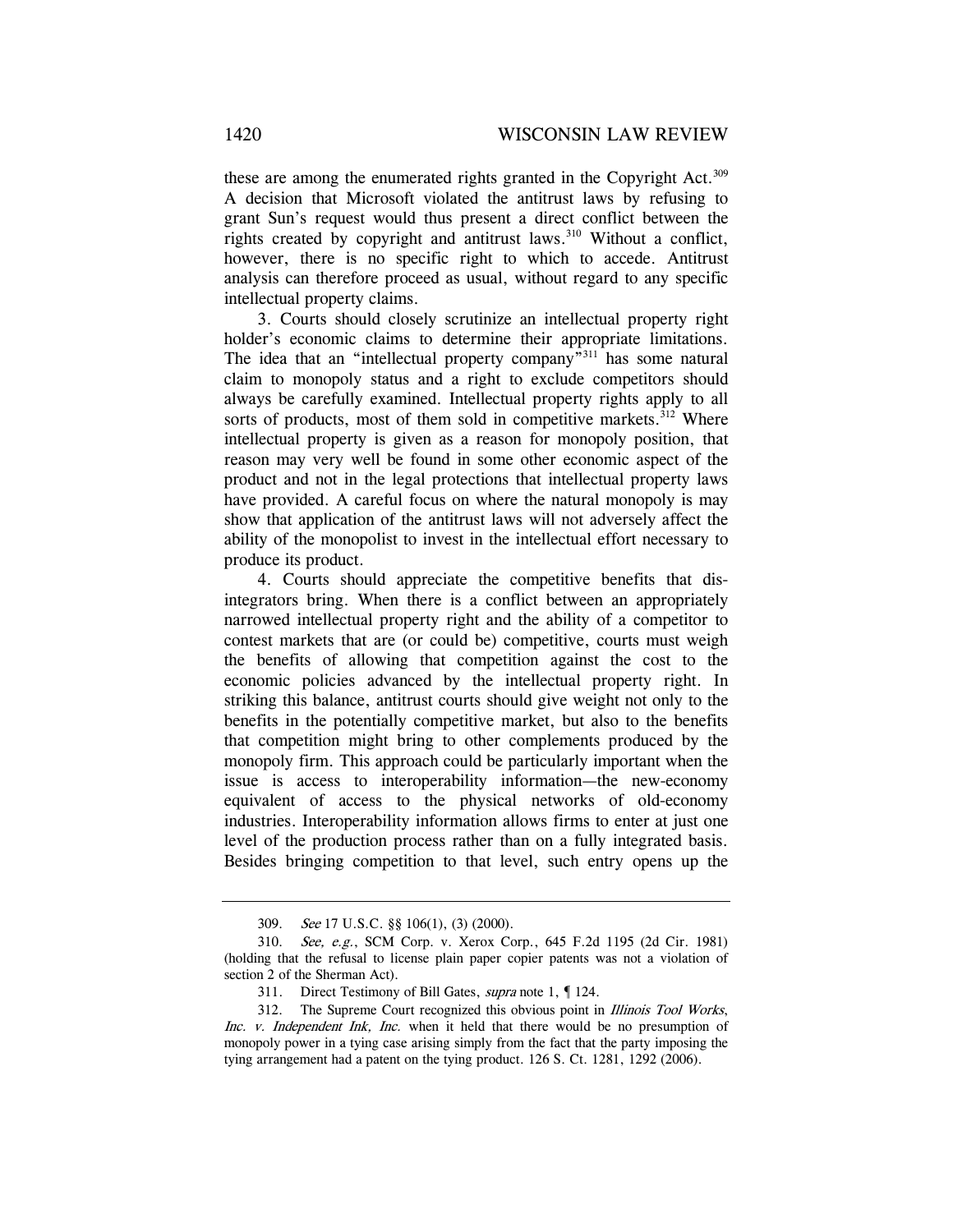these are among the enumerated rights granted in the Copyright Act.[309] A decision that Microsoft violated the antitrust laws by refusing to grant Sun's request would thus present a direct conflict between the rights created by copyright and antitrust laws.[310] Without a conflict, however, there is no specific right to which to accede. Antitrust analysis can therefore proceed as usual, without regard to any specific intellectual property claims.

3. Courts should closely scrutinize an intellectual property right holder's economic claims to determine their appropriate limitations. The idea that an "intellectual property company"[311] has some natural claim to monopoly status and a right to exclude competitors should always be carefully examined. Intellectual property rights apply to all sorts of products, most of them sold in competitive markets.[312] Where intellectual property is given as a reason for monopoly position, that reason may very well be found in some other economic aspect of the product and not in the legal protections that intellectual property laws have provided. A careful focus on where the natural monopoly is may show that application of the antitrust laws will not adversely affect the ability of the monopolist to invest in the intellectual effort necessary to produce its product.

4. Courts should appreciate the competitive benefits that disintegrators bring. When there is a conflict between an appropriately narrowed intellectual property right and the ability of a competitor to contest markets that are (or could be) competitive, courts must weigh the benefits of allowing that competition against the cost to the economic policies advanced by the intellectual property right. In striking this balance, antitrust courts should give weight not only to the benefits in the potentially competitive market, but also to the benefits that competition might bring to other complements produced by the monopoly firm. This approach could be particularly important when the issue is access to interoperability information—the new-economy equivalent of access to the physical networks of old-economy industries. Interoperability information allows firms to enter at just one level of the production process rather than on a fully integrated basis. Besides bringing competition to that level, such entry opens up the

---

309. *See* 17 U.S.C. §§ 106(1), (3) (2000).

310. *See, e.g.*, SCM Corp. v. Xerox Corp., 645 F.2d 1195 (2d Cir. 1981) (holding that the refusal to license plain paper copier patents was not a violation of section 2 of the Sherman Act).

311. Direct Testimony of Bill Gates, *supra* note 1, ¶ 124.

312. The Supreme Court recognized this obvious point in *Illinois Tool Works, Inc. v. Independent Ink, Inc.* when it held that there would be no presumption of monopoly power in a tying case arising simply from the fact that the party imposing the tying arrangement had a patent on the tying product. 126 S. Ct. 1281, 1292 (2006).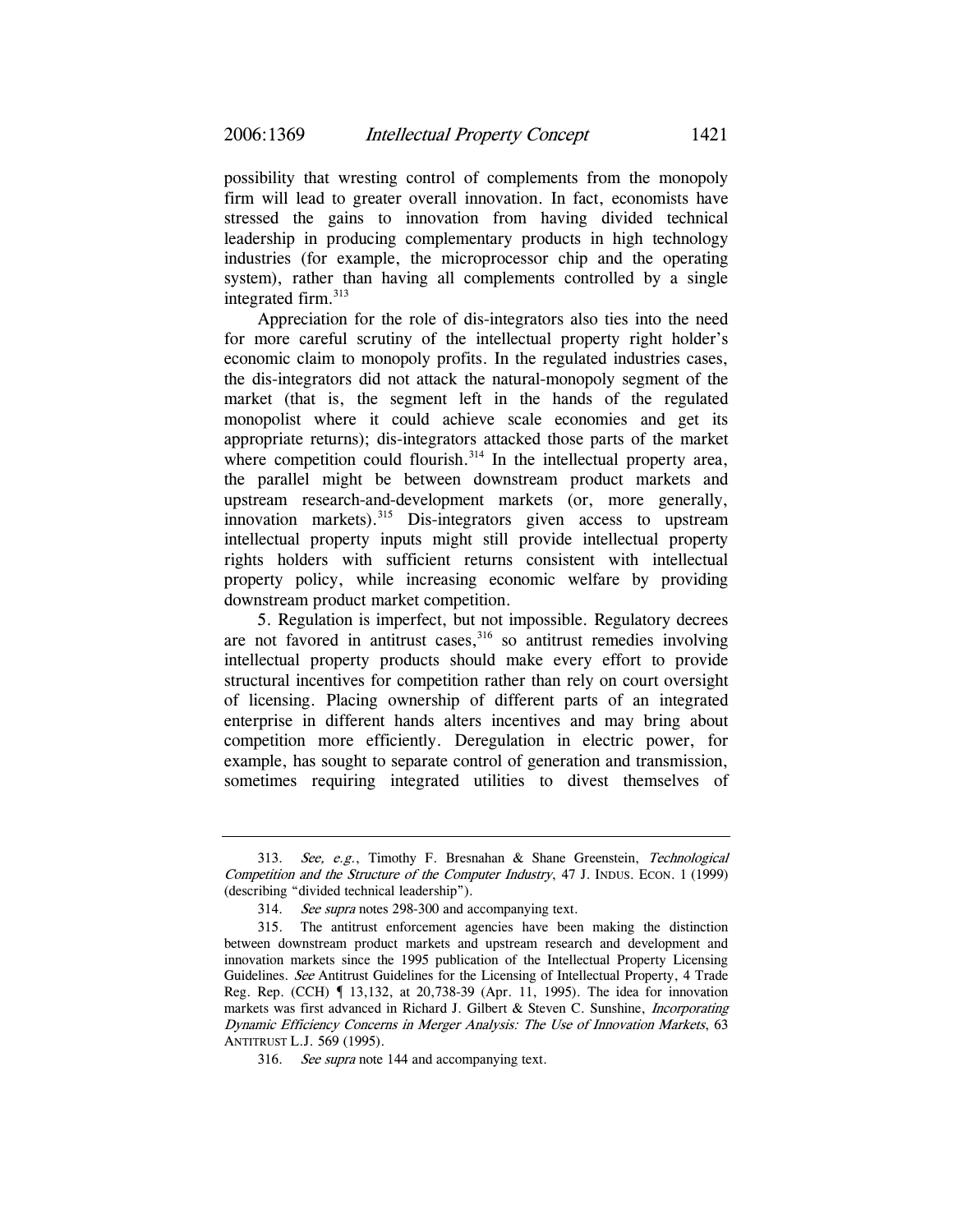possibility that wresting control of complements from the monopoly firm will lead to greater overall innovation. In fact, economists have stressed the gains to innovation from having divided technical leadership in producing complementary products in high technology industries (for example, the microprocessor chip and the operating system), rather than having all complements controlled by a single integrated firm.[313]

Appreciation for the role of dis-integrators also ties into the need for more careful scrutiny of the intellectual property right holder's economic claim to monopoly profits. In the regulated industries cases, the dis-integrators did not attack the natural-monopoly segment of the market (that is, the segment left in the hands of the regulated monopolist where it could achieve scale economies and get its appropriate returns); dis-integrators attacked those parts of the market where competition could flourish.[314] In the intellectual property area, the parallel might be between downstream product markets and upstream research-and-development markets (or, more generally, innovation markets).[315] Dis-integrators given access to upstream intellectual property inputs might still provide intellectual property rights holders with sufficient returns consistent with intellectual property policy, while increasing economic welfare by providing downstream product market competition.

5. Regulation is imperfect, but not impossible. Regulatory decrees are not favored in antitrust cases,[316] so antitrust remedies involving intellectual property products should make every effort to provide structural incentives for competition rather than rely on court oversight of licensing. Placing ownership of different parts of an integrated enterprise in different hands alters incentives and may bring about competition more efficiently. Deregulation in electric power, for example, has sought to separate control of generation and transmission, sometimes requiring integrated utilities to divest themselves of

---

313. *See, e.g.*, Timothy F. Bresnahan & Shane Greenstein, *Technological Competition and the Structure of the Computer Industry*, 47 J. INDUS. ECON. 1 (1999) (describing "divided technical leadership").

314. *See supra* notes 298-300 and accompanying text.

315. The antitrust enforcement agencies have been making the distinction between downstream product markets and upstream research and development and innovation markets since the 1995 publication of the Intellectual Property Licensing Guidelines. *See* Antitrust Guidelines for the Licensing of Intellectual Property, 4 Trade Reg. Rep. (CCH) ¶ 13,132, at 20,738-39 (Apr. 11, 1995). The idea for innovation markets was first advanced in Richard J. Gilbert & Steven C. Sunshine, *Incorporating Dynamic Efficiency Concerns in Merger Analysis: The Use of Innovation Markets*, 63 ANTITRUST L.J. 569 (1995).

316. *See supra* note 144 and accompanying text.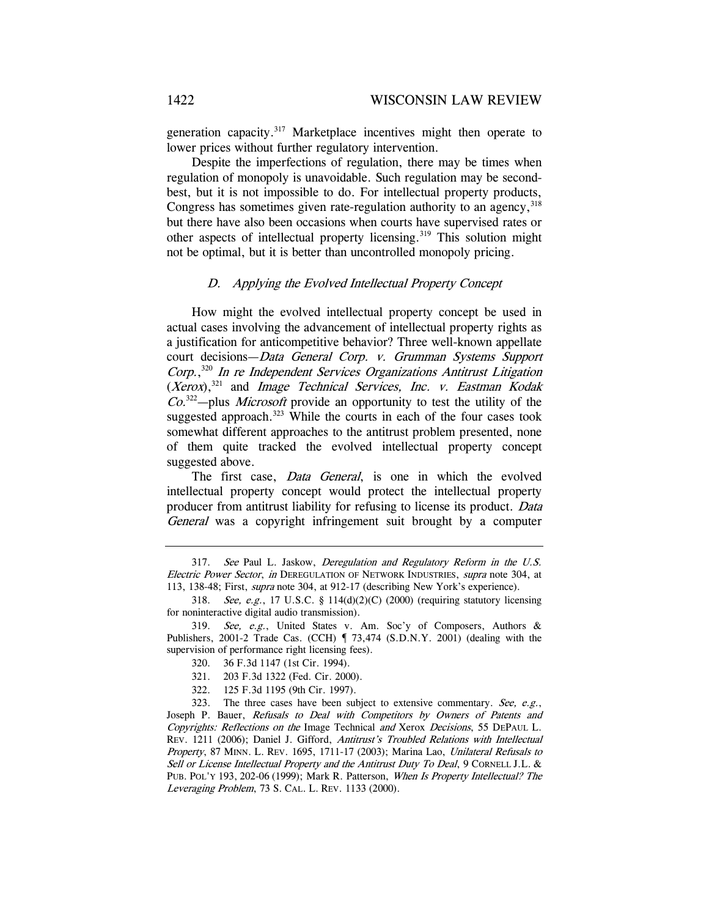generation capacity.[317] Marketplace incentives might then operate to lower prices without further regulatory intervention.

Despite the imperfections of regulation, there may be times when regulation of monopoly is unavoidable. Such regulation may be second-best, but it is not impossible to do. For intellectual property products, Congress has sometimes given rate-regulation authority to an agency,[318] but there have also been occasions when courts have supervised rates or other aspects of intellectual property licensing.[319] This solution might not be optimal, but it is better than uncontrolled monopoly pricing.

### *D. Applying the Evolved Intellectual Property Concept*

How might the evolved intellectual property concept be used in actual cases involving the advancement of intellectual property rights as a justification for anticompetitive behavior? Three well-known appellate court decisions—*Data General Corp. v. Grumman Systems Support Corp.*,[320] *In re Independent Services Organizations Antitrust Litigation* (*Xerox*),[321] and *Image Technical Services, Inc. v. Eastman Kodak Co.*[322]—plus *Microsoft* provide an opportunity to test the utility of the suggested approach.[323] While the courts in each of the four cases took somewhat different approaches to the antitrust problem presented, none of them quite tracked the evolved intellectual property concept suggested above.

The first case, *Data General*, is one in which the evolved intellectual property concept would protect the intellectual property producer from antitrust liability for refusing to license its product. *Data General* was a copyright infringement suit brought by a computer

---

317. *See* Paul L. Jaskow, *Deregulation and Regulatory Reform in the U.S. Electric Power Sector*, *in* DEREGULATION OF NETWORK INDUSTRIES, *supra* note 304, at 113, 138-48; First, *supra* note 304, at 912-17 (describing New York's experience).

318. *See, e.g.*, 17 U.S.C. § 114(d)(2)(C) (2000) (requiring statutory licensing for noninteractive digital audio transmission).

319. *See, e.g.*, United States v. Am. Soc'y of Composers, Authors & Publishers, 2001-2 Trade Cas. (CCH) ¶ 73,474 (S.D.N.Y. 2001) (dealing with the supervision of performance right licensing fees).

320. 36 F.3d 1147 (1st Cir. 1994).

321. 203 F.3d 1322 (Fed. Cir. 2000).

322. 125 F.3d 1195 (9th Cir. 1997).

323. The three cases have been subject to extensive commentary. *See, e.g.*, Joseph P. Bauer, *Refusals to Deal with Competitors by Owners of Patents and Copyrights: Reflections on the* Image Technical *and* Xerox *Decisions*, 55 DEPAUL L. REV. 1211 (2006); Daniel J. Gifford, *Antitrust's Troubled Relations with Intellectual Property*, 87 MINN. L. REV. 1695, 1711-17 (2003); Marina Lao, *Unilateral Refusals to Sell or License Intellectual Property and the Antitrust Duty To Deal*, 9 CORNELL J.L. & PUB. POL'Y 193, 202-06 (1999); Mark R. Patterson, *When Is Property Intellectual? The Leveraging Problem*, 73 S. CAL. L. REV. 1133 (2000).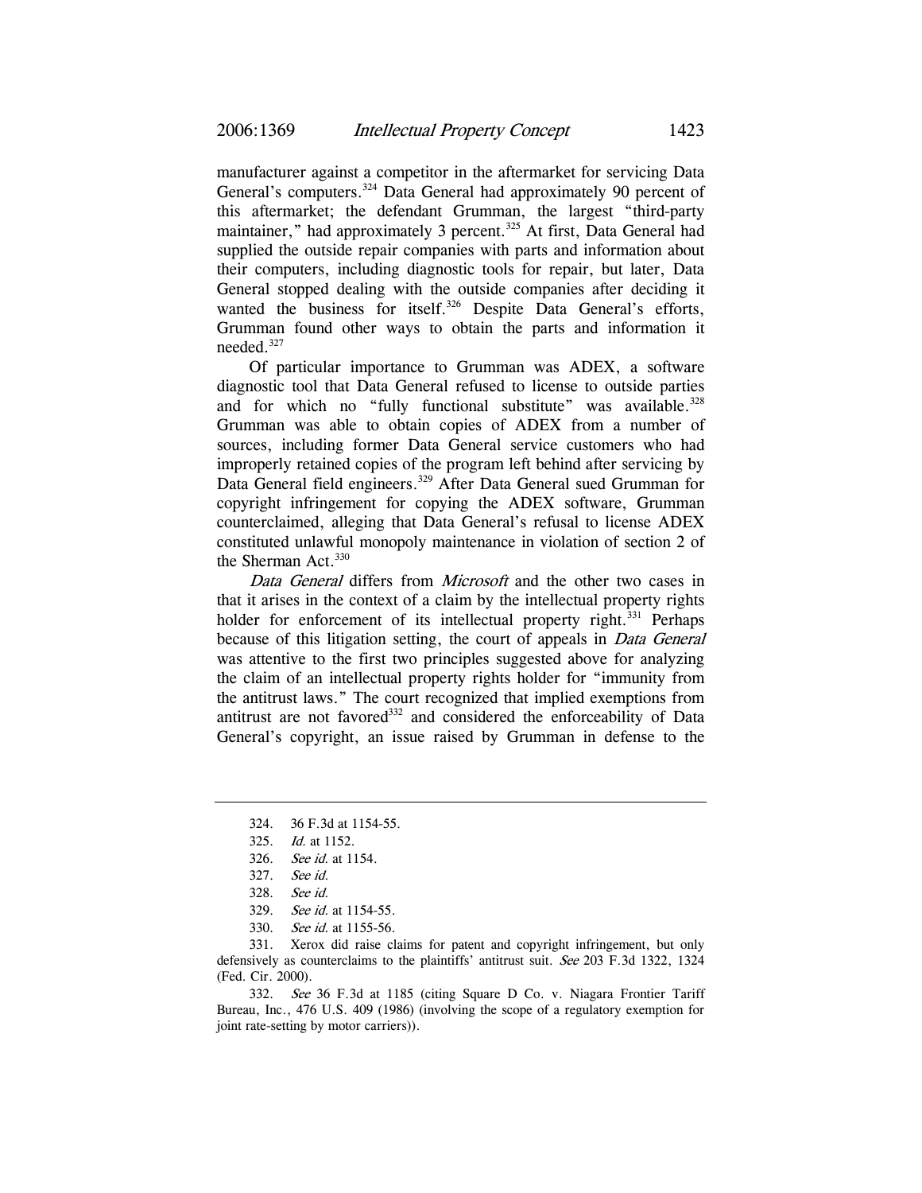manufacturer against a competitor in the aftermarket for servicing Data General's computers.[324] Data General had approximately 90 percent of this aftermarket; the defendant Grumman, the largest "third-party maintainer," had approximately 3 percent.[325] At first, Data General had supplied the outside repair companies with parts and information about their computers, including diagnostic tools for repair, but later, Data General stopped dealing with the outside companies after deciding it wanted the business for itself.[326] Despite Data General's efforts, Grumman found other ways to obtain the parts and information it needed.[327]

Of particular importance to Grumman was ADEX, a software diagnostic tool that Data General refused to license to outside parties and for which no "fully functional substitute" was available.[328] Grumman was able to obtain copies of ADEX from a number of sources, including former Data General service customers who had improperly retained copies of the program left behind after servicing by Data General field engineers.[329] After Data General sued Grumman for copyright infringement for copying the ADEX software, Grumman counterclaimed, alleging that Data General's refusal to license ADEX constituted unlawful monopoly maintenance in violation of section 2 of the Sherman Act.[330]

*Data General* differs from *Microsoft* and the other two cases in that it arises in the context of a claim by the intellectual property rights holder for enforcement of its intellectual property right.[331] Perhaps because of this litigation setting, the court of appeals in *Data General* was attentive to the first two principles suggested above for analyzing the claim of an intellectual property rights holder for "immunity from the antitrust laws." The court recognized that implied exemptions from antitrust are not favored[332] and considered the enforceability of Data General's copyright, an issue raised by Grumman in defense to the

---

324. 36 F.3d at 1154-55.

325. *Id.* at 1152.

326. *See id.* at 1154.

327. *See id.*

328. *See id.*

329. *See id.* at 1154-55.

330. *See id.* at 1155-56.

331. Xerox did raise claims for patent and copyright infringement, but only defensively as counterclaims to the plaintiffs' antitrust suit. *See* 203 F.3d 1322, 1324 (Fed. Cir. 2000).

332. *See* 36 F.3d at 1185 (citing Square D Co. v. Niagara Frontier Tariff Bureau, Inc., 476 U.S. 409 (1986) (involving the scope of a regulatory exemption for joint rate-setting by motor carriers)).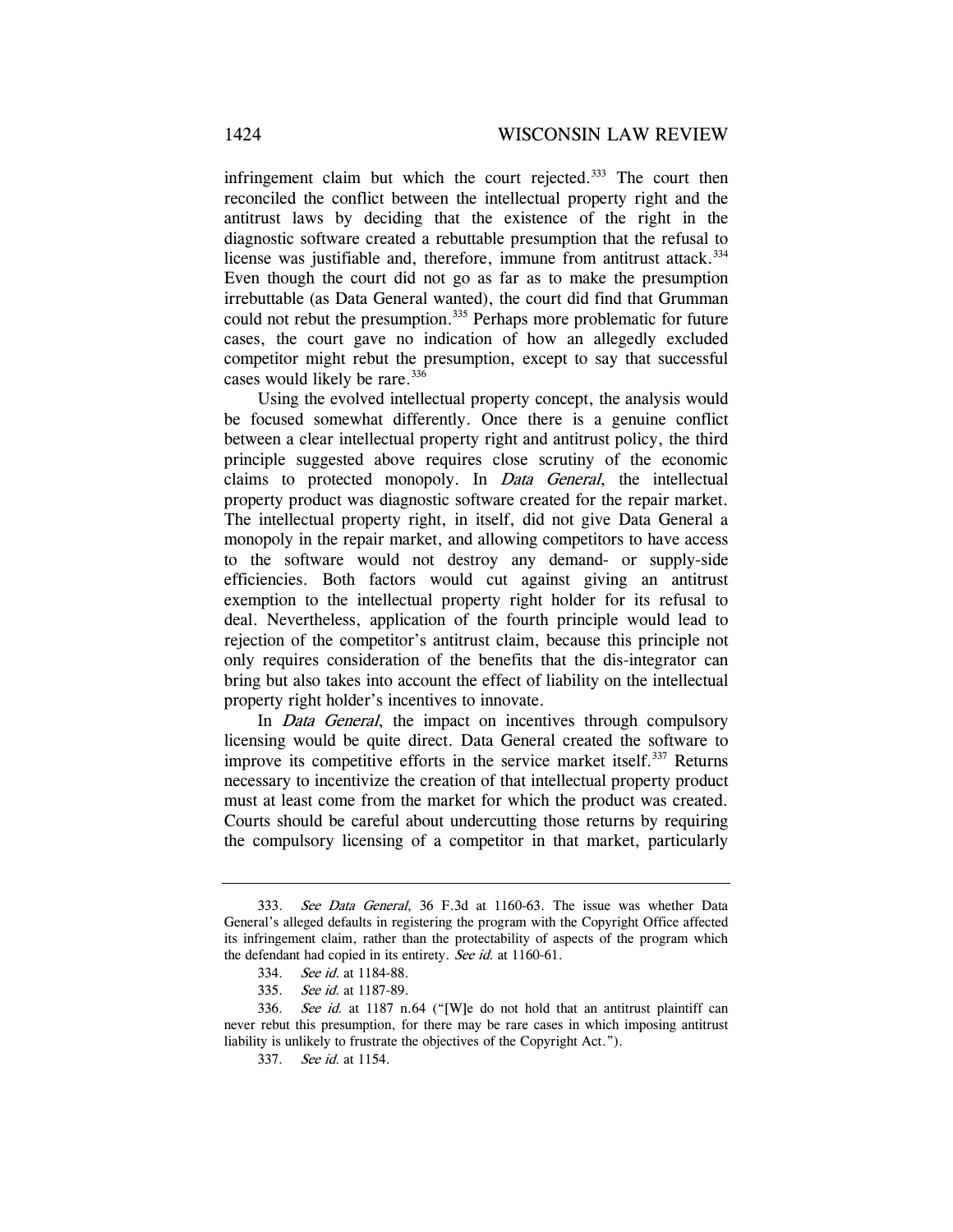infringement claim but which the court rejected.[333] The court then reconciled the conflict between the intellectual property right and the antitrust laws by deciding that the existence of the right in the diagnostic software created a rebuttable presumption that the refusal to license was justifiable and, therefore, immune from antitrust attack.[334] Even though the court did not go as far as to make the presumption irrebuttable (as Data General wanted), the court did find that Grumman could not rebut the presumption.[335] Perhaps more problematic for future cases, the court gave no indication of how an allegedly excluded competitor might rebut the presumption, except to say that successful cases would likely be rare.[336]

Using the evolved intellectual property concept, the analysis would be focused somewhat differently. Once there is a genuine conflict between a clear intellectual property right and antitrust policy, the third principle suggested above requires close scrutiny of the economic claims to protected monopoly. In *Data General*, the intellectual property product was diagnostic software created for the repair market. The intellectual property right, in itself, did not give Data General a monopoly in the repair market, and allowing competitors to have access to the software would not destroy any demand- or supply-side efficiencies. Both factors would cut against giving an antitrust exemption to the intellectual property right holder for its refusal to deal. Nevertheless, application of the fourth principle would lead to rejection of the competitor's antitrust claim, because this principle not only requires consideration of the benefits that the dis-integrator can bring but also takes into account the effect of liability on the intellectual property right holder's incentives to innovate.

In *Data General*, the impact on incentives through compulsory licensing would be quite direct. Data General created the software to improve its competitive efforts in the service market itself.[337] Returns necessary to incentivize the creation of that intellectual property product must at least come from the market for which the product was created. Courts should be careful about undercutting those returns by requiring the compulsory licensing of a competitor in that market, particularly

---

333. *See Data General*, 36 F.3d at 1160-63. The issue was whether Data General's alleged defaults in registering the program with the Copyright Office affected its infringement claim, rather than the protectability of aspects of the program which the defendant had copied in its entirety. *See id.* at 1160-61.

334. *See id.* at 1184-88.

335. *See id.* at 1187-89.

336. *See id.* at 1187 n.64 ("[W]e do not hold that an antitrust plaintiff can never rebut this presumption, for there may be rare cases in which imposing antitrust liability is unlikely to frustrate the objectives of the Copyright Act.").

337. *See id.* at 1154.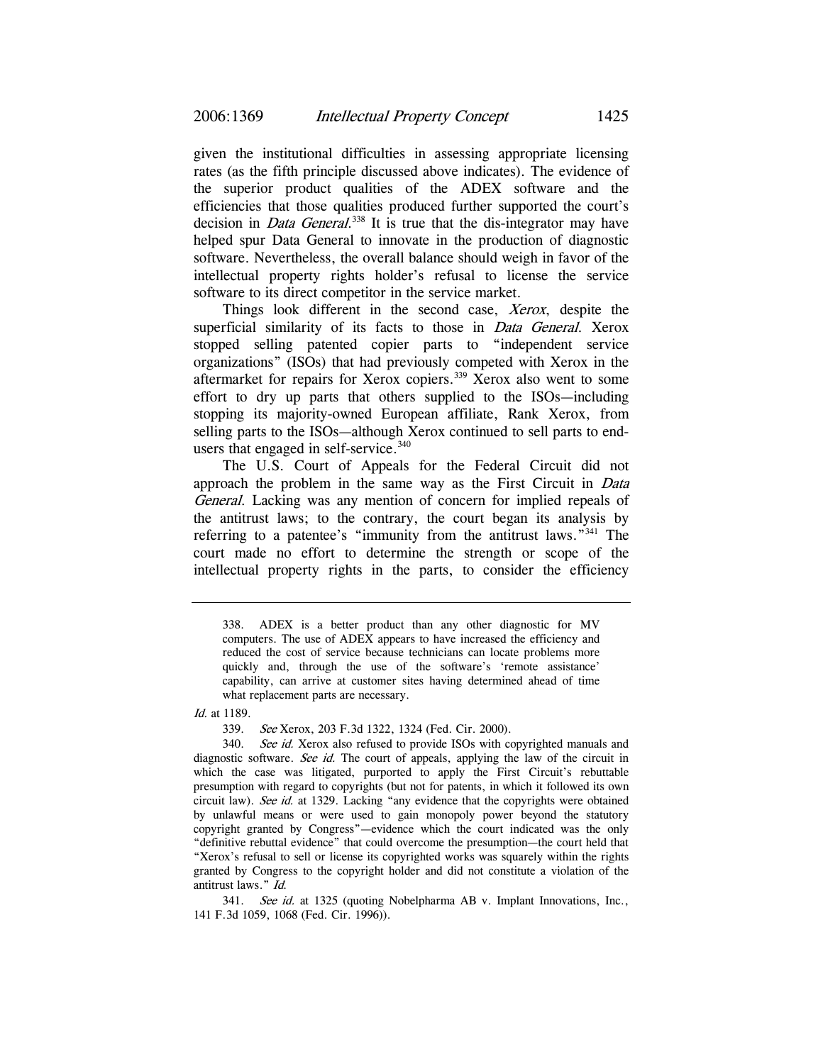given the institutional difficulties in assessing appropriate licensing rates (as the fifth principle discussed above indicates). The evidence of the superior product qualities of the ADEX software and the efficiencies that those qualities produced further supported the court's decision in *Data General*.[338] It is true that the dis-integrator may have helped spur Data General to innovate in the production of diagnostic software. Nevertheless, the overall balance should weigh in favor of the intellectual property rights holder's refusal to license the service software to its direct competitor in the service market.

Things look different in the second case, *Xerox*, despite the superficial similarity of its facts to those in *Data General*. Xerox stopped selling patented copier parts to "independent service organizations" (ISOs) that had previously competed with Xerox in the aftermarket for repairs for Xerox copiers.[339] Xerox also went to some effort to dry up parts that others supplied to the ISOs—including stopping its majority-owned European affiliate, Rank Xerox, from selling parts to the ISOs—although Xerox continued to sell parts to end-users that engaged in self-service.[340]

The U.S. Court of Appeals for the Federal Circuit did not approach the problem in the same way as the First Circuit in *Data General*. Lacking was any mention of concern for implied repeals of the antitrust laws; to the contrary, the court began its analysis by referring to a patentee's "immunity from the antitrust laws."[341] The court made no effort to determine the strength or scope of the intellectual property rights in the parts, to consider the efficiency

---

338. ADEX is a better product than any other diagnostic for MV computers. The use of ADEX appears to have increased the efficiency and reduced the cost of service because technicians can locate problems more quickly and, through the use of the software's 'remote assistance' capability, can arrive at customer sites having determined ahead of time what replacement parts are necessary.

*Id.* at 1189.

339. *See* Xerox, 203 F.3d 1322, 1324 (Fed. Cir. 2000).

340. *See id.* Xerox also refused to provide ISOs with copyrighted manuals and diagnostic software. *See id.* The court of appeals, applying the law of the circuit in which the case was litigated, purported to apply the First Circuit's rebuttable presumption with regard to copyrights (but not for patents, in which it followed its own circuit law). *See id.* at 1329. Lacking "any evidence that the copyrights were obtained by unlawful means or were used to gain monopoly power beyond the statutory copyright granted by Congress"—evidence which the court indicated was the only "definitive rebuttal evidence" that could overcome the presumption—the court held that "Xerox's refusal to sell or license its copyrighted works was squarely within the rights granted by Congress to the copyright holder and did not constitute a violation of the antitrust laws." *Id.*

341. *See id.* at 1325 (quoting Nobelpharma AB v. Implant Innovations, Inc., 141 F.3d 1059, 1068 (Fed. Cir. 1996)).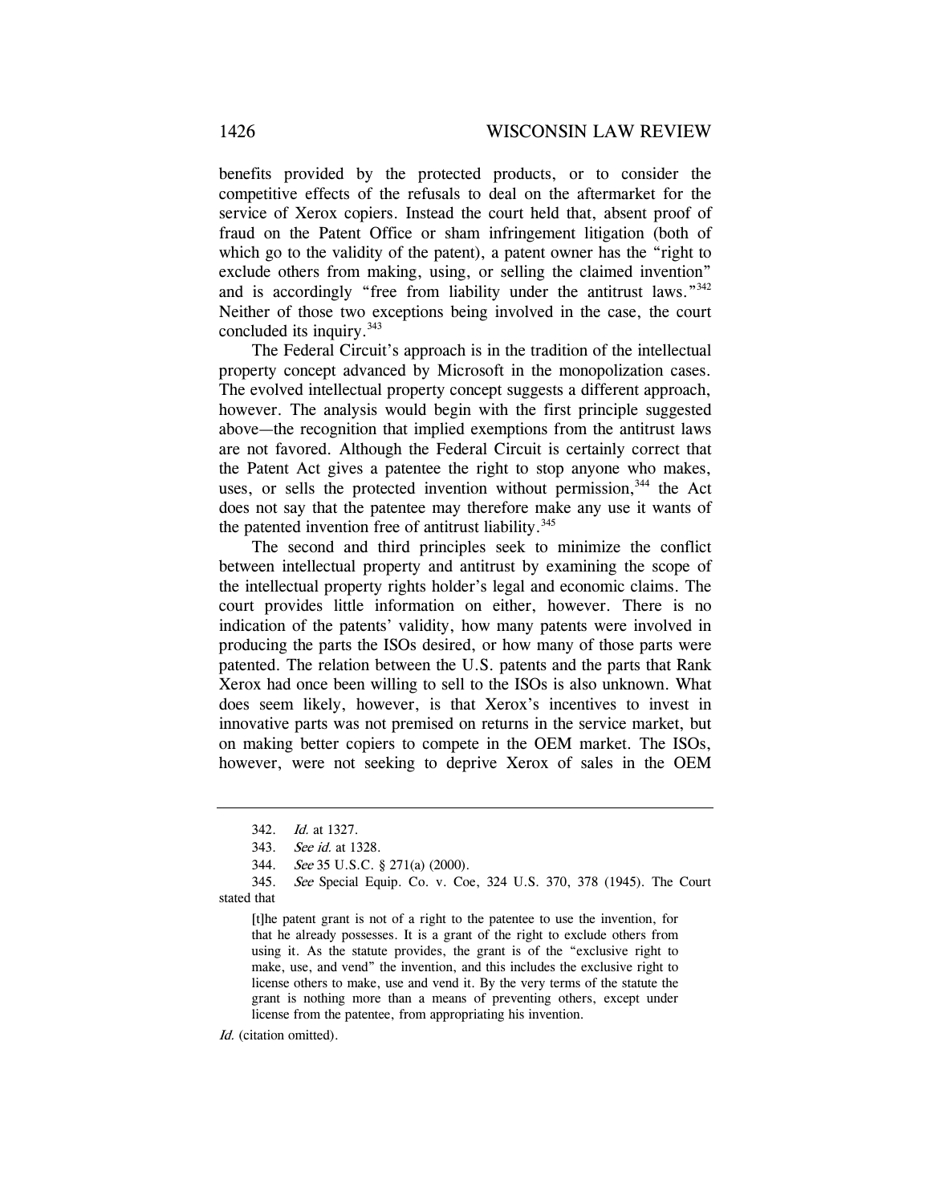benefits provided by the protected products, or to consider the competitive effects of the refusals to deal on the aftermarket for the service of Xerox copiers. Instead the court held that, absent proof of fraud on the Patent Office or sham infringement litigation (both of which go to the validity of the patent), a patent owner has the "right to exclude others from making, using, or selling the claimed invention" and is accordingly "free from liability under the antitrust laws."[342] Neither of those two exceptions being involved in the case, the court concluded its inquiry.[343]

The Federal Circuit's approach is in the tradition of the intellectual property concept advanced by Microsoft in the monopolization cases. The evolved intellectual property concept suggests a different approach, however. The analysis would begin with the first principle suggested above—the recognition that implied exemptions from the antitrust laws are not favored. Although the Federal Circuit is certainly correct that the Patent Act gives a patentee the right to stop anyone who makes, uses, or sells the protected invention without permission,[344] the Act does not say that the patentee may therefore make any use it wants of the patented invention free of antitrust liability.[345]

The second and third principles seek to minimize the conflict between intellectual property and antitrust by examining the scope of the intellectual property rights holder's legal and economic claims. The court provides little information on either, however. There is no indication of the patents' validity, how many patents were involved in producing the parts the ISOs desired, or how many of those parts were patented. The relation between the U.S. patents and the parts that Rank Xerox had once been willing to sell to the ISOs is also unknown. What does seem likely, however, is that Xerox's incentives to invest in innovative parts was not premised on returns in the service market, but on making better copiers to compete in the OEM market. The ISOs, however, were not seeking to deprive Xerox of sales in the OEM

---

342. *Id.* at 1327.

343. *See id.* at 1328.

344. *See* 35 U.S.C. § 271(a) (2000).

345. *See* Special Equip. Co. v. Coe, 324 U.S. 370, 378 (1945). The Court stated that

> [t]he patent grant is not of a right to the patentee to use the invention, for that he already possesses. It is a grant of the right to exclude others from using it. As the statute provides, the grant is of the "exclusive right to make, use, and vend" the invention, and this includes the exclusive right to license others to make, use and vend it. By the very terms of the statute the grant is nothing more than a means of preventing others, except under license from the patentee, from appropriating his invention.

*Id.* (citation omitted).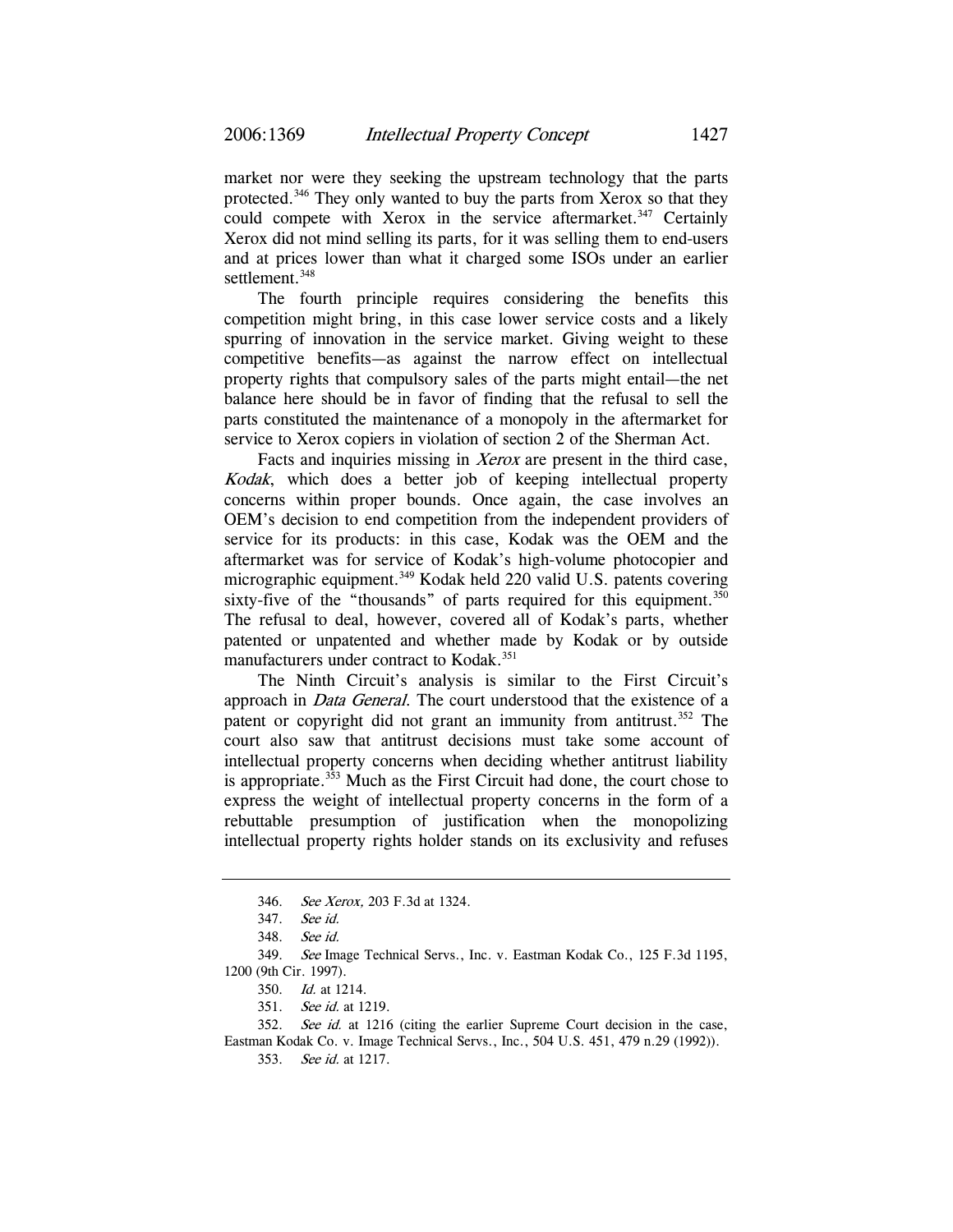market nor were they seeking the upstream technology that the parts protected.[346] They only wanted to buy the parts from Xerox so that they could compete with Xerox in the service aftermarket.[347] Certainly Xerox did not mind selling its parts, for it was selling them to end-users and at prices lower than what it charged some ISOs under an earlier settlement.[348]

The fourth principle requires considering the benefits this competition might bring, in this case lower service costs and a likely spurring of innovation in the service market. Giving weight to these competitive benefits—as against the narrow effect on intellectual property rights that compulsory sales of the parts might entail—the net balance here should be in favor of finding that the refusal to sell the parts constituted the maintenance of a monopoly in the aftermarket for service to Xerox copiers in violation of section 2 of the Sherman Act.

Facts and inquiries missing in *Xerox* are present in the third case, *Kodak*, which does a better job of keeping intellectual property concerns within proper bounds. Once again, the case involves an OEM's decision to end competition from the independent providers of service for its products: in this case, Kodak was the OEM and the aftermarket was for service of Kodak's high-volume photocopier and micrographic equipment.[349] Kodak held 220 valid U.S. patents covering sixty-five of the "thousands" of parts required for this equipment.[350] The refusal to deal, however, covered all of Kodak's parts, whether patented or unpatented and whether made by Kodak or by outside manufacturers under contract to Kodak.[351]

The Ninth Circuit's analysis is similar to the First Circuit's approach in *Data General*. The court understood that the existence of a patent or copyright did not grant an immunity from antitrust.[352] The court also saw that antitrust decisions must take some account of intellectual property concerns when deciding whether antitrust liability is appropriate.[353] Much as the First Circuit had done, the court chose to express the weight of intellectual property concerns in the form of a rebuttable presumption of justification when the monopolizing intellectual property rights holder stands on its exclusivity and refuses

---

346. *See Xerox,* 203 F.3d at 1324.

347. *See id.*

348. *See id.*

349. *See* Image Technical Servs., Inc. v. Eastman Kodak Co., 125 F.3d 1195, 1200 (9th Cir. 1997).

350. *Id.* at 1214.

351. *See id.* at 1219.

352. *See id.* at 1216 (citing the earlier Supreme Court decision in the case, Eastman Kodak Co. v. Image Technical Servs., Inc., 504 U.S. 451, 479 n.29 (1992)).

353. *See id.* at 1217.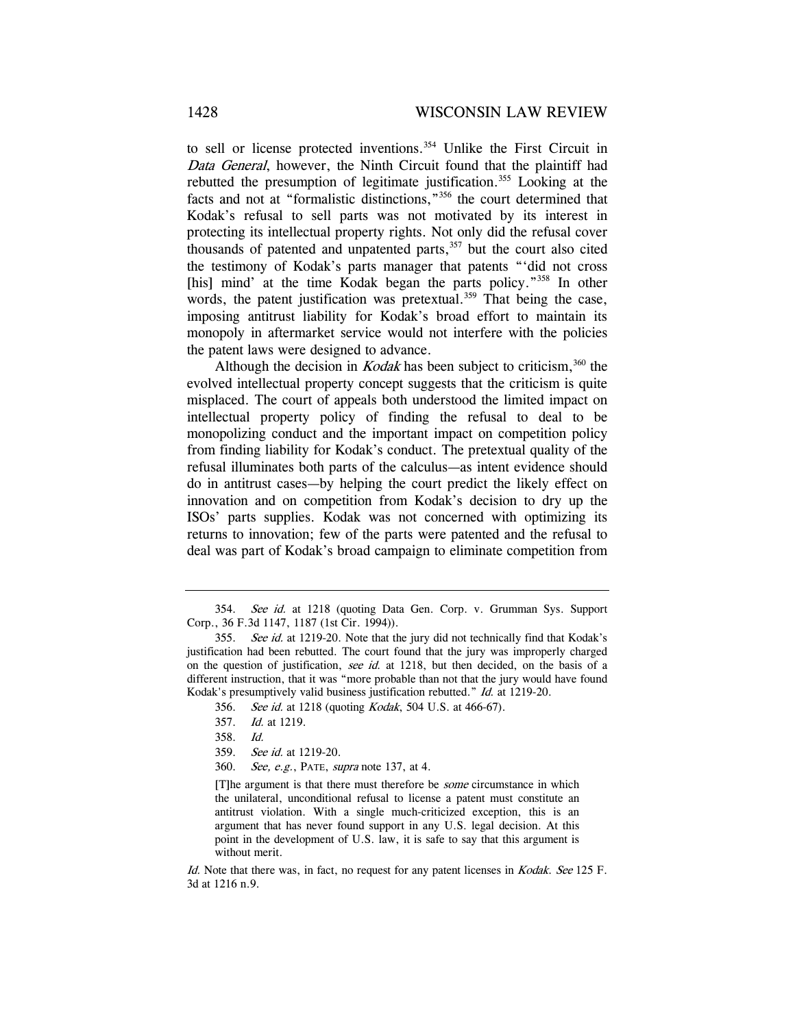to sell or license protected inventions.[354] Unlike the First Circuit in *Data General*, however, the Ninth Circuit found that the plaintiff had rebutted the presumption of legitimate justification.[355] Looking at the facts and not at "formalistic distinctions,"[356] the court determined that Kodak's refusal to sell parts was not motivated by its interest in protecting its intellectual property rights. Not only did the refusal cover thousands of patented and unpatented parts,[357] but the court also cited the testimony of Kodak's parts manager that patents "'did not cross [his] mind' at the time Kodak began the parts policy."[358] In other words, the patent justification was pretextual.[359] That being the case, imposing antitrust liability for Kodak's broad effort to maintain its monopoly in aftermarket service would not interfere with the policies the patent laws were designed to advance.

Although the decision in *Kodak* has been subject to criticism,[360] the evolved intellectual property concept suggests that the criticism is quite misplaced. The court of appeals both understood the limited impact on intellectual property policy of finding the refusal to deal to be monopolizing conduct and the important impact on competition policy from finding liability for Kodak's conduct. The pretextual quality of the refusal illuminates both parts of the calculus—as intent evidence should do in antitrust cases—by helping the court predict the likely effect on innovation and on competition from Kodak's decision to dry up the ISOs' parts supplies. Kodak was not concerned with optimizing its returns to innovation; few of the parts were patented and the refusal to deal was part of Kodak's broad campaign to eliminate competition from

---

354. *See id.* at 1218 (quoting Data Gen. Corp. v. Grumman Sys. Support Corp., 36 F.3d 1147, 1187 (1st Cir. 1994)).

355. *See id.* at 1219-20. Note that the jury did not technically find that Kodak's justification had been rebutted. The court found that the jury was improperly charged on the question of justification, *see id.* at 1218, but then decided, on the basis of a different instruction, that it was "more probable than not that the jury would have found Kodak's presumptively valid business justification rebutted." *Id.* at 1219-20.

356. *See id.* at 1218 (quoting *Kodak*, 504 U.S. at 466-67).

357. *Id.* at 1219.

358. *Id.*

359. *See id.* at 1219-20.

360. *See, e.g.*, PATE, *supra* note 137, at 4.

> [T]he argument is that there must therefore be *some* circumstance in which the unilateral, unconditional refusal to license a patent must constitute an antitrust violation. With a single much-criticized exception, this is an argument that has never found support in any U.S. legal decision. At this point in the development of U.S. law, it is safe to say that this argument is without merit.

*Id.* Note that there was, in fact, no request for any patent licenses in *Kodak*. *See* 125 F. 3d at 1216 n.9.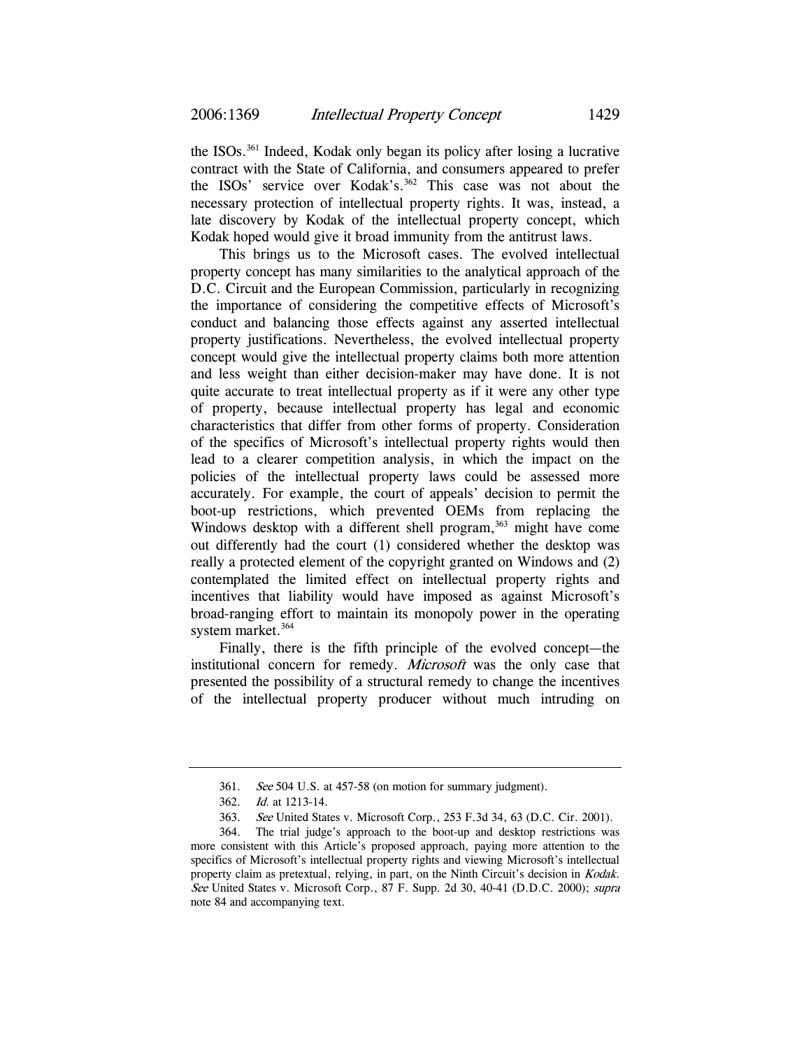the ISOs.[361] Indeed, Kodak only began its policy after losing a lucrative contract with the State of California, and consumers appeared to prefer the ISOs' service over Kodak's.[362] This case was not about the necessary protection of intellectual property rights. It was, instead, a late discovery by Kodak of the intellectual property concept, which Kodak hoped would give it broad immunity from the antitrust laws.

This brings us to the Microsoft cases. The evolved intellectual property concept has many similarities to the analytical approach of the D.C. Circuit and the European Commission, particularly in recognizing the importance of considering the competitive effects of Microsoft's conduct and balancing those effects against any asserted intellectual property justifications. Nevertheless, the evolved intellectual property concept would give the intellectual property claims both more attention and less weight than either decision-maker may have done. It is not quite accurate to treat intellectual property as if it were any other type of property, because intellectual property has legal and economic characteristics that differ from other forms of property. Consideration of the specifics of Microsoft's intellectual property rights would then lead to a clearer competition analysis, in which the impact on the policies of the intellectual property laws could be assessed more accurately. For example, the court of appeals' decision to permit the boot-up restrictions, which prevented OEMs from replacing the Windows desktop with a different shell program,[363] might have come out differently had the court (1) considered whether the desktop was really a protected element of the copyright granted on Windows and (2) contemplated the limited effect on intellectual property rights and incentives that liability would have imposed as against Microsoft's broad-ranging effort to maintain its monopoly power in the operating system market.[364]

Finally, there is the fifth principle of the evolved concept—the institutional concern for remedy. *Microsoft* was the only case that presented the possibility of a structural remedy to change the incentives of the intellectual property producer without much intruding on

---

361. *See* 504 U.S. at 457-58 (on motion for summary judgment).

362. *Id.* at 1213-14.

363. *See* United States v. Microsoft Corp., 253 F.3d 34, 63 (D.C. Cir. 2001).

364. The trial judge's approach to the boot-up and desktop restrictions was more consistent with this Article's proposed approach, paying more attention to the specifics of Microsoft's intellectual property rights and viewing Microsoft's intellectual property claim as pretextual, relying, in part, on the Ninth Circuit's decision in *Kodak*. *See* United States v. Microsoft Corp., 87 F. Supp. 2d 30, 40-41 (D.D.C. 2000); *supra* note 84 and accompanying text.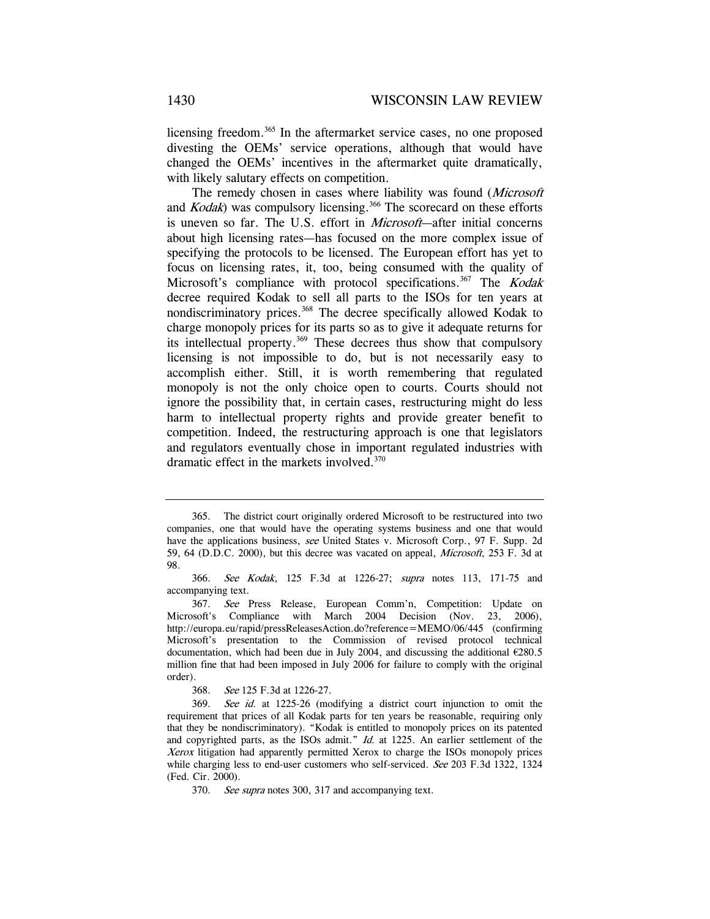licensing freedom.[365] In the aftermarket service cases, no one proposed divesting the OEMs' service operations, although that would have changed the OEMs' incentives in the aftermarket quite dramatically, with likely salutary effects on competition.

The remedy chosen in cases where liability was found (*Microsoft* and *Kodak*) was compulsory licensing.[366] The scorecard on these efforts is uneven so far. The U.S. effort in *Microsoft*—after initial concerns about high licensing rates—has focused on the more complex issue of specifying the protocols to be licensed. The European effort has yet to focus on licensing rates, it, too, being consumed with the quality of Microsoft's compliance with protocol specifications.[367] The *Kodak* decree required Kodak to sell all parts to the ISOs for ten years at nondiscriminatory prices.[368] The decree specifically allowed Kodak to charge monopoly prices for its parts so as to give it adequate returns for its intellectual property.[369] These decrees thus show that compulsory licensing is not impossible to do, but is not necessarily easy to accomplish either. Still, it is worth remembering that regulated monopoly is not the only choice open to courts. Courts should not ignore the possibility that, in certain cases, restructuring might do less harm to intellectual property rights and provide greater benefit to competition. Indeed, the restructuring approach is one that legislators and regulators eventually chose in important regulated industries with dramatic effect in the markets involved.[370]

---

365. The district court originally ordered Microsoft to be restructured into two companies, one that would have the operating systems business and one that would have the applications business, *see* United States v. Microsoft Corp., 97 F. Supp. 2d 59, 64 (D.D.C. 2000), but this decree was vacated on appeal, *Microsoft*, 253 F. 3d at 98.

366. *See Kodak*, 125 F.3d at 1226-27; *supra* notes 113, 171-75 and accompanying text.

367. *See* Press Release, European Comm'n, Competition: Update on Microsoft's Compliance with March 2004 Decision (Nov. 23, 2006), http://europa.eu/rapid/pressReleasesAction.do?reference=MEMO/06/445 (confirming Microsoft's presentation to the Commission of revised protocol technical documentation, which had been due in July 2004, and discussing the additional €280.5 million fine that had been imposed in July 2006 for failure to comply with the original order).

368. *See* 125 F.3d at 1226-27.

369. *See id.* at 1225-26 (modifying a district court injunction to omit the requirement that prices of all Kodak parts for ten years be reasonable, requiring only that they be nondiscriminatory). "Kodak is entitled to monopoly prices on its patented and copyrighted parts, as the ISOs admit." *Id.* at 1225. An earlier settlement of the *Xerox* litigation had apparently permitted Xerox to charge the ISOs monopoly prices while charging less to end-user customers who self-serviced. *See* 203 F.3d 1322, 1324 (Fed. Cir. 2000).

370. *See supra* notes 300, 317 and accompanying text.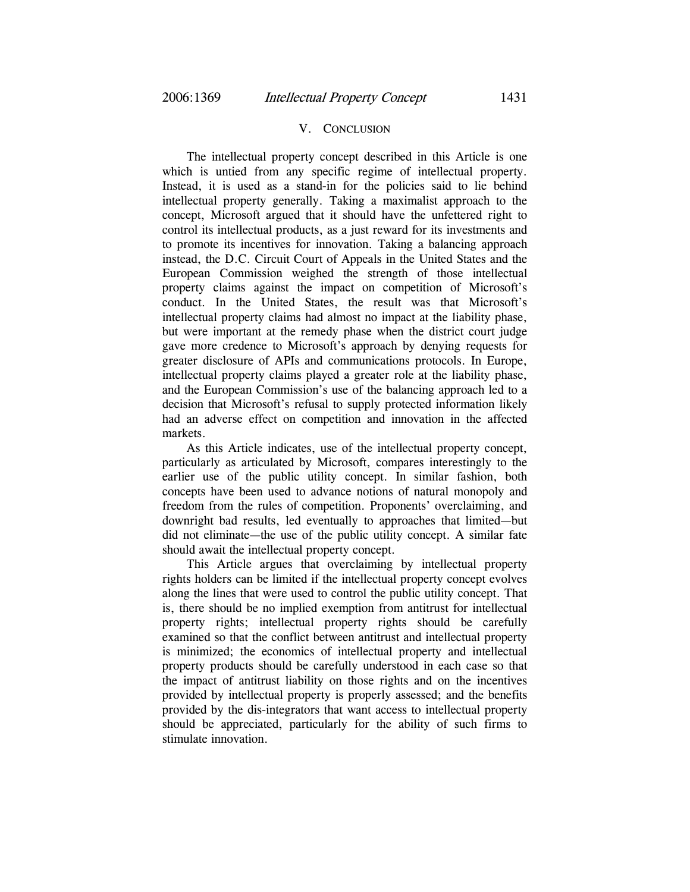## V. CONCLUSION

The intellectual property concept described in this Article is one which is untied from any specific regime of intellectual property. Instead, it is used as a stand-in for the policies said to lie behind intellectual property generally. Taking a maximalist approach to the concept, Microsoft argued that it should have the unfettered right to control its intellectual products, as a just reward for its investments and to promote its incentives for innovation. Taking a balancing approach instead, the D.C. Circuit Court of Appeals in the United States and the European Commission weighed the strength of those intellectual property claims against the impact on competition of Microsoft's conduct. In the United States, the result was that Microsoft's intellectual property claims had almost no impact at the liability phase, but were important at the remedy phase when the district court judge gave more credence to Microsoft's approach by denying requests for greater disclosure of APIs and communications protocols. In Europe, intellectual property claims played a greater role at the liability phase, and the European Commission's use of the balancing approach led to a decision that Microsoft's refusal to supply protected information likely had an adverse effect on competition and innovation in the affected markets.

As this Article indicates, use of the intellectual property concept, particularly as articulated by Microsoft, compares interestingly to the earlier use of the public utility concept. In similar fashion, both concepts have been used to advance notions of natural monopoly and freedom from the rules of competition. Proponents' overclaiming, and downright bad results, led eventually to approaches that limited—but did not eliminate—the use of the public utility concept. A similar fate should await the intellectual property concept.

This Article argues that overclaiming by intellectual property rights holders can be limited if the intellectual property concept evolves along the lines that were used to control the public utility concept. That is, there should be no implied exemption from antitrust for intellectual property rights; intellectual property rights should be carefully examined so that the conflict between antitrust and intellectual property is minimized; the economics of intellectual property and intellectual property products should be carefully understood in each case so that the impact of antitrust liability on those rights and on the incentives provided by intellectual property is properly assessed; and the benefits provided by the dis-integrators that want access to intellectual property should be appreciated, particularly for the ability of such firms to stimulate innovation.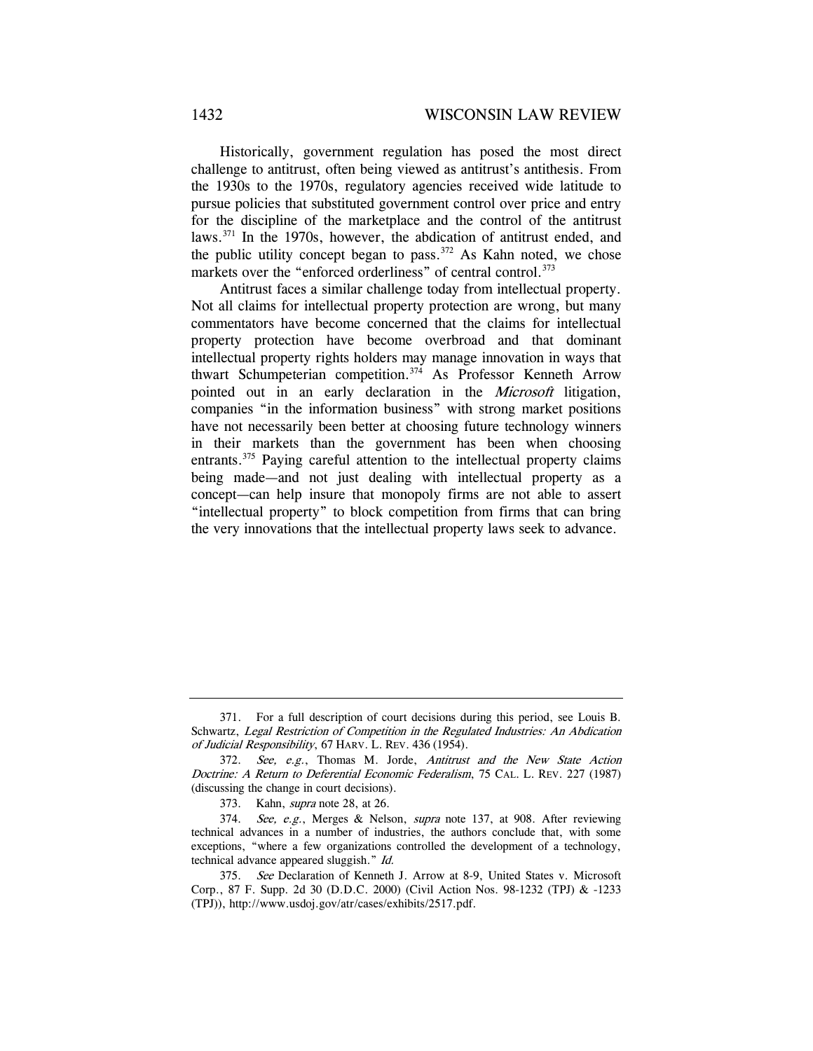Historically, government regulation has posed the most direct challenge to antitrust, often being viewed as antitrust's antithesis. From the 1930s to the 1970s, regulatory agencies received wide latitude to pursue policies that substituted government control over price and entry for the discipline of the marketplace and the control of the antitrust laws.[371] In the 1970s, however, the abdication of antitrust ended, and the public utility concept began to pass.[372] As Kahn noted, we chose markets over the "enforced orderliness" of central control.[373]

Antitrust faces a similar challenge today from intellectual property. Not all claims for intellectual property protection are wrong, but many commentators have become concerned that the claims for intellectual property protection have become overbroad and that dominant intellectual property rights holders may manage innovation in ways that thwart Schumpeterian competition.[374] As Professor Kenneth Arrow pointed out in an early declaration in the *Microsoft* litigation, companies "in the information business" with strong market positions have not necessarily been better at choosing future technology winners in their markets than the government has been when choosing entrants.[375] Paying careful attention to the intellectual property claims being made—and not just dealing with intellectual property as a concept—can help insure that monopoly firms are not able to assert "intellectual property" to block competition from firms that can bring the very innovations that the intellectual property laws seek to advance.

---

371. For a full description of court decisions during this period, see Louis B. Schwartz, *Legal Restriction of Competition in the Regulated Industries: An Abdication of Judicial Responsibility*, 67 HARV. L. REV. 436 (1954).

372. *See, e.g.*, Thomas M. Jorde, *Antitrust and the New State Action Doctrine: A Return to Deferential Economic Federalism*, 75 CAL. L. REV. 227 (1987) (discussing the change in court decisions).

373. Kahn, *supra* note 28, at 26.

374. *See, e.g.*, Merges & Nelson, *supra* note 137, at 908. After reviewing technical advances in a number of industries, the authors conclude that, with some exceptions, "where a few organizations controlled the development of a technology, technical advance appeared sluggish." *Id.*

375. *See* Declaration of Kenneth J. Arrow at 8-9, United States v. Microsoft Corp., 87 F. Supp. 2d 30 (D.D.C. 2000) (Civil Action Nos. 98-1232 (TPJ) & -1233 (TPJ)), http://www.usdoj.gov/atr/cases/exhibits/2517.pdf.